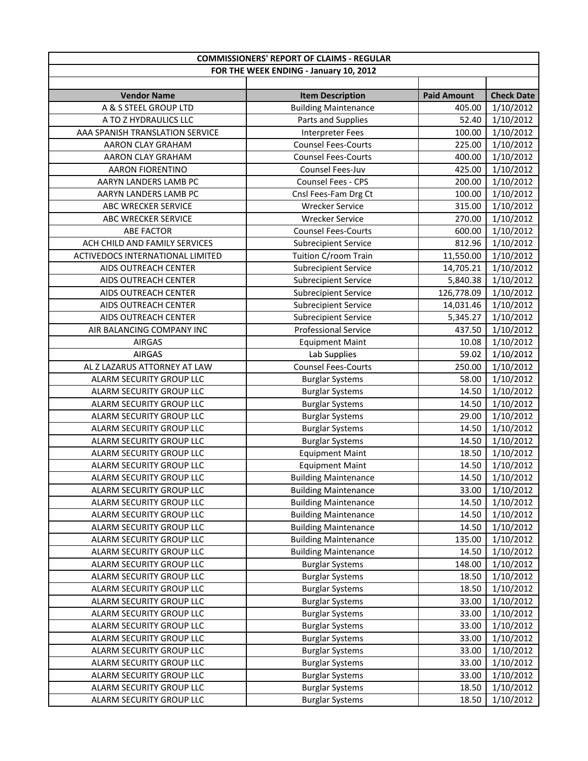| COMMISSIONERS' REPORT OF CLAIMS - REGULAR | | | |
|---|---|---|---|
| FOR THE WEEK ENDING - January 10, 2012 | | | |
| | | | |
| **Vendor Name** | **Item Description** | **Paid Amount** | **Check Date** |
| A & S STEEL GROUP LTD | Building Maintenance | 405.00 | 1/10/2012 |
| A TO Z HYDRAULICS LLC | Parts and Supplies | 52.40 | 1/10/2012 |
| AAA SPANISH TRANSLATION SERVICE | Interpreter Fees | 100.00 | 1/10/2012 |
| AARON CLAY GRAHAM | Counsel Fees-Courts | 225.00 | 1/10/2012 |
| AARON CLAY GRAHAM | Counsel Fees-Courts | 400.00 | 1/10/2012 |
| AARON FIORENTINO | Counsel Fees-Juv | 425.00 | 1/10/2012 |
| AARYN LANDERS LAMB PC | Counsel Fees - CPS | 200.00 | 1/10/2012 |
| AARYN LANDERS LAMB PC | Cnsl Fees-Fam Drg Ct | 100.00 | 1/10/2012 |
| ABC WRECKER SERVICE | Wrecker Service | 315.00 | 1/10/2012 |
| ABC WRECKER SERVICE | Wrecker Service | 270.00 | 1/10/2012 |
| ABE FACTOR | Counsel Fees-Courts | 600.00 | 1/10/2012 |
| ACH CHILD AND FAMILY SERVICES | Subrecipient Service | 812.96 | 1/10/2012 |
| ACTIVEDOCS INTERNATIONAL LIMITED | Tuition C/room Train | 11,550.00 | 1/10/2012 |
| AIDS OUTREACH CENTER | Subrecipient Service | 14,705.21 | 1/10/2012 |
| AIDS OUTREACH CENTER | Subrecipient Service | 5,840.38 | 1/10/2012 |
| AIDS OUTREACH CENTER | Subrecipient Service | 126,778.09 | 1/10/2012 |
| AIDS OUTREACH CENTER | Subrecipient Service | 14,031.46 | 1/10/2012 |
| AIDS OUTREACH CENTER | Subrecipient Service | 5,345.27 | 1/10/2012 |
| AIR BALANCING COMPANY INC | Professional Service | 437.50 | 1/10/2012 |
| AIRGAS | Equipment Maint | 10.08 | 1/10/2012 |
| AIRGAS | Lab Supplies | 59.02 | 1/10/2012 |
| AL Z LAZARUS ATTORNEY AT LAW | Counsel Fees-Courts | 250.00 | 1/10/2012 |
| ALARM SECURITY GROUP LLC | Burglar Systems | 58.00 | 1/10/2012 |
| ALARM SECURITY GROUP LLC | Burglar Systems | 14.50 | 1/10/2012 |
| ALARM SECURITY GROUP LLC | Burglar Systems | 14.50 | 1/10/2012 |
| ALARM SECURITY GROUP LLC | Burglar Systems | 29.00 | 1/10/2012 |
| ALARM SECURITY GROUP LLC | Burglar Systems | 14.50 | 1/10/2012 |
| ALARM SECURITY GROUP LLC | Burglar Systems | 14.50 | 1/10/2012 |
| ALARM SECURITY GROUP LLC | Equipment Maint | 18.50 | 1/10/2012 |
| ALARM SECURITY GROUP LLC | Equipment Maint | 14.50 | 1/10/2012 |
| ALARM SECURITY GROUP LLC | Building Maintenance | 14.50 | 1/10/2012 |
| ALARM SECURITY GROUP LLC | Building Maintenance | 33.00 | 1/10/2012 |
| ALARM SECURITY GROUP LLC | Building Maintenance | 14.50 | 1/10/2012 |
| ALARM SECURITY GROUP LLC | Building Maintenance | 14.50 | 1/10/2012 |
| ALARM SECURITY GROUP LLC | Building Maintenance | 14.50 | 1/10/2012 |
| ALARM SECURITY GROUP LLC | Building Maintenance | 135.00 | 1/10/2012 |
| ALARM SECURITY GROUP LLC | Building Maintenance | 14.50 | 1/10/2012 |
| ALARM SECURITY GROUP LLC | Burglar Systems | 148.00 | 1/10/2012 |
| ALARM SECURITY GROUP LLC | Burglar Systems | 18.50 | 1/10/2012 |
| ALARM SECURITY GROUP LLC | Burglar Systems | 18.50 | 1/10/2012 |
| ALARM SECURITY GROUP LLC | Burglar Systems | 33.00 | 1/10/2012 |
| ALARM SECURITY GROUP LLC | Burglar Systems | 33.00 | 1/10/2012 |
| ALARM SECURITY GROUP LLC | Burglar Systems | 33.00 | 1/10/2012 |
| ALARM SECURITY GROUP LLC | Burglar Systems | 33.00 | 1/10/2012 |
| ALARM SECURITY GROUP LLC | Burglar Systems | 33.00 | 1/10/2012 |
| ALARM SECURITY GROUP LLC | Burglar Systems | 33.00 | 1/10/2012 |
| ALARM SECURITY GROUP LLC | Burglar Systems | 33.00 | 1/10/2012 |
| ALARM SECURITY GROUP LLC | Burglar Systems | 18.50 | 1/10/2012 |
| ALARM SECURITY GROUP LLC | Burglar Systems | 18.50 | 1/10/2012 |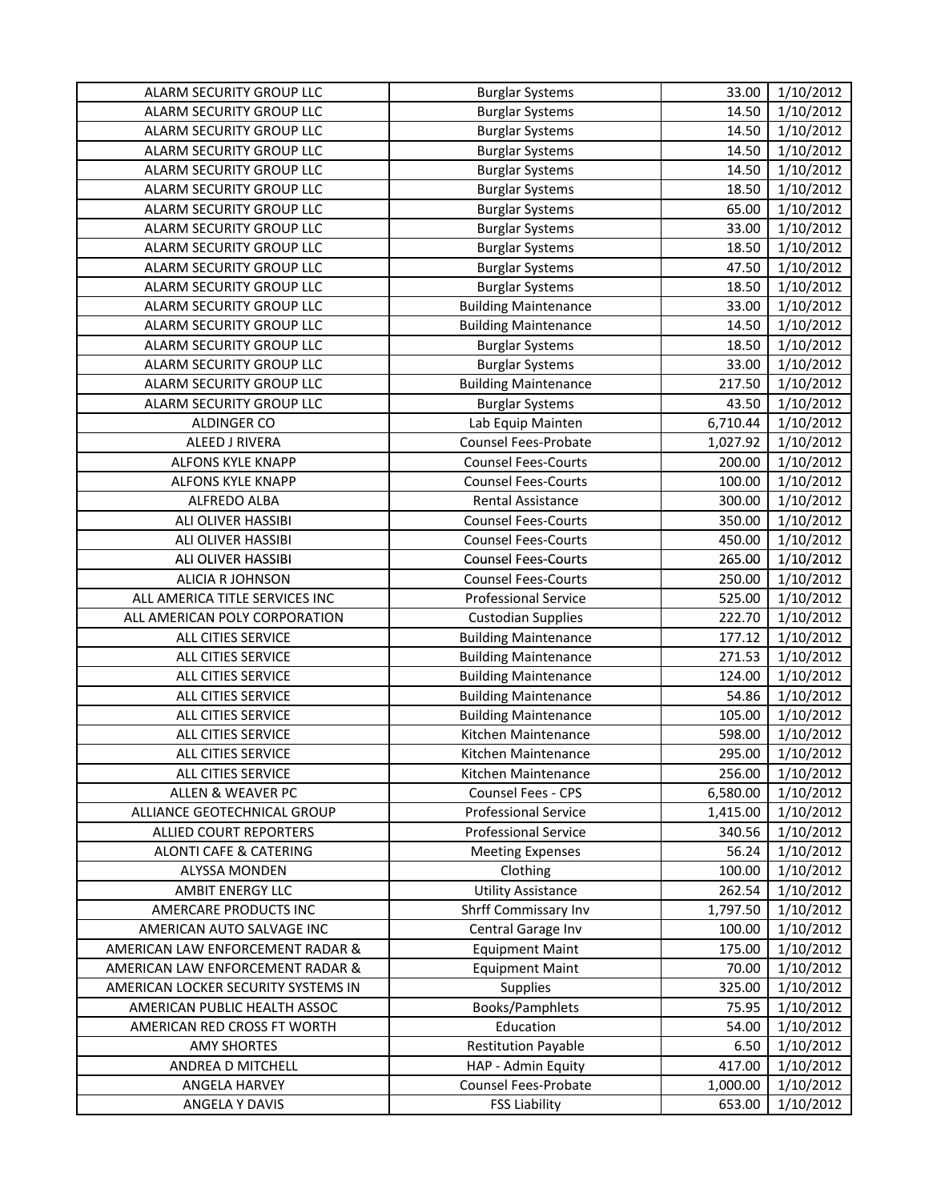| | | | |
|---|---|---|---|
| ALARM SECURITY GROUP LLC | Burglar Systems | 33.00 | 1/10/2012 |
| ALARM SECURITY GROUP LLC | Burglar Systems | 14.50 | 1/10/2012 |
| ALARM SECURITY GROUP LLC | Burglar Systems | 14.50 | 1/10/2012 |
| ALARM SECURITY GROUP LLC | Burglar Systems | 14.50 | 1/10/2012 |
| ALARM SECURITY GROUP LLC | Burglar Systems | 14.50 | 1/10/2012 |
| ALARM SECURITY GROUP LLC | Burglar Systems | 18.50 | 1/10/2012 |
| ALARM SECURITY GROUP LLC | Burglar Systems | 65.00 | 1/10/2012 |
| ALARM SECURITY GROUP LLC | Burglar Systems | 33.00 | 1/10/2012 |
| ALARM SECURITY GROUP LLC | Burglar Systems | 18.50 | 1/10/2012 |
| ALARM SECURITY GROUP LLC | Burglar Systems | 47.50 | 1/10/2012 |
| ALARM SECURITY GROUP LLC | Burglar Systems | 18.50 | 1/10/2012 |
| ALARM SECURITY GROUP LLC | Building Maintenance | 33.00 | 1/10/2012 |
| ALARM SECURITY GROUP LLC | Building Maintenance | 14.50 | 1/10/2012 |
| ALARM SECURITY GROUP LLC | Burglar Systems | 18.50 | 1/10/2012 |
| ALARM SECURITY GROUP LLC | Burglar Systems | 33.00 | 1/10/2012 |
| ALARM SECURITY GROUP LLC | Building Maintenance | 217.50 | 1/10/2012 |
| ALARM SECURITY GROUP LLC | Burglar Systems | 43.50 | 1/10/2012 |
| ALDINGER CO | Lab Equip Mainten | 6,710.44 | 1/10/2012 |
| ALEED J RIVERA | Counsel Fees-Probate | 1,027.92 | 1/10/2012 |
| ALFONS KYLE KNAPP | Counsel Fees-Courts | 200.00 | 1/10/2012 |
| ALFONS KYLE KNAPP | Counsel Fees-Courts | 100.00 | 1/10/2012 |
| ALFREDO ALBA | Rental Assistance | 300.00 | 1/10/2012 |
| ALI OLIVER HASSIBI | Counsel Fees-Courts | 350.00 | 1/10/2012 |
| ALI OLIVER HASSIBI | Counsel Fees-Courts | 450.00 | 1/10/2012 |
| ALI OLIVER HASSIBI | Counsel Fees-Courts | 265.00 | 1/10/2012 |
| ALICIA R JOHNSON | Counsel Fees-Courts | 250.00 | 1/10/2012 |
| ALL AMERICA TITLE SERVICES INC | Professional Service | 525.00 | 1/10/2012 |
| ALL AMERICAN POLY CORPORATION | Custodian Supplies | 222.70 | 1/10/2012 |
| ALL CITIES SERVICE | Building Maintenance | 177.12 | 1/10/2012 |
| ALL CITIES SERVICE | Building Maintenance | 271.53 | 1/10/2012 |
| ALL CITIES SERVICE | Building Maintenance | 124.00 | 1/10/2012 |
| ALL CITIES SERVICE | Building Maintenance | 54.86 | 1/10/2012 |
| ALL CITIES SERVICE | Building Maintenance | 105.00 | 1/10/2012 |
| ALL CITIES SERVICE | Kitchen Maintenance | 598.00 | 1/10/2012 |
| ALL CITIES SERVICE | Kitchen Maintenance | 295.00 | 1/10/2012 |
| ALL CITIES SERVICE | Kitchen Maintenance | 256.00 | 1/10/2012 |
| ALLEN & WEAVER PC | Counsel Fees - CPS | 6,580.00 | 1/10/2012 |
| ALLIANCE GEOTECHNICAL GROUP | Professional Service | 1,415.00 | 1/10/2012 |
| ALLIED COURT REPORTERS | Professional Service | 340.56 | 1/10/2012 |
| ALONTI CAFE & CATERING | Meeting Expenses | 56.24 | 1/10/2012 |
| ALYSSA MONDEN | Clothing | 100.00 | 1/10/2012 |
| AMBIT ENERGY LLC | Utility Assistance | 262.54 | 1/10/2012 |
| AMERCARE PRODUCTS INC | Shrff Commissary Inv | 1,797.50 | 1/10/2012 |
| AMERICAN AUTO SALVAGE INC | Central Garage Inv | 100.00 | 1/10/2012 |
| AMERICAN LAW ENFORCEMENT RADAR & | Equipment Maint | 175.00 | 1/10/2012 |
| AMERICAN LAW ENFORCEMENT RADAR & | Equipment Maint | 70.00 | 1/10/2012 |
| AMERICAN LOCKER SECURITY SYSTEMS IN | Supplies | 325.00 | 1/10/2012 |
| AMERICAN PUBLIC HEALTH ASSOC | Books/Pamphlets | 75.95 | 1/10/2012 |
| AMERICAN RED CROSS FT WORTH | Education | 54.00 | 1/10/2012 |
| AMY SHORTES | Restitution Payable | 6.50 | 1/10/2012 |
| ANDREA D MITCHELL | HAP - Admin Equity | 417.00 | 1/10/2012 |
| ANGELA HARVEY | Counsel Fees-Probate | 1,000.00 | 1/10/2012 |
| ANGELA Y DAVIS | FSS Liability | 653.00 | 1/10/2012 |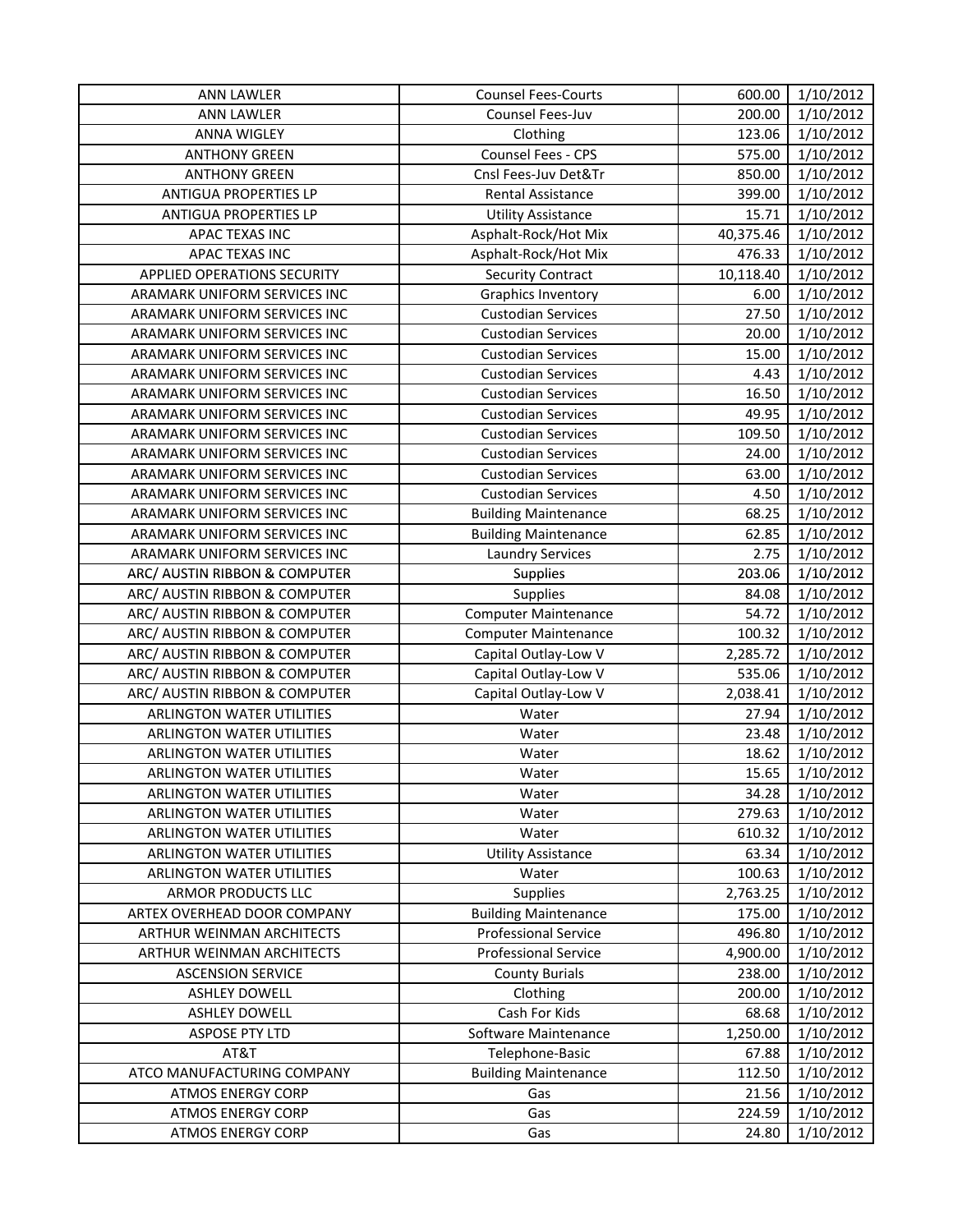| | | | |
|---|---|---|---|
| ANN LAWLER | Counsel Fees-Courts | 600.00 | 1/10/2012 |
| ANN LAWLER | Counsel Fees-Juv | 200.00 | 1/10/2012 |
| ANNA WIGLEY | Clothing | 123.06 | 1/10/2012 |
| ANTHONY GREEN | Counsel Fees - CPS | 575.00 | 1/10/2012 |
| ANTHONY GREEN | Cnsl Fees-Juv Det&Tr | 850.00 | 1/10/2012 |
| ANTIGUA PROPERTIES LP | Rental Assistance | 399.00 | 1/10/2012 |
| ANTIGUA PROPERTIES LP | Utility Assistance | 15.71 | 1/10/2012 |
| APAC TEXAS INC | Asphalt-Rock/Hot Mix | 40,375.46 | 1/10/2012 |
| APAC TEXAS INC | Asphalt-Rock/Hot Mix | 476.33 | 1/10/2012 |
| APPLIED OPERATIONS SECURITY | Security Contract | 10,118.40 | 1/10/2012 |
| ARAMARK UNIFORM SERVICES INC | Graphics Inventory | 6.00 | 1/10/2012 |
| ARAMARK UNIFORM SERVICES INC | Custodian Services | 27.50 | 1/10/2012 |
| ARAMARK UNIFORM SERVICES INC | Custodian Services | 20.00 | 1/10/2012 |
| ARAMARK UNIFORM SERVICES INC | Custodian Services | 15.00 | 1/10/2012 |
| ARAMARK UNIFORM SERVICES INC | Custodian Services | 4.43 | 1/10/2012 |
| ARAMARK UNIFORM SERVICES INC | Custodian Services | 16.50 | 1/10/2012 |
| ARAMARK UNIFORM SERVICES INC | Custodian Services | 49.95 | 1/10/2012 |
| ARAMARK UNIFORM SERVICES INC | Custodian Services | 109.50 | 1/10/2012 |
| ARAMARK UNIFORM SERVICES INC | Custodian Services | 24.00 | 1/10/2012 |
| ARAMARK UNIFORM SERVICES INC | Custodian Services | 63.00 | 1/10/2012 |
| ARAMARK UNIFORM SERVICES INC | Custodian Services | 4.50 | 1/10/2012 |
| ARAMARK UNIFORM SERVICES INC | Building Maintenance | 68.25 | 1/10/2012 |
| ARAMARK UNIFORM SERVICES INC | Building Maintenance | 62.85 | 1/10/2012 |
| ARAMARK UNIFORM SERVICES INC | Laundry Services | 2.75 | 1/10/2012 |
| ARC/ AUSTIN RIBBON & COMPUTER | Supplies | 203.06 | 1/10/2012 |
| ARC/ AUSTIN RIBBON & COMPUTER | Supplies | 84.08 | 1/10/2012 |
| ARC/ AUSTIN RIBBON & COMPUTER | Computer Maintenance | 54.72 | 1/10/2012 |
| ARC/ AUSTIN RIBBON & COMPUTER | Computer Maintenance | 100.32 | 1/10/2012 |
| ARC/ AUSTIN RIBBON & COMPUTER | Capital Outlay-Low V | 2,285.72 | 1/10/2012 |
| ARC/ AUSTIN RIBBON & COMPUTER | Capital Outlay-Low V | 535.06 | 1/10/2012 |
| ARC/ AUSTIN RIBBON & COMPUTER | Capital Outlay-Low V | 2,038.41 | 1/10/2012 |
| ARLINGTON WATER UTILITIES | Water | 27.94 | 1/10/2012 |
| ARLINGTON WATER UTILITIES | Water | 23.48 | 1/10/2012 |
| ARLINGTON WATER UTILITIES | Water | 18.62 | 1/10/2012 |
| ARLINGTON WATER UTILITIES | Water | 15.65 | 1/10/2012 |
| ARLINGTON WATER UTILITIES | Water | 34.28 | 1/10/2012 |
| ARLINGTON WATER UTILITIES | Water | 279.63 | 1/10/2012 |
| ARLINGTON WATER UTILITIES | Water | 610.32 | 1/10/2012 |
| ARLINGTON WATER UTILITIES | Utility Assistance | 63.34 | 1/10/2012 |
| ARLINGTON WATER UTILITIES | Water | 100.63 | 1/10/2012 |
| ARMOR PRODUCTS LLC | Supplies | 2,763.25 | 1/10/2012 |
| ARTEX OVERHEAD DOOR COMPANY | Building Maintenance | 175.00 | 1/10/2012 |
| ARTHUR WEINMAN ARCHITECTS | Professional Service | 496.80 | 1/10/2012 |
| ARTHUR WEINMAN ARCHITECTS | Professional Service | 4,900.00 | 1/10/2012 |
| ASCENSION SERVICE | County Burials | 238.00 | 1/10/2012 |
| ASHLEY DOWELL | Clothing | 200.00 | 1/10/2012 |
| ASHLEY DOWELL | Cash For Kids | 68.68 | 1/10/2012 |
| ASPOSE PTY LTD | Software Maintenance | 1,250.00 | 1/10/2012 |
| AT&T | Telephone-Basic | 67.88 | 1/10/2012 |
| ATCO MANUFACTURING COMPANY | Building Maintenance | 112.50 | 1/10/2012 |
| ATMOS ENERGY CORP | Gas | 21.56 | 1/10/2012 |
| ATMOS ENERGY CORP | Gas | 224.59 | 1/10/2012 |
| ATMOS ENERGY CORP | Gas | 24.80 | 1/10/2012 |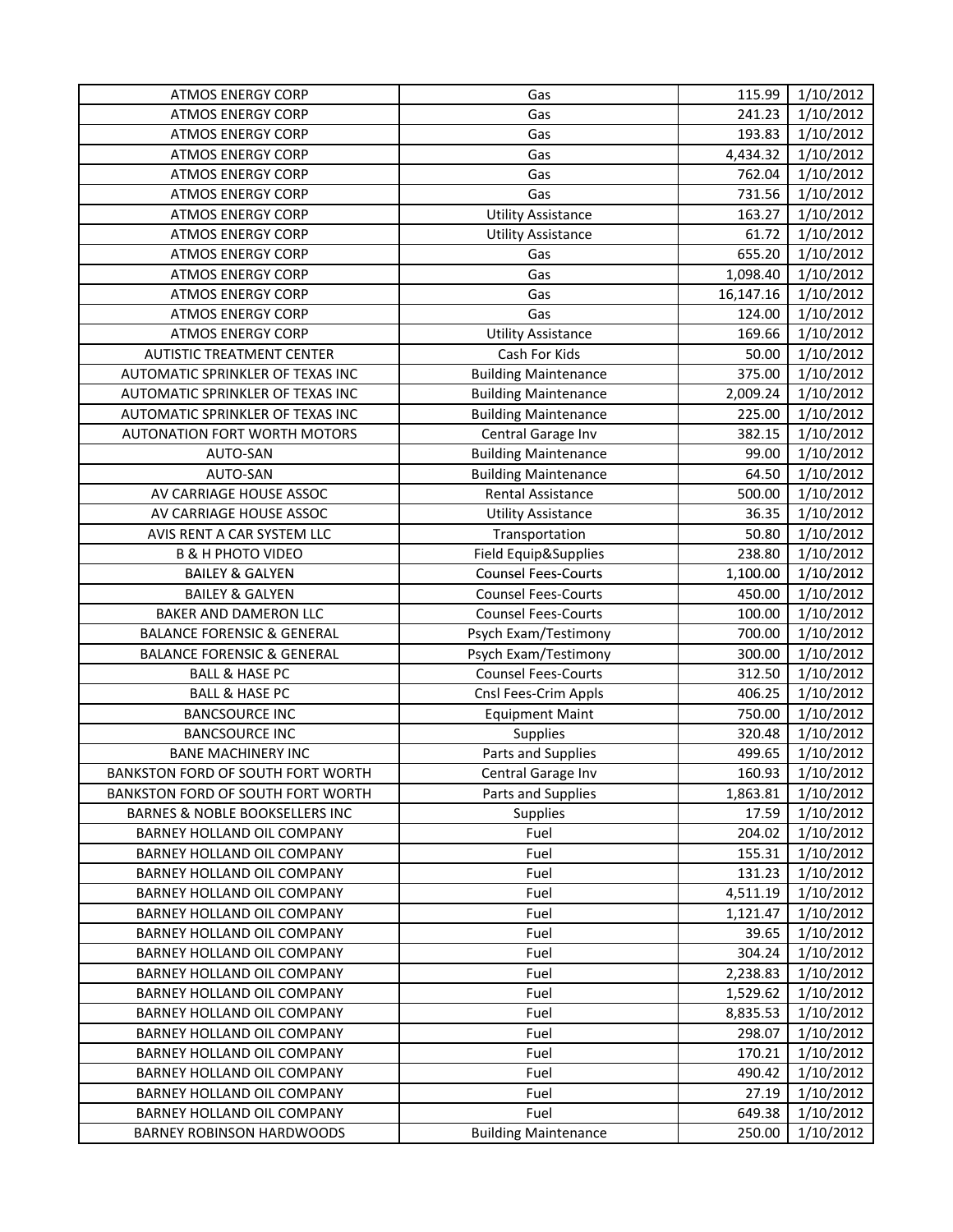| | | | |
|---|---|---|---|
| ATMOS ENERGY CORP | Gas | 115.99 | 1/10/2012 |
| ATMOS ENERGY CORP | Gas | 241.23 | 1/10/2012 |
| ATMOS ENERGY CORP | Gas | 193.83 | 1/10/2012 |
| ATMOS ENERGY CORP | Gas | 4,434.32 | 1/10/2012 |
| ATMOS ENERGY CORP | Gas | 762.04 | 1/10/2012 |
| ATMOS ENERGY CORP | Gas | 731.56 | 1/10/2012 |
| ATMOS ENERGY CORP | Utility Assistance | 163.27 | 1/10/2012 |
| ATMOS ENERGY CORP | Utility Assistance | 61.72 | 1/10/2012 |
| ATMOS ENERGY CORP | Gas | 655.20 | 1/10/2012 |
| ATMOS ENERGY CORP | Gas | 1,098.40 | 1/10/2012 |
| ATMOS ENERGY CORP | Gas | 16,147.16 | 1/10/2012 |
| ATMOS ENERGY CORP | Gas | 124.00 | 1/10/2012 |
| ATMOS ENERGY CORP | Utility Assistance | 169.66 | 1/10/2012 |
| AUTISTIC TREATMENT CENTER | Cash For Kids | 50.00 | 1/10/2012 |
| AUTOMATIC SPRINKLER OF TEXAS INC | Building Maintenance | 375.00 | 1/10/2012 |
| AUTOMATIC SPRINKLER OF TEXAS INC | Building Maintenance | 2,009.24 | 1/10/2012 |
| AUTOMATIC SPRINKLER OF TEXAS INC | Building Maintenance | 225.00 | 1/10/2012 |
| AUTONATION FORT WORTH MOTORS | Central Garage Inv | 382.15 | 1/10/2012 |
| AUTO-SAN | Building Maintenance | 99.00 | 1/10/2012 |
| AUTO-SAN | Building Maintenance | 64.50 | 1/10/2012 |
| AV CARRIAGE HOUSE ASSOC | Rental Assistance | 500.00 | 1/10/2012 |
| AV CARRIAGE HOUSE ASSOC | Utility Assistance | 36.35 | 1/10/2012 |
| AVIS RENT A CAR SYSTEM LLC | Transportation | 50.80 | 1/10/2012 |
| B & H PHOTO VIDEO | Field Equip&Supplies | 238.80 | 1/10/2012 |
| BAILEY & GALYEN | Counsel Fees-Courts | 1,100.00 | 1/10/2012 |
| BAILEY & GALYEN | Counsel Fees-Courts | 450.00 | 1/10/2012 |
| BAKER AND DAMERON LLC | Counsel Fees-Courts | 100.00 | 1/10/2012 |
| BALANCE FORENSIC & GENERAL | Psych Exam/Testimony | 700.00 | 1/10/2012 |
| BALANCE FORENSIC & GENERAL | Psych Exam/Testimony | 300.00 | 1/10/2012 |
| BALL & HASE PC | Counsel Fees-Courts | 312.50 | 1/10/2012 |
| BALL & HASE PC | Cnsl Fees-Crim Appls | 406.25 | 1/10/2012 |
| BANCSOURCE INC | Equipment Maint | 750.00 | 1/10/2012 |
| BANCSOURCE INC | Supplies | 320.48 | 1/10/2012 |
| BANE MACHINERY INC | Parts and Supplies | 499.65 | 1/10/2012 |
| BANKSTON FORD OF SOUTH FORT WORTH | Central Garage Inv | 160.93 | 1/10/2012 |
| BANKSTON FORD OF SOUTH FORT WORTH | Parts and Supplies | 1,863.81 | 1/10/2012 |
| BARNES & NOBLE BOOKSELLERS INC | Supplies | 17.59 | 1/10/2012 |
| BARNEY HOLLAND OIL COMPANY | Fuel | 204.02 | 1/10/2012 |
| BARNEY HOLLAND OIL COMPANY | Fuel | 155.31 | 1/10/2012 |
| BARNEY HOLLAND OIL COMPANY | Fuel | 131.23 | 1/10/2012 |
| BARNEY HOLLAND OIL COMPANY | Fuel | 4,511.19 | 1/10/2012 |
| BARNEY HOLLAND OIL COMPANY | Fuel | 1,121.47 | 1/10/2012 |
| BARNEY HOLLAND OIL COMPANY | Fuel | 39.65 | 1/10/2012 |
| BARNEY HOLLAND OIL COMPANY | Fuel | 304.24 | 1/10/2012 |
| BARNEY HOLLAND OIL COMPANY | Fuel | 2,238.83 | 1/10/2012 |
| BARNEY HOLLAND OIL COMPANY | Fuel | 1,529.62 | 1/10/2012 |
| BARNEY HOLLAND OIL COMPANY | Fuel | 8,835.53 | 1/10/2012 |
| BARNEY HOLLAND OIL COMPANY | Fuel | 298.07 | 1/10/2012 |
| BARNEY HOLLAND OIL COMPANY | Fuel | 170.21 | 1/10/2012 |
| BARNEY HOLLAND OIL COMPANY | Fuel | 490.42 | 1/10/2012 |
| BARNEY HOLLAND OIL COMPANY | Fuel | 27.19 | 1/10/2012 |
| BARNEY HOLLAND OIL COMPANY | Fuel | 649.38 | 1/10/2012 |
| BARNEY ROBINSON HARDWOODS | Building Maintenance | 250.00 | 1/10/2012 |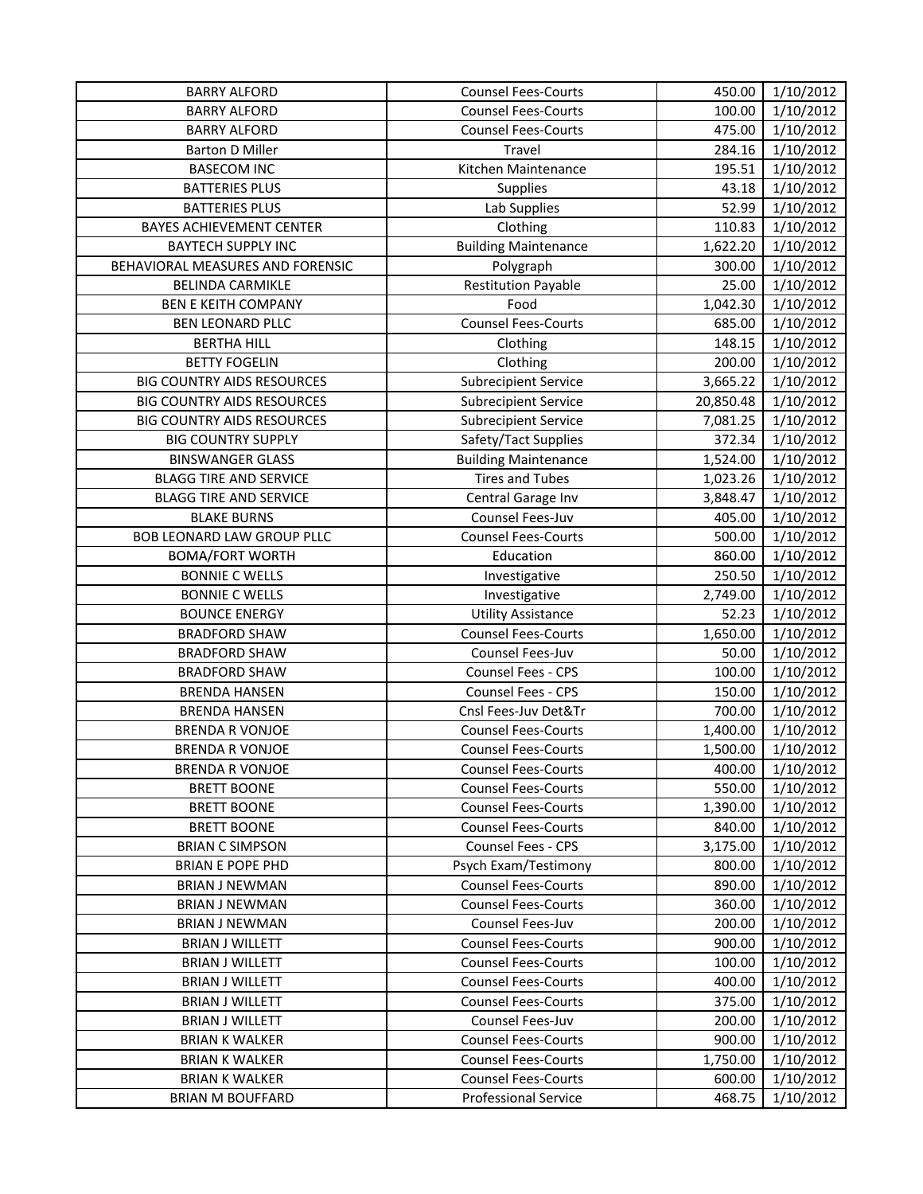| | | | |
|---|---|---|---|
| BARRY ALFORD | Counsel Fees-Courts | 450.00 | 1/10/2012 |
| BARRY ALFORD | Counsel Fees-Courts | 100.00 | 1/10/2012 |
| BARRY ALFORD | Counsel Fees-Courts | 475.00 | 1/10/2012 |
| Barton D Miller | Travel | 284.16 | 1/10/2012 |
| BASECOM INC | Kitchen Maintenance | 195.51 | 1/10/2012 |
| BATTERIES PLUS | Supplies | 43.18 | 1/10/2012 |
| BATTERIES PLUS | Lab Supplies | 52.99 | 1/10/2012 |
| BAYES ACHIEVEMENT CENTER | Clothing | 110.83 | 1/10/2012 |
| BAYTECH SUPPLY INC | Building Maintenance | 1,622.20 | 1/10/2012 |
| BEHAVIORAL MEASURES AND FORENSIC | Polygraph | 300.00 | 1/10/2012 |
| BELINDA CARMIKLE | Restitution Payable | 25.00 | 1/10/2012 |
| BEN E KEITH COMPANY | Food | 1,042.30 | 1/10/2012 |
| BEN LEONARD PLLC | Counsel Fees-Courts | 685.00 | 1/10/2012 |
| BERTHA HILL | Clothing | 148.15 | 1/10/2012 |
| BETTY FOGELIN | Clothing | 200.00 | 1/10/2012 |
| BIG COUNTRY AIDS RESOURCES | Subrecipient Service | 3,665.22 | 1/10/2012 |
| BIG COUNTRY AIDS RESOURCES | Subrecipient Service | 20,850.48 | 1/10/2012 |
| BIG COUNTRY AIDS RESOURCES | Subrecipient Service | 7,081.25 | 1/10/2012 |
| BIG COUNTRY SUPPLY | Safety/Tact Supplies | 372.34 | 1/10/2012 |
| BINSWANGER GLASS | Building Maintenance | 1,524.00 | 1/10/2012 |
| BLAGG TIRE AND SERVICE | Tires and Tubes | 1,023.26 | 1/10/2012 |
| BLAGG TIRE AND SERVICE | Central Garage Inv | 3,848.47 | 1/10/2012 |
| BLAKE BURNS | Counsel Fees-Juv | 405.00 | 1/10/2012 |
| BOB LEONARD LAW GROUP PLLC | Counsel Fees-Courts | 500.00 | 1/10/2012 |
| BOMA/FORT WORTH | Education | 860.00 | 1/10/2012 |
| BONNIE C WELLS | Investigative | 250.50 | 1/10/2012 |
| BONNIE C WELLS | Investigative | 2,749.00 | 1/10/2012 |
| BOUNCE ENERGY | Utility Assistance | 52.23 | 1/10/2012 |
| BRADFORD SHAW | Counsel Fees-Courts | 1,650.00 | 1/10/2012 |
| BRADFORD SHAW | Counsel Fees-Juv | 50.00 | 1/10/2012 |
| BRADFORD SHAW | Counsel Fees - CPS | 100.00 | 1/10/2012 |
| BRENDA HANSEN | Counsel Fees - CPS | 150.00 | 1/10/2012 |
| BRENDA HANSEN | Cnsl Fees-Juv Det&Tr | 700.00 | 1/10/2012 |
| BRENDA R VONJOE | Counsel Fees-Courts | 1,400.00 | 1/10/2012 |
| BRENDA R VONJOE | Counsel Fees-Courts | 1,500.00 | 1/10/2012 |
| BRENDA R VONJOE | Counsel Fees-Courts | 400.00 | 1/10/2012 |
| BRETT BOONE | Counsel Fees-Courts | 550.00 | 1/10/2012 |
| BRETT BOONE | Counsel Fees-Courts | 1,390.00 | 1/10/2012 |
| BRETT BOONE | Counsel Fees-Courts | 840.00 | 1/10/2012 |
| BRIAN C SIMPSON | Counsel Fees - CPS | 3,175.00 | 1/10/2012 |
| BRIAN E POPE PHD | Psych Exam/Testimony | 800.00 | 1/10/2012 |
| BRIAN J NEWMAN | Counsel Fees-Courts | 890.00 | 1/10/2012 |
| BRIAN J NEWMAN | Counsel Fees-Courts | 360.00 | 1/10/2012 |
| BRIAN J NEWMAN | Counsel Fees-Juv | 200.00 | 1/10/2012 |
| BRIAN J WILLETT | Counsel Fees-Courts | 900.00 | 1/10/2012 |
| BRIAN J WILLETT | Counsel Fees-Courts | 100.00 | 1/10/2012 |
| BRIAN J WILLETT | Counsel Fees-Courts | 400.00 | 1/10/2012 |
| BRIAN J WILLETT | Counsel Fees-Courts | 375.00 | 1/10/2012 |
| BRIAN J WILLETT | Counsel Fees-Juv | 200.00 | 1/10/2012 |
| BRIAN K WALKER | Counsel Fees-Courts | 900.00 | 1/10/2012 |
| BRIAN K WALKER | Counsel Fees-Courts | 1,750.00 | 1/10/2012 |
| BRIAN K WALKER | Counsel Fees-Courts | 600.00 | 1/10/2012 |
| BRIAN M BOUFFARD | Professional Service | 468.75 | 1/10/2012 |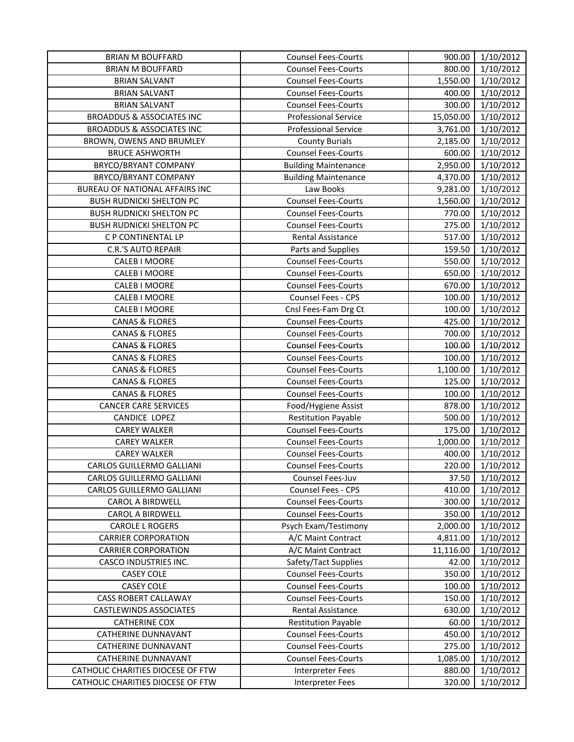| | | | |
|---|---|---|---|
| BRIAN M BOUFFARD | Counsel Fees-Courts | 900.00 | 1/10/2012 |
| BRIAN M BOUFFARD | Counsel Fees-Courts | 800.00 | 1/10/2012 |
| BRIAN SALVANT | Counsel Fees-Courts | 1,550.00 | 1/10/2012 |
| BRIAN SALVANT | Counsel Fees-Courts | 400.00 | 1/10/2012 |
| BRIAN SALVANT | Counsel Fees-Courts | 300.00 | 1/10/2012 |
| BROADDUS & ASSOCIATES INC | Professional Service | 15,050.00 | 1/10/2012 |
| BROADDUS & ASSOCIATES INC | Professional Service | 3,761.00 | 1/10/2012 |
| BROWN, OWENS AND BRUMLEY | County Burials | 2,185.00 | 1/10/2012 |
| BRUCE ASHWORTH | Counsel Fees-Courts | 600.00 | 1/10/2012 |
| BRYCO/BRYANT COMPANY | Building Maintenance | 2,950.00 | 1/10/2012 |
| BRYCO/BRYANT COMPANY | Building Maintenance | 4,370.00 | 1/10/2012 |
| BUREAU OF NATIONAL AFFAIRS INC | Law Books | 9,281.00 | 1/10/2012 |
| BUSH RUDNICKI SHELTON PC | Counsel Fees-Courts | 1,560.00 | 1/10/2012 |
| BUSH RUDNICKI SHELTON PC | Counsel Fees-Courts | 770.00 | 1/10/2012 |
| BUSH RUDNICKI SHELTON PC | Counsel Fees-Courts | 275.00 | 1/10/2012 |
| C P CONTINENTAL LP | Rental Assistance | 517.00 | 1/10/2012 |
| C.R.'S AUTO REPAIR | Parts and Supplies | 159.50 | 1/10/2012 |
| CALEB I MOORE | Counsel Fees-Courts | 550.00 | 1/10/2012 |
| CALEB I MOORE | Counsel Fees-Courts | 650.00 | 1/10/2012 |
| CALEB I MOORE | Counsel Fees-Courts | 670.00 | 1/10/2012 |
| CALEB I MOORE | Counsel Fees - CPS | 100.00 | 1/10/2012 |
| CALEB I MOORE | Cnsl Fees-Fam Drg Ct | 100.00 | 1/10/2012 |
| CANAS & FLORES | Counsel Fees-Courts | 425.00 | 1/10/2012 |
| CANAS & FLORES | Counsel Fees-Courts | 700.00 | 1/10/2012 |
| CANAS & FLORES | Counsel Fees-Courts | 100.00 | 1/10/2012 |
| CANAS & FLORES | Counsel Fees-Courts | 100.00 | 1/10/2012 |
| CANAS & FLORES | Counsel Fees-Courts | 1,100.00 | 1/10/2012 |
| CANAS & FLORES | Counsel Fees-Courts | 125.00 | 1/10/2012 |
| CANAS & FLORES | Counsel Fees-Courts | 100.00 | 1/10/2012 |
| CANCER CARE SERVICES | Food/Hygiene Assist | 878.00 | 1/10/2012 |
| CANDICE LOPEZ | Restitution Payable | 500.00 | 1/10/2012 |
| CAREY WALKER | Counsel Fees-Courts | 175.00 | 1/10/2012 |
| CAREY WALKER | Counsel Fees-Courts | 1,000.00 | 1/10/2012 |
| CAREY WALKER | Counsel Fees-Courts | 400.00 | 1/10/2012 |
| CARLOS GUILLERMO GALLIANI | Counsel Fees-Courts | 220.00 | 1/10/2012 |
| CARLOS GUILLERMO GALLIANI | Counsel Fees-Juv | 37.50 | 1/10/2012 |
| CARLOS GUILLERMO GALLIANI | Counsel Fees - CPS | 410.00 | 1/10/2012 |
| CAROL A BIRDWELL | Counsel Fees-Courts | 300.00 | 1/10/2012 |
| CAROL A BIRDWELL | Counsel Fees-Courts | 350.00 | 1/10/2012 |
| CAROLE L ROGERS | Psych Exam/Testimony | 2,000.00 | 1/10/2012 |
| CARRIER CORPORATION | A/C Maint Contract | 4,811.00 | 1/10/2012 |
| CARRIER CORPORATION | A/C Maint Contract | 11,116.00 | 1/10/2012 |
| CASCO INDUSTRIES INC. | Safety/Tact Supplies | 42.00 | 1/10/2012 |
| CASEY COLE | Counsel Fees-Courts | 350.00 | 1/10/2012 |
| CASEY COLE | Counsel Fees-Courts | 100.00 | 1/10/2012 |
| CASS ROBERT CALLAWAY | Counsel Fees-Courts | 150.00 | 1/10/2012 |
| CASTLEWINDS ASSOCIATES | Rental Assistance | 630.00 | 1/10/2012 |
| CATHERINE COX | Restitution Payable | 60.00 | 1/10/2012 |
| CATHERINE DUNNAVANT | Counsel Fees-Courts | 450.00 | 1/10/2012 |
| CATHERINE DUNNAVANT | Counsel Fees-Courts | 275.00 | 1/10/2012 |
| CATHERINE DUNNAVANT | Counsel Fees-Courts | 1,085.00 | 1/10/2012 |
| CATHOLIC CHARITIES DIOCESE OF FTW | Interpreter Fees | 880.00 | 1/10/2012 |
| CATHOLIC CHARITIES DIOCESE OF FTW | Interpreter Fees | 320.00 | 1/10/2012 |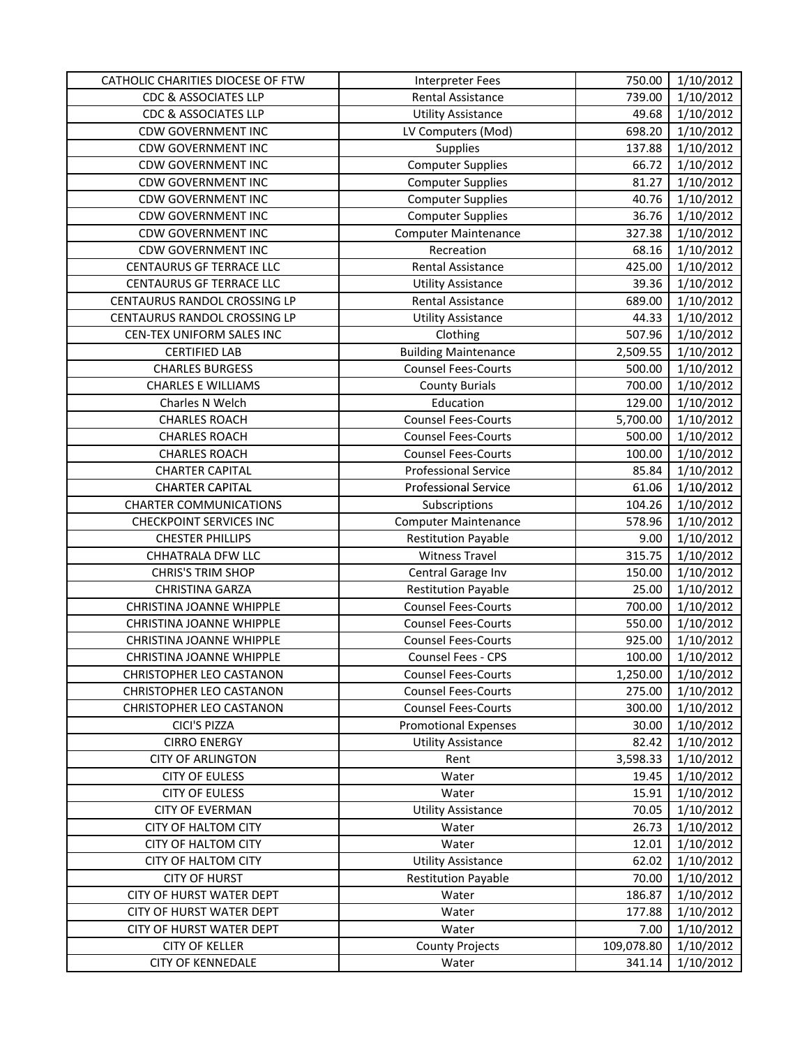| | | | |
|---|---|---|---|
| CATHOLIC CHARITIES DIOCESE OF FTW | Interpreter Fees | 750.00 | 1/10/2012 |
| CDC & ASSOCIATES LLP | Rental Assistance | 739.00 | 1/10/2012 |
| CDC & ASSOCIATES LLP | Utility Assistance | 49.68 | 1/10/2012 |
| CDW GOVERNMENT INC | LV Computers (Mod) | 698.20 | 1/10/2012 |
| CDW GOVERNMENT INC | Supplies | 137.88 | 1/10/2012 |
| CDW GOVERNMENT INC | Computer Supplies | 66.72 | 1/10/2012 |
| CDW GOVERNMENT INC | Computer Supplies | 81.27 | 1/10/2012 |
| CDW GOVERNMENT INC | Computer Supplies | 40.76 | 1/10/2012 |
| CDW GOVERNMENT INC | Computer Supplies | 36.76 | 1/10/2012 |
| CDW GOVERNMENT INC | Computer Maintenance | 327.38 | 1/10/2012 |
| CDW GOVERNMENT INC | Recreation | 68.16 | 1/10/2012 |
| CENTAURUS GF TERRACE LLC | Rental Assistance | 425.00 | 1/10/2012 |
| CENTAURUS GF TERRACE LLC | Utility Assistance | 39.36 | 1/10/2012 |
| CENTAURUS RANDOL CROSSING LP | Rental Assistance | 689.00 | 1/10/2012 |
| CENTAURUS RANDOL CROSSING LP | Utility Assistance | 44.33 | 1/10/2012 |
| CEN-TEX UNIFORM SALES INC | Clothing | 507.96 | 1/10/2012 |
| CERTIFIED LAB | Building Maintenance | 2,509.55 | 1/10/2012 |
| CHARLES BURGESS | Counsel Fees-Courts | 500.00 | 1/10/2012 |
| CHARLES E WILLIAMS | County Burials | 700.00 | 1/10/2012 |
| Charles N Welch | Education | 129.00 | 1/10/2012 |
| CHARLES ROACH | Counsel Fees-Courts | 5,700.00 | 1/10/2012 |
| CHARLES ROACH | Counsel Fees-Courts | 500.00 | 1/10/2012 |
| CHARLES ROACH | Counsel Fees-Courts | 100.00 | 1/10/2012 |
| CHARTER CAPITAL | Professional Service | 85.84 | 1/10/2012 |
| CHARTER CAPITAL | Professional Service | 61.06 | 1/10/2012 |
| CHARTER COMMUNICATIONS | Subscriptions | 104.26 | 1/10/2012 |
| CHECKPOINT SERVICES INC | Computer Maintenance | 578.96 | 1/10/2012 |
| CHESTER PHILLIPS | Restitution Payable | 9.00 | 1/10/2012 |
| CHHATRALA DFW LLC | Witness Travel | 315.75 | 1/10/2012 |
| CHRIS'S TRIM SHOP | Central Garage Inv | 150.00 | 1/10/2012 |
| CHRISTINA GARZA | Restitution Payable | 25.00 | 1/10/2012 |
| CHRISTINA JOANNE WHIPPLE | Counsel Fees-Courts | 700.00 | 1/10/2012 |
| CHRISTINA JOANNE WHIPPLE | Counsel Fees-Courts | 550.00 | 1/10/2012 |
| CHRISTINA JOANNE WHIPPLE | Counsel Fees-Courts | 925.00 | 1/10/2012 |
| CHRISTINA JOANNE WHIPPLE | Counsel Fees - CPS | 100.00 | 1/10/2012 |
| CHRISTOPHER LEO CASTANON | Counsel Fees-Courts | 1,250.00 | 1/10/2012 |
| CHRISTOPHER LEO CASTANON | Counsel Fees-Courts | 275.00 | 1/10/2012 |
| CHRISTOPHER LEO CASTANON | Counsel Fees-Courts | 300.00 | 1/10/2012 |
| CICI'S PIZZA | Promotional Expenses | 30.00 | 1/10/2012 |
| CIRRO ENERGY | Utility Assistance | 82.42 | 1/10/2012 |
| CITY OF ARLINGTON | Rent | 3,598.33 | 1/10/2012 |
| CITY OF EULESS | Water | 19.45 | 1/10/2012 |
| CITY OF EULESS | Water | 15.91 | 1/10/2012 |
| CITY OF EVERMAN | Utility Assistance | 70.05 | 1/10/2012 |
| CITY OF HALTOM CITY | Water | 26.73 | 1/10/2012 |
| CITY OF HALTOM CITY | Water | 12.01 | 1/10/2012 |
| CITY OF HALTOM CITY | Utility Assistance | 62.02 | 1/10/2012 |
| CITY OF HURST | Restitution Payable | 70.00 | 1/10/2012 |
| CITY OF HURST WATER DEPT | Water | 186.87 | 1/10/2012 |
| CITY OF HURST WATER DEPT | Water | 177.88 | 1/10/2012 |
| CITY OF HURST WATER DEPT | Water | 7.00 | 1/10/2012 |
| CITY OF KELLER | County Projects | 109,078.80 | 1/10/2012 |
| CITY OF KENNEDALE | Water | 341.14 | 1/10/2012 |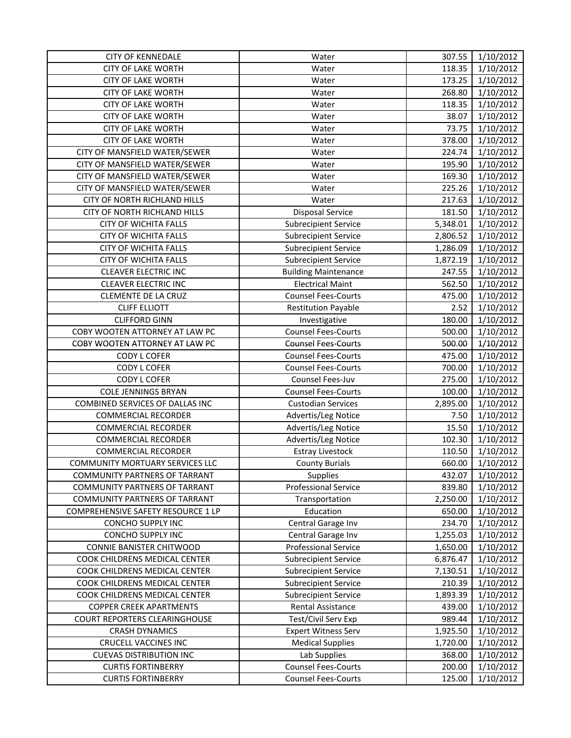| | | | |
|---|---|---|---|
| CITY OF KENNEDALE | Water | 307.55 | 1/10/2012 |
| CITY OF LAKE WORTH | Water | 118.35 | 1/10/2012 |
| CITY OF LAKE WORTH | Water | 173.25 | 1/10/2012 |
| CITY OF LAKE WORTH | Water | 268.80 | 1/10/2012 |
| CITY OF LAKE WORTH | Water | 118.35 | 1/10/2012 |
| CITY OF LAKE WORTH | Water | 38.07 | 1/10/2012 |
| CITY OF LAKE WORTH | Water | 73.75 | 1/10/2012 |
| CITY OF LAKE WORTH | Water | 378.00 | 1/10/2012 |
| CITY OF MANSFIELD WATER/SEWER | Water | 224.74 | 1/10/2012 |
| CITY OF MANSFIELD WATER/SEWER | Water | 195.90 | 1/10/2012 |
| CITY OF MANSFIELD WATER/SEWER | Water | 169.30 | 1/10/2012 |
| CITY OF MANSFIELD WATER/SEWER | Water | 225.26 | 1/10/2012 |
| CITY OF NORTH RICHLAND HILLS | Water | 217.63 | 1/10/2012 |
| CITY OF NORTH RICHLAND HILLS | Disposal Service | 181.50 | 1/10/2012 |
| CITY OF WICHITA FALLS | Subrecipient Service | 5,348.01 | 1/10/2012 |
| CITY OF WICHITA FALLS | Subrecipient Service | 2,806.52 | 1/10/2012 |
| CITY OF WICHITA FALLS | Subrecipient Service | 1,286.09 | 1/10/2012 |
| CITY OF WICHITA FALLS | Subrecipient Service | 1,872.19 | 1/10/2012 |
| CLEAVER ELECTRIC INC | Building Maintenance | 247.55 | 1/10/2012 |
| CLEAVER ELECTRIC INC | Electrical Maint | 562.50 | 1/10/2012 |
| CLEMENTE DE LA CRUZ | Counsel Fees-Courts | 475.00 | 1/10/2012 |
| CLIFF ELLIOTT | Restitution Payable | 2.52 | 1/10/2012 |
| CLIFFORD GINN | Investigative | 180.00 | 1/10/2012 |
| COBY WOOTEN ATTORNEY AT LAW PC | Counsel Fees-Courts | 500.00 | 1/10/2012 |
| COBY WOOTEN ATTORNEY AT LAW PC | Counsel Fees-Courts | 500.00 | 1/10/2012 |
| CODY L COFER | Counsel Fees-Courts | 475.00 | 1/10/2012 |
| CODY L COFER | Counsel Fees-Courts | 700.00 | 1/10/2012 |
| CODY L COFER | Counsel Fees-Juv | 275.00 | 1/10/2012 |
| COLE JENNINGS BRYAN | Counsel Fees-Courts | 100.00 | 1/10/2012 |
| COMBINED SERVICES OF DALLAS INC | Custodian Services | 2,895.00 | 1/10/2012 |
| COMMERCIAL RECORDER | Advertis/Leg Notice | 7.50 | 1/10/2012 |
| COMMERCIAL RECORDER | Advertis/Leg Notice | 15.50 | 1/10/2012 |
| COMMERCIAL RECORDER | Advertis/Leg Notice | 102.30 | 1/10/2012 |
| COMMERCIAL RECORDER | Estray Livestock | 110.50 | 1/10/2012 |
| COMMUNITY MORTUARY SERVICES LLC | County Burials | 660.00 | 1/10/2012 |
| COMMUNITY PARTNERS OF TARRANT | Supplies | 432.07 | 1/10/2012 |
| COMMUNITY PARTNERS OF TARRANT | Professional Service | 839.80 | 1/10/2012 |
| COMMUNITY PARTNERS OF TARRANT | Transportation | 2,250.00 | 1/10/2012 |
| COMPREHENSIVE SAFETY RESOURCE 1 LP | Education | 650.00 | 1/10/2012 |
| CONCHO SUPPLY INC | Central Garage Inv | 234.70 | 1/10/2012 |
| CONCHO SUPPLY INC | Central Garage Inv | 1,255.03 | 1/10/2012 |
| CONNIE BANISTER CHITWOOD | Professional Service | 1,650.00 | 1/10/2012 |
| COOK CHILDRENS MEDICAL CENTER | Subrecipient Service | 6,876.47 | 1/10/2012 |
| COOK CHILDRENS MEDICAL CENTER | Subrecipient Service | 7,130.51 | 1/10/2012 |
| COOK CHILDRENS MEDICAL CENTER | Subrecipient Service | 210.39 | 1/10/2012 |
| COOK CHILDRENS MEDICAL CENTER | Subrecipient Service | 1,893.39 | 1/10/2012 |
| COPPER CREEK APARTMENTS | Rental Assistance | 439.00 | 1/10/2012 |
| COURT REPORTERS CLEARINGHOUSE | Test/Civil Serv Exp | 989.44 | 1/10/2012 |
| CRASH DYNAMICS | Expert Witness Serv | 1,925.50 | 1/10/2012 |
| CRUCELL VACCINES INC | Medical Supplies | 1,720.00 | 1/10/2012 |
| CUEVAS DISTRIBUTION INC | Lab Supplies | 368.00 | 1/10/2012 |
| CURTIS FORTINBERRY | Counsel Fees-Courts | 200.00 | 1/10/2012 |
| CURTIS FORTINBERRY | Counsel Fees-Courts | 125.00 | 1/10/2012 |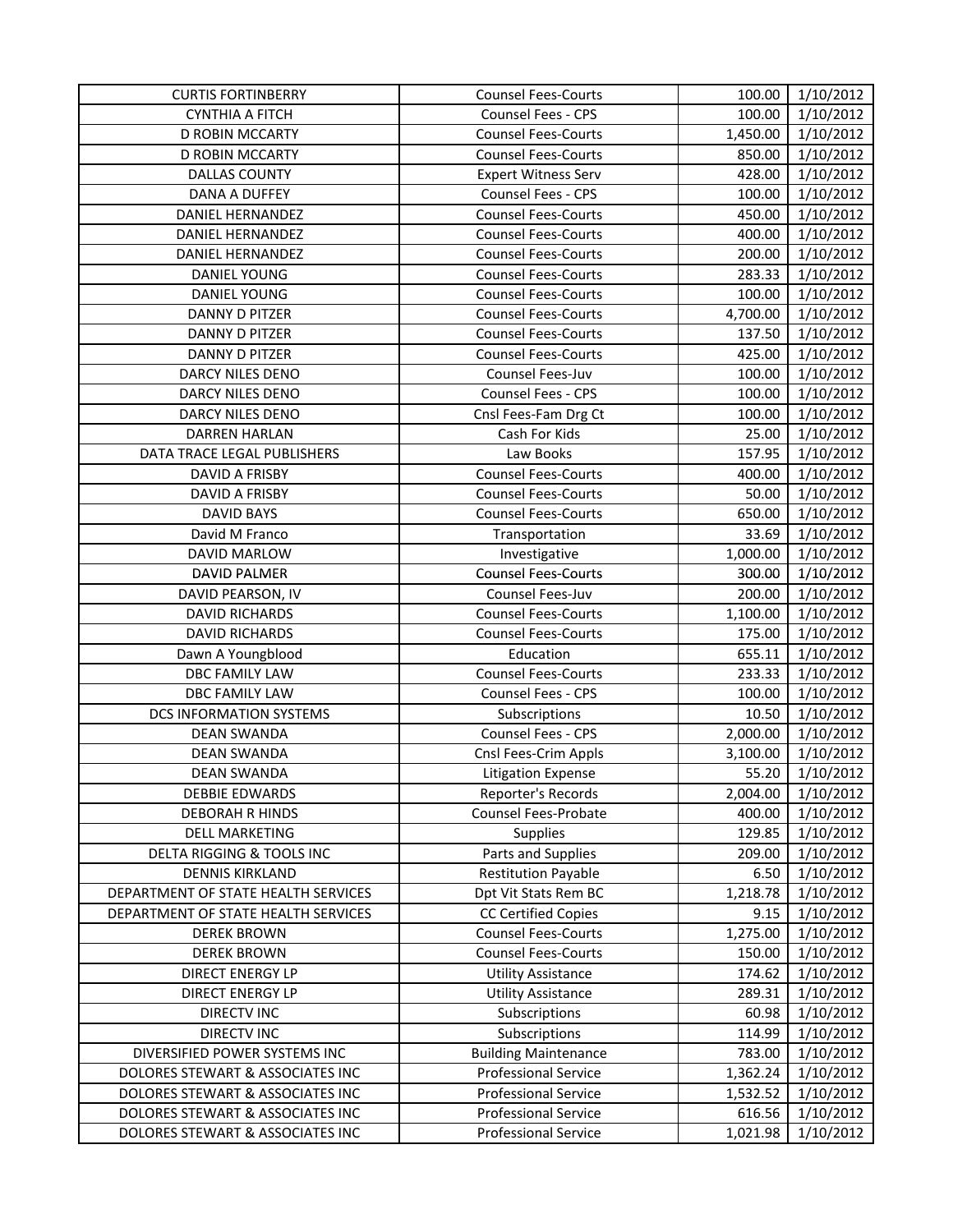| | | | |
|---|---|---|---|
| CURTIS FORTINBERRY | Counsel Fees-Courts | 100.00 | 1/10/2012 |
| CYNTHIA A FITCH | Counsel Fees - CPS | 100.00 | 1/10/2012 |
| D ROBIN MCCARTY | Counsel Fees-Courts | 1,450.00 | 1/10/2012 |
| D ROBIN MCCARTY | Counsel Fees-Courts | 850.00 | 1/10/2012 |
| DALLAS COUNTY | Expert Witness Serv | 428.00 | 1/10/2012 |
| DANA A DUFFEY | Counsel Fees - CPS | 100.00 | 1/10/2012 |
| DANIEL HERNANDEZ | Counsel Fees-Courts | 450.00 | 1/10/2012 |
| DANIEL HERNANDEZ | Counsel Fees-Courts | 400.00 | 1/10/2012 |
| DANIEL HERNANDEZ | Counsel Fees-Courts | 200.00 | 1/10/2012 |
| DANIEL YOUNG | Counsel Fees-Courts | 283.33 | 1/10/2012 |
| DANIEL YOUNG | Counsel Fees-Courts | 100.00 | 1/10/2012 |
| DANNY D PITZER | Counsel Fees-Courts | 4,700.00 | 1/10/2012 |
| DANNY D PITZER | Counsel Fees-Courts | 137.50 | 1/10/2012 |
| DANNY D PITZER | Counsel Fees-Courts | 425.00 | 1/10/2012 |
| DARCY NILES DENO | Counsel Fees-Juv | 100.00 | 1/10/2012 |
| DARCY NILES DENO | Counsel Fees - CPS | 100.00 | 1/10/2012 |
| DARCY NILES DENO | Cnsl Fees-Fam Drg Ct | 100.00 | 1/10/2012 |
| DARREN HARLAN | Cash For Kids | 25.00 | 1/10/2012 |
| DATA TRACE LEGAL PUBLISHERS | Law Books | 157.95 | 1/10/2012 |
| DAVID A FRISBY | Counsel Fees-Courts | 400.00 | 1/10/2012 |
| DAVID A FRISBY | Counsel Fees-Courts | 50.00 | 1/10/2012 |
| DAVID BAYS | Counsel Fees-Courts | 650.00 | 1/10/2012 |
| David M Franco | Transportation | 33.69 | 1/10/2012 |
| DAVID MARLOW | Investigative | 1,000.00 | 1/10/2012 |
| DAVID PALMER | Counsel Fees-Courts | 300.00 | 1/10/2012 |
| DAVID PEARSON, IV | Counsel Fees-Juv | 200.00 | 1/10/2012 |
| DAVID RICHARDS | Counsel Fees-Courts | 1,100.00 | 1/10/2012 |
| DAVID RICHARDS | Counsel Fees-Courts | 175.00 | 1/10/2012 |
| Dawn A Youngblood | Education | 655.11 | 1/10/2012 |
| DBC FAMILY LAW | Counsel Fees-Courts | 233.33 | 1/10/2012 |
| DBC FAMILY LAW | Counsel Fees - CPS | 100.00 | 1/10/2012 |
| DCS INFORMATION SYSTEMS | Subscriptions | 10.50 | 1/10/2012 |
| DEAN SWANDA | Counsel Fees - CPS | 2,000.00 | 1/10/2012 |
| DEAN SWANDA | Cnsl Fees-Crim Appls | 3,100.00 | 1/10/2012 |
| DEAN SWANDA | Litigation Expense | 55.20 | 1/10/2012 |
| DEBBIE EDWARDS | Reporter's Records | 2,004.00 | 1/10/2012 |
| DEBORAH R HINDS | Counsel Fees-Probate | 400.00 | 1/10/2012 |
| DELL MARKETING | Supplies | 129.85 | 1/10/2012 |
| DELTA RIGGING & TOOLS INC | Parts and Supplies | 209.00 | 1/10/2012 |
| DENNIS KIRKLAND | Restitution Payable | 6.50 | 1/10/2012 |
| DEPARTMENT OF STATE HEALTH SERVICES | Dpt Vit Stats Rem BC | 1,218.78 | 1/10/2012 |
| DEPARTMENT OF STATE HEALTH SERVICES | CC Certified Copies | 9.15 | 1/10/2012 |
| DEREK BROWN | Counsel Fees-Courts | 1,275.00 | 1/10/2012 |
| DEREK BROWN | Counsel Fees-Courts | 150.00 | 1/10/2012 |
| DIRECT ENERGY LP | Utility Assistance | 174.62 | 1/10/2012 |
| DIRECT ENERGY LP | Utility Assistance | 289.31 | 1/10/2012 |
| DIRECTV INC | Subscriptions | 60.98 | 1/10/2012 |
| DIRECTV INC | Subscriptions | 114.99 | 1/10/2012 |
| DIVERSIFIED POWER SYSTEMS INC | Building Maintenance | 783.00 | 1/10/2012 |
| DOLORES STEWART & ASSOCIATES INC | Professional Service | 1,362.24 | 1/10/2012 |
| DOLORES STEWART & ASSOCIATES INC | Professional Service | 1,532.52 | 1/10/2012 |
| DOLORES STEWART & ASSOCIATES INC | Professional Service | 616.56 | 1/10/2012 |
| DOLORES STEWART & ASSOCIATES INC | Professional Service | 1,021.98 | 1/10/2012 |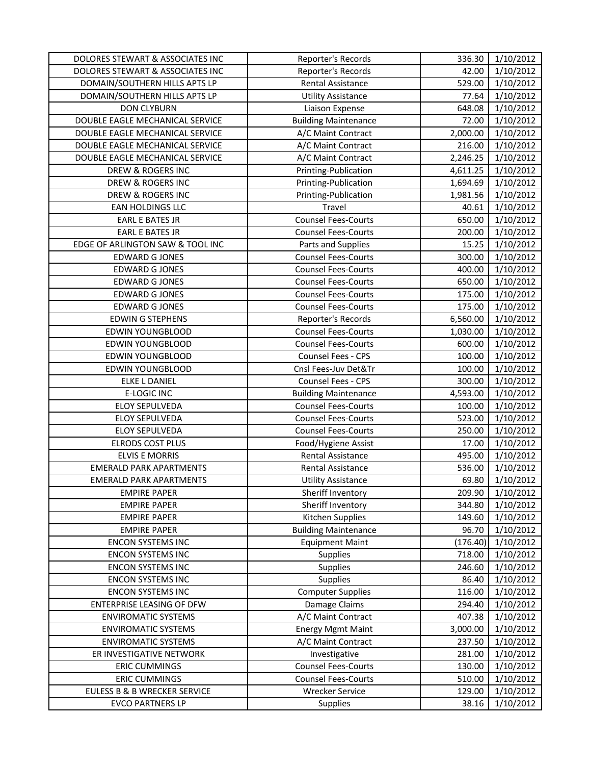| | | | |
|---|---|---|---|
| DOLORES STEWART & ASSOCIATES INC | Reporter's Records | 336.30 | 1/10/2012 |
| DOLORES STEWART & ASSOCIATES INC | Reporter's Records | 42.00 | 1/10/2012 |
| DOMAIN/SOUTHERN HILLS APTS LP | Rental Assistance | 529.00 | 1/10/2012 |
| DOMAIN/SOUTHERN HILLS APTS LP | Utility Assistance | 77.64 | 1/10/2012 |
| DON CLYBURN | Liaison Expense | 648.08 | 1/10/2012 |
| DOUBLE EAGLE MECHANICAL SERVICE | Building Maintenance | 72.00 | 1/10/2012 |
| DOUBLE EAGLE MECHANICAL SERVICE | A/C Maint Contract | 2,000.00 | 1/10/2012 |
| DOUBLE EAGLE MECHANICAL SERVICE | A/C Maint Contract | 216.00 | 1/10/2012 |
| DOUBLE EAGLE MECHANICAL SERVICE | A/C Maint Contract | 2,246.25 | 1/10/2012 |
| DREW & ROGERS INC | Printing-Publication | 4,611.25 | 1/10/2012 |
| DREW & ROGERS INC | Printing-Publication | 1,694.69 | 1/10/2012 |
| DREW & ROGERS INC | Printing-Publication | 1,981.56 | 1/10/2012 |
| EAN HOLDINGS LLC | Travel | 40.61 | 1/10/2012 |
| EARL E BATES JR | Counsel Fees-Courts | 650.00 | 1/10/2012 |
| EARL E BATES JR | Counsel Fees-Courts | 200.00 | 1/10/2012 |
| EDGE OF ARLINGTON SAW & TOOL INC | Parts and Supplies | 15.25 | 1/10/2012 |
| EDWARD G JONES | Counsel Fees-Courts | 300.00 | 1/10/2012 |
| EDWARD G JONES | Counsel Fees-Courts | 400.00 | 1/10/2012 |
| EDWARD G JONES | Counsel Fees-Courts | 650.00 | 1/10/2012 |
| EDWARD G JONES | Counsel Fees-Courts | 175.00 | 1/10/2012 |
| EDWARD G JONES | Counsel Fees-Courts | 175.00 | 1/10/2012 |
| EDWIN G STEPHENS | Reporter's Records | 6,560.00 | 1/10/2012 |
| EDWIN YOUNGBLOOD | Counsel Fees-Courts | 1,030.00 | 1/10/2012 |
| EDWIN YOUNGBLOOD | Counsel Fees-Courts | 600.00 | 1/10/2012 |
| EDWIN YOUNGBLOOD | Counsel Fees - CPS | 100.00 | 1/10/2012 |
| EDWIN YOUNGBLOOD | Cnsl Fees-Juv Det&Tr | 100.00 | 1/10/2012 |
| ELKE L DANIEL | Counsel Fees - CPS | 300.00 | 1/10/2012 |
| E-LOGIC INC | Building Maintenance | 4,593.00 | 1/10/2012 |
| ELOY SEPULVEDA | Counsel Fees-Courts | 100.00 | 1/10/2012 |
| ELOY SEPULVEDA | Counsel Fees-Courts | 523.00 | 1/10/2012 |
| ELOY SEPULVEDA | Counsel Fees-Courts | 250.00 | 1/10/2012 |
| ELRODS COST PLUS | Food/Hygiene Assist | 17.00 | 1/10/2012 |
| ELVIS E MORRIS | Rental Assistance | 495.00 | 1/10/2012 |
| EMERALD PARK APARTMENTS | Rental Assistance | 536.00 | 1/10/2012 |
| EMERALD PARK APARTMENTS | Utility Assistance | 69.80 | 1/10/2012 |
| EMPIRE PAPER | Sheriff Inventory | 209.90 | 1/10/2012 |
| EMPIRE PAPER | Sheriff Inventory | 344.80 | 1/10/2012 |
| EMPIRE PAPER | Kitchen Supplies | 149.60 | 1/10/2012 |
| EMPIRE PAPER | Building Maintenance | 96.70 | 1/10/2012 |
| ENCON SYSTEMS INC | Equipment Maint | (176.40) | 1/10/2012 |
| ENCON SYSTEMS INC | Supplies | 718.00 | 1/10/2012 |
| ENCON SYSTEMS INC | Supplies | 246.60 | 1/10/2012 |
| ENCON SYSTEMS INC | Supplies | 86.40 | 1/10/2012 |
| ENCON SYSTEMS INC | Computer Supplies | 116.00 | 1/10/2012 |
| ENTERPRISE LEASING OF DFW | Damage Claims | 294.40 | 1/10/2012 |
| ENVIROMATIC SYSTEMS | A/C Maint Contract | 407.38 | 1/10/2012 |
| ENVIROMATIC SYSTEMS | Energy Mgmt Maint | 3,000.00 | 1/10/2012 |
| ENVIROMATIC SYSTEMS | A/C Maint Contract | 237.50 | 1/10/2012 |
| ER INVESTIGATIVE NETWORK | Investigative | 281.00 | 1/10/2012 |
| ERIC CUMMINGS | Counsel Fees-Courts | 130.00 | 1/10/2012 |
| ERIC CUMMINGS | Counsel Fees-Courts | 510.00 | 1/10/2012 |
| EULESS B & B WRECKER SERVICE | Wrecker Service | 129.00 | 1/10/2012 |
| EVCO PARTNERS LP | Supplies | 38.16 | 1/10/2012 |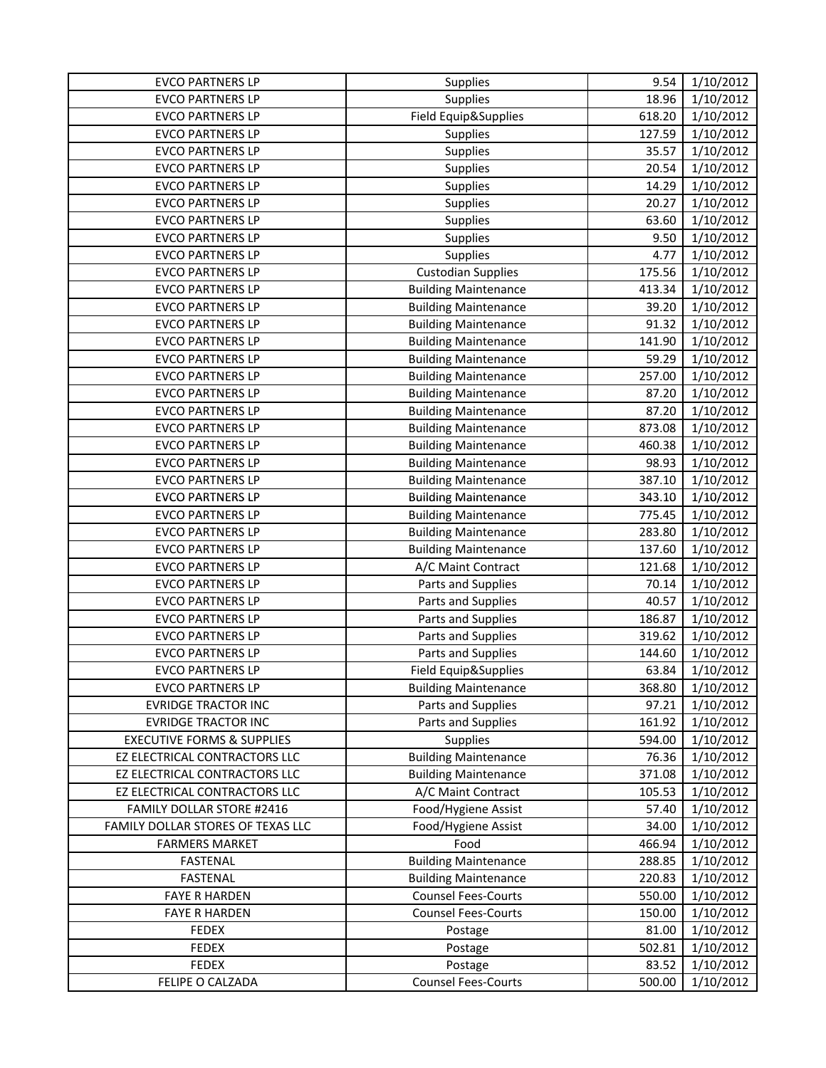| | | | |
|---|---|---|---|
| EVCO PARTNERS LP | Supplies | 9.54 | 1/10/2012 |
| EVCO PARTNERS LP | Supplies | 18.96 | 1/10/2012 |
| EVCO PARTNERS LP | Field Equip&Supplies | 618.20 | 1/10/2012 |
| EVCO PARTNERS LP | Supplies | 127.59 | 1/10/2012 |
| EVCO PARTNERS LP | Supplies | 35.57 | 1/10/2012 |
| EVCO PARTNERS LP | Supplies | 20.54 | 1/10/2012 |
| EVCO PARTNERS LP | Supplies | 14.29 | 1/10/2012 |
| EVCO PARTNERS LP | Supplies | 20.27 | 1/10/2012 |
| EVCO PARTNERS LP | Supplies | 63.60 | 1/10/2012 |
| EVCO PARTNERS LP | Supplies | 9.50 | 1/10/2012 |
| EVCO PARTNERS LP | Supplies | 4.77 | 1/10/2012 |
| EVCO PARTNERS LP | Custodian Supplies | 175.56 | 1/10/2012 |
| EVCO PARTNERS LP | Building Maintenance | 413.34 | 1/10/2012 |
| EVCO PARTNERS LP | Building Maintenance | 39.20 | 1/10/2012 |
| EVCO PARTNERS LP | Building Maintenance | 91.32 | 1/10/2012 |
| EVCO PARTNERS LP | Building Maintenance | 141.90 | 1/10/2012 |
| EVCO PARTNERS LP | Building Maintenance | 59.29 | 1/10/2012 |
| EVCO PARTNERS LP | Building Maintenance | 257.00 | 1/10/2012 |
| EVCO PARTNERS LP | Building Maintenance | 87.20 | 1/10/2012 |
| EVCO PARTNERS LP | Building Maintenance | 87.20 | 1/10/2012 |
| EVCO PARTNERS LP | Building Maintenance | 873.08 | 1/10/2012 |
| EVCO PARTNERS LP | Building Maintenance | 460.38 | 1/10/2012 |
| EVCO PARTNERS LP | Building Maintenance | 98.93 | 1/10/2012 |
| EVCO PARTNERS LP | Building Maintenance | 387.10 | 1/10/2012 |
| EVCO PARTNERS LP | Building Maintenance | 343.10 | 1/10/2012 |
| EVCO PARTNERS LP | Building Maintenance | 775.45 | 1/10/2012 |
| EVCO PARTNERS LP | Building Maintenance | 283.80 | 1/10/2012 |
| EVCO PARTNERS LP | Building Maintenance | 137.60 | 1/10/2012 |
| EVCO PARTNERS LP | A/C Maint Contract | 121.68 | 1/10/2012 |
| EVCO PARTNERS LP | Parts and Supplies | 70.14 | 1/10/2012 |
| EVCO PARTNERS LP | Parts and Supplies | 40.57 | 1/10/2012 |
| EVCO PARTNERS LP | Parts and Supplies | 186.87 | 1/10/2012 |
| EVCO PARTNERS LP | Parts and Supplies | 319.62 | 1/10/2012 |
| EVCO PARTNERS LP | Parts and Supplies | 144.60 | 1/10/2012 |
| EVCO PARTNERS LP | Field Equip&Supplies | 63.84 | 1/10/2012 |
| EVCO PARTNERS LP | Building Maintenance | 368.80 | 1/10/2012 |
| EVRIDGE TRACTOR INC | Parts and Supplies | 97.21 | 1/10/2012 |
| EVRIDGE TRACTOR INC | Parts and Supplies | 161.92 | 1/10/2012 |
| EXECUTIVE FORMS & SUPPLIES | Supplies | 594.00 | 1/10/2012 |
| EZ ELECTRICAL CONTRACTORS LLC | Building Maintenance | 76.36 | 1/10/2012 |
| EZ ELECTRICAL CONTRACTORS LLC | Building Maintenance | 371.08 | 1/10/2012 |
| EZ ELECTRICAL CONTRACTORS LLC | A/C Maint Contract | 105.53 | 1/10/2012 |
| FAMILY DOLLAR STORE #2416 | Food/Hygiene Assist | 57.40 | 1/10/2012 |
| FAMILY DOLLAR STORES OF TEXAS LLC | Food/Hygiene Assist | 34.00 | 1/10/2012 |
| FARMERS MARKET | Food | 466.94 | 1/10/2012 |
| FASTENAL | Building Maintenance | 288.85 | 1/10/2012 |
| FASTENAL | Building Maintenance | 220.83 | 1/10/2012 |
| FAYE R HARDEN | Counsel Fees-Courts | 550.00 | 1/10/2012 |
| FAYE R HARDEN | Counsel Fees-Courts | 150.00 | 1/10/2012 |
| FEDEX | Postage | 81.00 | 1/10/2012 |
| FEDEX | Postage | 502.81 | 1/10/2012 |
| FEDEX | Postage | 83.52 | 1/10/2012 |
| FELIPE O CALZADA | Counsel Fees-Courts | 500.00 | 1/10/2012 |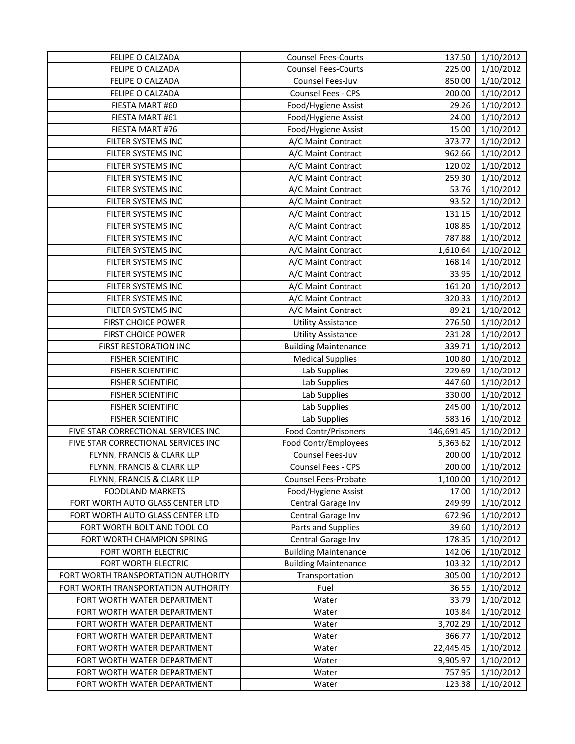| | | | |
|---|---|---|---|
| FELIPE O CALZADA | Counsel Fees-Courts | 137.50 | 1/10/2012 |
| FELIPE O CALZADA | Counsel Fees-Courts | 225.00 | 1/10/2012 |
| FELIPE O CALZADA | Counsel Fees-Juv | 850.00 | 1/10/2012 |
| FELIPE O CALZADA | Counsel Fees - CPS | 200.00 | 1/10/2012 |
| FIESTA MART #60 | Food/Hygiene Assist | 29.26 | 1/10/2012 |
| FIESTA MART #61 | Food/Hygiene Assist | 24.00 | 1/10/2012 |
| FIESTA MART #76 | Food/Hygiene Assist | 15.00 | 1/10/2012 |
| FILTER SYSTEMS INC | A/C Maint Contract | 373.77 | 1/10/2012 |
| FILTER SYSTEMS INC | A/C Maint Contract | 962.66 | 1/10/2012 |
| FILTER SYSTEMS INC | A/C Maint Contract | 120.02 | 1/10/2012 |
| FILTER SYSTEMS INC | A/C Maint Contract | 259.30 | 1/10/2012 |
| FILTER SYSTEMS INC | A/C Maint Contract | 53.76 | 1/10/2012 |
| FILTER SYSTEMS INC | A/C Maint Contract | 93.52 | 1/10/2012 |
| FILTER SYSTEMS INC | A/C Maint Contract | 131.15 | 1/10/2012 |
| FILTER SYSTEMS INC | A/C Maint Contract | 108.85 | 1/10/2012 |
| FILTER SYSTEMS INC | A/C Maint Contract | 787.88 | 1/10/2012 |
| FILTER SYSTEMS INC | A/C Maint Contract | 1,610.64 | 1/10/2012 |
| FILTER SYSTEMS INC | A/C Maint Contract | 168.14 | 1/10/2012 |
| FILTER SYSTEMS INC | A/C Maint Contract | 33.95 | 1/10/2012 |
| FILTER SYSTEMS INC | A/C Maint Contract | 161.20 | 1/10/2012 |
| FILTER SYSTEMS INC | A/C Maint Contract | 320.33 | 1/10/2012 |
| FILTER SYSTEMS INC | A/C Maint Contract | 89.21 | 1/10/2012 |
| FIRST CHOICE POWER | Utility Assistance | 276.50 | 1/10/2012 |
| FIRST CHOICE POWER | Utility Assistance | 231.28 | 1/10/2012 |
| FIRST RESTORATION INC | Building Maintenance | 339.71 | 1/10/2012 |
| FISHER SCIENTIFIC | Medical Supplies | 100.80 | 1/10/2012 |
| FISHER SCIENTIFIC | Lab Supplies | 229.69 | 1/10/2012 |
| FISHER SCIENTIFIC | Lab Supplies | 447.60 | 1/10/2012 |
| FISHER SCIENTIFIC | Lab Supplies | 330.00 | 1/10/2012 |
| FISHER SCIENTIFIC | Lab Supplies | 245.00 | 1/10/2012 |
| FISHER SCIENTIFIC | Lab Supplies | 583.16 | 1/10/2012 |
| FIVE STAR CORRECTIONAL SERVICES INC | Food Contr/Prisoners | 146,691.45 | 1/10/2012 |
| FIVE STAR CORRECTIONAL SERVICES INC | Food Contr/Employees | 5,363.62 | 1/10/2012 |
| FLYNN, FRANCIS & CLARK LLP | Counsel Fees-Juv | 200.00 | 1/10/2012 |
| FLYNN, FRANCIS & CLARK LLP | Counsel Fees - CPS | 200.00 | 1/10/2012 |
| FLYNN, FRANCIS & CLARK LLP | Counsel Fees-Probate | 1,100.00 | 1/10/2012 |
| FOODLAND MARKETS | Food/Hygiene Assist | 17.00 | 1/10/2012 |
| FORT WORTH AUTO GLASS CENTER LTD | Central Garage Inv | 249.99 | 1/10/2012 |
| FORT WORTH AUTO GLASS CENTER LTD | Central Garage Inv | 672.96 | 1/10/2012 |
| FORT WORTH BOLT AND TOOL CO | Parts and Supplies | 39.60 | 1/10/2012 |
| FORT WORTH CHAMPION SPRING | Central Garage Inv | 178.35 | 1/10/2012 |
| FORT WORTH ELECTRIC | Building Maintenance | 142.06 | 1/10/2012 |
| FORT WORTH ELECTRIC | Building Maintenance | 103.32 | 1/10/2012 |
| FORT WORTH TRANSPORTATION AUTHORITY | Transportation | 305.00 | 1/10/2012 |
| FORT WORTH TRANSPORTATION AUTHORITY | Fuel | 36.55 | 1/10/2012 |
| FORT WORTH WATER DEPARTMENT | Water | 33.79 | 1/10/2012 |
| FORT WORTH WATER DEPARTMENT | Water | 103.84 | 1/10/2012 |
| FORT WORTH WATER DEPARTMENT | Water | 3,702.29 | 1/10/2012 |
| FORT WORTH WATER DEPARTMENT | Water | 366.77 | 1/10/2012 |
| FORT WORTH WATER DEPARTMENT | Water | 22,445.45 | 1/10/2012 |
| FORT WORTH WATER DEPARTMENT | Water | 9,905.97 | 1/10/2012 |
| FORT WORTH WATER DEPARTMENT | Water | 757.95 | 1/10/2012 |
| FORT WORTH WATER DEPARTMENT | Water | 123.38 | 1/10/2012 |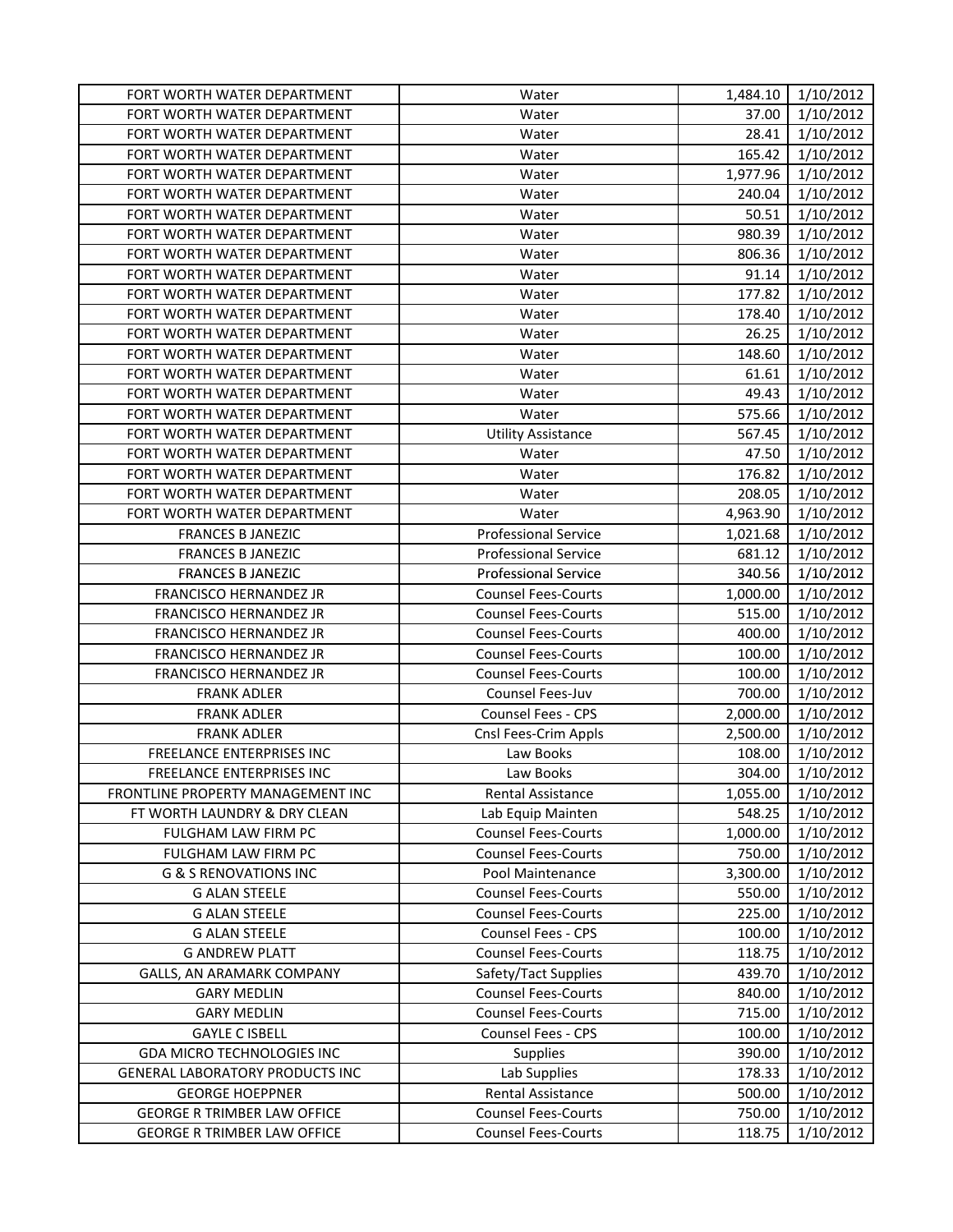| | | | |
|---|---|---|---|
| FORT WORTH WATER DEPARTMENT | Water | 1,484.10 | 1/10/2012 |
| FORT WORTH WATER DEPARTMENT | Water | 37.00 | 1/10/2012 |
| FORT WORTH WATER DEPARTMENT | Water | 28.41 | 1/10/2012 |
| FORT WORTH WATER DEPARTMENT | Water | 165.42 | 1/10/2012 |
| FORT WORTH WATER DEPARTMENT | Water | 1,977.96 | 1/10/2012 |
| FORT WORTH WATER DEPARTMENT | Water | 240.04 | 1/10/2012 |
| FORT WORTH WATER DEPARTMENT | Water | 50.51 | 1/10/2012 |
| FORT WORTH WATER DEPARTMENT | Water | 980.39 | 1/10/2012 |
| FORT WORTH WATER DEPARTMENT | Water | 806.36 | 1/10/2012 |
| FORT WORTH WATER DEPARTMENT | Water | 91.14 | 1/10/2012 |
| FORT WORTH WATER DEPARTMENT | Water | 177.82 | 1/10/2012 |
| FORT WORTH WATER DEPARTMENT | Water | 178.40 | 1/10/2012 |
| FORT WORTH WATER DEPARTMENT | Water | 26.25 | 1/10/2012 |
| FORT WORTH WATER DEPARTMENT | Water | 148.60 | 1/10/2012 |
| FORT WORTH WATER DEPARTMENT | Water | 61.61 | 1/10/2012 |
| FORT WORTH WATER DEPARTMENT | Water | 49.43 | 1/10/2012 |
| FORT WORTH WATER DEPARTMENT | Water | 575.66 | 1/10/2012 |
| FORT WORTH WATER DEPARTMENT | Utility Assistance | 567.45 | 1/10/2012 |
| FORT WORTH WATER DEPARTMENT | Water | 47.50 | 1/10/2012 |
| FORT WORTH WATER DEPARTMENT | Water | 176.82 | 1/10/2012 |
| FORT WORTH WATER DEPARTMENT | Water | 208.05 | 1/10/2012 |
| FORT WORTH WATER DEPARTMENT | Water | 4,963.90 | 1/10/2012 |
| FRANCES B JANEZIC | Professional Service | 1,021.68 | 1/10/2012 |
| FRANCES B JANEZIC | Professional Service | 681.12 | 1/10/2012 |
| FRANCES B JANEZIC | Professional Service | 340.56 | 1/10/2012 |
| FRANCISCO HERNANDEZ JR | Counsel Fees-Courts | 1,000.00 | 1/10/2012 |
| FRANCISCO HERNANDEZ JR | Counsel Fees-Courts | 515.00 | 1/10/2012 |
| FRANCISCO HERNANDEZ JR | Counsel Fees-Courts | 400.00 | 1/10/2012 |
| FRANCISCO HERNANDEZ JR | Counsel Fees-Courts | 100.00 | 1/10/2012 |
| FRANCISCO HERNANDEZ JR | Counsel Fees-Courts | 100.00 | 1/10/2012 |
| FRANK ADLER | Counsel Fees-Juv | 700.00 | 1/10/2012 |
| FRANK ADLER | Counsel Fees - CPS | 2,000.00 | 1/10/2012 |
| FRANK ADLER | Cnsl Fees-Crim Appls | 2,500.00 | 1/10/2012 |
| FREELANCE ENTERPRISES INC | Law Books | 108.00 | 1/10/2012 |
| FREELANCE ENTERPRISES INC | Law Books | 304.00 | 1/10/2012 |
| FRONTLINE PROPERTY MANAGEMENT INC | Rental Assistance | 1,055.00 | 1/10/2012 |
| FT WORTH LAUNDRY & DRY CLEAN | Lab Equip Mainten | 548.25 | 1/10/2012 |
| FULGHAM LAW FIRM PC | Counsel Fees-Courts | 1,000.00 | 1/10/2012 |
| FULGHAM LAW FIRM PC | Counsel Fees-Courts | 750.00 | 1/10/2012 |
| G & S RENOVATIONS INC | Pool Maintenance | 3,300.00 | 1/10/2012 |
| G ALAN STEELE | Counsel Fees-Courts | 550.00 | 1/10/2012 |
| G ALAN STEELE | Counsel Fees-Courts | 225.00 | 1/10/2012 |
| G ALAN STEELE | Counsel Fees - CPS | 100.00 | 1/10/2012 |
| G ANDREW PLATT | Counsel Fees-Courts | 118.75 | 1/10/2012 |
| GALLS, AN ARAMARK COMPANY | Safety/Tact Supplies | 439.70 | 1/10/2012 |
| GARY MEDLIN | Counsel Fees-Courts | 840.00 | 1/10/2012 |
| GARY MEDLIN | Counsel Fees-Courts | 715.00 | 1/10/2012 |
| GAYLE C ISBELL | Counsel Fees - CPS | 100.00 | 1/10/2012 |
| GDA MICRO TECHNOLOGIES INC | Supplies | 390.00 | 1/10/2012 |
| GENERAL LABORATORY PRODUCTS INC | Lab Supplies | 178.33 | 1/10/2012 |
| GEORGE HOEPPNER | Rental Assistance | 500.00 | 1/10/2012 |
| GEORGE R TRIMBER LAW OFFICE | Counsel Fees-Courts | 750.00 | 1/10/2012 |
| GEORGE R TRIMBER LAW OFFICE | Counsel Fees-Courts | 118.75 | 1/10/2012 |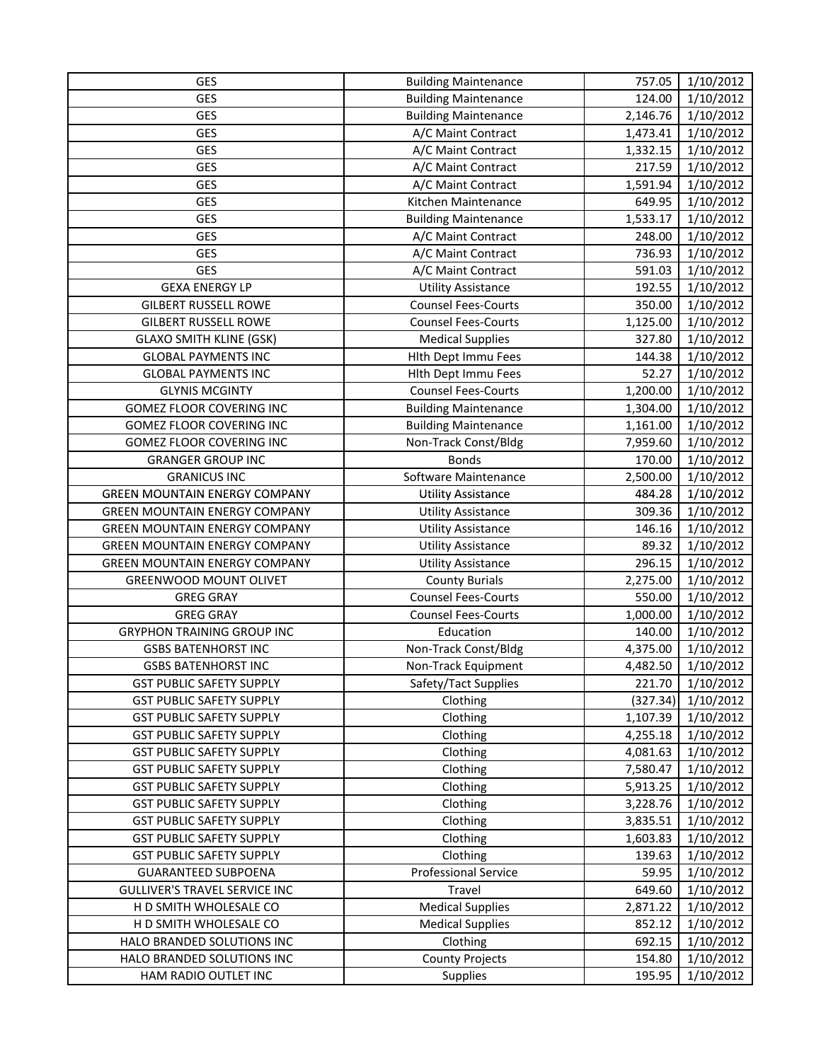| | | | |
|---|---|---|---|
| GES | Building Maintenance | 757.05 | 1/10/2012 |
| GES | Building Maintenance | 124.00 | 1/10/2012 |
| GES | Building Maintenance | 2,146.76 | 1/10/2012 |
| GES | A/C Maint Contract | 1,473.41 | 1/10/2012 |
| GES | A/C Maint Contract | 1,332.15 | 1/10/2012 |
| GES | A/C Maint Contract | 217.59 | 1/10/2012 |
| GES | A/C Maint Contract | 1,591.94 | 1/10/2012 |
| GES | Kitchen Maintenance | 649.95 | 1/10/2012 |
| GES | Building Maintenance | 1,533.17 | 1/10/2012 |
| GES | A/C Maint Contract | 248.00 | 1/10/2012 |
| GES | A/C Maint Contract | 736.93 | 1/10/2012 |
| GES | A/C Maint Contract | 591.03 | 1/10/2012 |
| GEXA ENERGY LP | Utility Assistance | 192.55 | 1/10/2012 |
| GILBERT RUSSELL ROWE | Counsel Fees-Courts | 350.00 | 1/10/2012 |
| GILBERT RUSSELL ROWE | Counsel Fees-Courts | 1,125.00 | 1/10/2012 |
| GLAXO SMITH KLINE (GSK) | Medical Supplies | 327.80 | 1/10/2012 |
| GLOBAL PAYMENTS INC | Hlth Dept Immu Fees | 144.38 | 1/10/2012 |
| GLOBAL PAYMENTS INC | Hlth Dept Immu Fees | 52.27 | 1/10/2012 |
| GLYNIS MCGINTY | Counsel Fees-Courts | 1,200.00 | 1/10/2012 |
| GOMEZ FLOOR COVERING INC | Building Maintenance | 1,304.00 | 1/10/2012 |
| GOMEZ FLOOR COVERING INC | Building Maintenance | 1,161.00 | 1/10/2012 |
| GOMEZ FLOOR COVERING INC | Non-Track Const/Bldg | 7,959.60 | 1/10/2012 |
| GRANGER GROUP INC | Bonds | 170.00 | 1/10/2012 |
| GRANICUS INC | Software Maintenance | 2,500.00 | 1/10/2012 |
| GREEN MOUNTAIN ENERGY COMPANY | Utility Assistance | 484.28 | 1/10/2012 |
| GREEN MOUNTAIN ENERGY COMPANY | Utility Assistance | 309.36 | 1/10/2012 |
| GREEN MOUNTAIN ENERGY COMPANY | Utility Assistance | 146.16 | 1/10/2012 |
| GREEN MOUNTAIN ENERGY COMPANY | Utility Assistance | 89.32 | 1/10/2012 |
| GREEN MOUNTAIN ENERGY COMPANY | Utility Assistance | 296.15 | 1/10/2012 |
| GREENWOOD MOUNT OLIVET | County Burials | 2,275.00 | 1/10/2012 |
| GREG GRAY | Counsel Fees-Courts | 550.00 | 1/10/2012 |
| GREG GRAY | Counsel Fees-Courts | 1,000.00 | 1/10/2012 |
| GRYPHON TRAINING GROUP INC | Education | 140.00 | 1/10/2012 |
| GSBS BATENHORST INC | Non-Track Const/Bldg | 4,375.00 | 1/10/2012 |
| GSBS BATENHORST INC | Non-Track Equipment | 4,482.50 | 1/10/2012 |
| GST PUBLIC SAFETY SUPPLY | Safety/Tact Supplies | 221.70 | 1/10/2012 |
| GST PUBLIC SAFETY SUPPLY | Clothing | (327.34) | 1/10/2012 |
| GST PUBLIC SAFETY SUPPLY | Clothing | 1,107.39 | 1/10/2012 |
| GST PUBLIC SAFETY SUPPLY | Clothing | 4,255.18 | 1/10/2012 |
| GST PUBLIC SAFETY SUPPLY | Clothing | 4,081.63 | 1/10/2012 |
| GST PUBLIC SAFETY SUPPLY | Clothing | 7,580.47 | 1/10/2012 |
| GST PUBLIC SAFETY SUPPLY | Clothing | 5,913.25 | 1/10/2012 |
| GST PUBLIC SAFETY SUPPLY | Clothing | 3,228.76 | 1/10/2012 |
| GST PUBLIC SAFETY SUPPLY | Clothing | 3,835.51 | 1/10/2012 |
| GST PUBLIC SAFETY SUPPLY | Clothing | 1,603.83 | 1/10/2012 |
| GST PUBLIC SAFETY SUPPLY | Clothing | 139.63 | 1/10/2012 |
| GUARANTEED SUBPOENA | Professional Service | 59.95 | 1/10/2012 |
| GULLIVER'S TRAVEL SERVICE INC | Travel | 649.60 | 1/10/2012 |
| H D SMITH WHOLESALE CO | Medical Supplies | 2,871.22 | 1/10/2012 |
| H D SMITH WHOLESALE CO | Medical Supplies | 852.12 | 1/10/2012 |
| HALO BRANDED SOLUTIONS INC | Clothing | 692.15 | 1/10/2012 |
| HALO BRANDED SOLUTIONS INC | County Projects | 154.80 | 1/10/2012 |
| HAM RADIO OUTLET INC | Supplies | 195.95 | 1/10/2012 |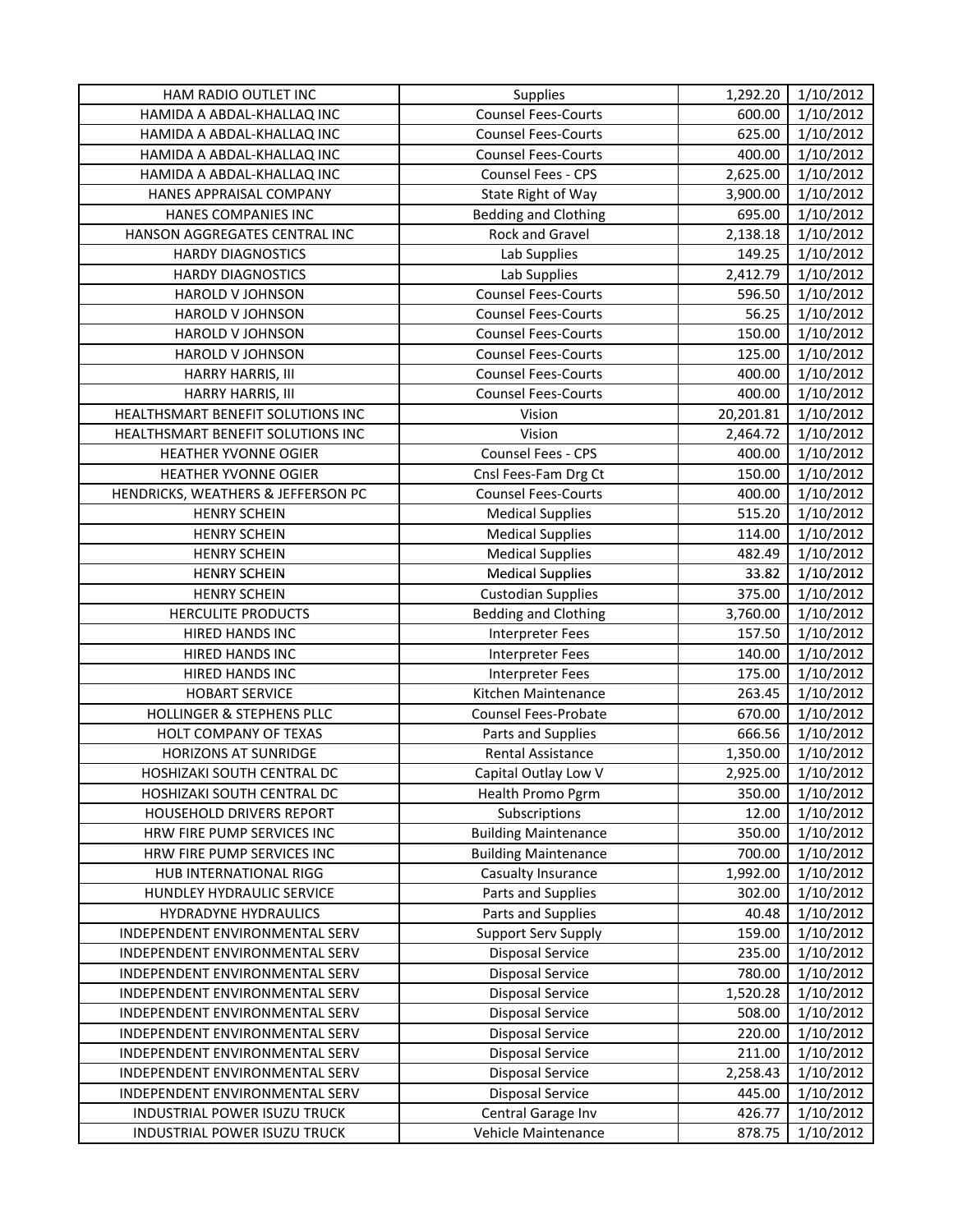| | | | |
|---|---|---|---|
| HAM RADIO OUTLET INC | Supplies | 1,292.20 | 1/10/2012 |
| HAMIDA A ABDAL-KHALLAQ INC | Counsel Fees-Courts | 600.00 | 1/10/2012 |
| HAMIDA A ABDAL-KHALLAQ INC | Counsel Fees-Courts | 625.00 | 1/10/2012 |
| HAMIDA A ABDAL-KHALLAQ INC | Counsel Fees-Courts | 400.00 | 1/10/2012 |
| HAMIDA A ABDAL-KHALLAQ INC | Counsel Fees - CPS | 2,625.00 | 1/10/2012 |
| HANES APPRAISAL COMPANY | State Right of Way | 3,900.00 | 1/10/2012 |
| HANES COMPANIES INC | Bedding and Clothing | 695.00 | 1/10/2012 |
| HANSON AGGREGATES CENTRAL INC | Rock and Gravel | 2,138.18 | 1/10/2012 |
| HARDY DIAGNOSTICS | Lab Supplies | 149.25 | 1/10/2012 |
| HARDY DIAGNOSTICS | Lab Supplies | 2,412.79 | 1/10/2012 |
| HAROLD V JOHNSON | Counsel Fees-Courts | 596.50 | 1/10/2012 |
| HAROLD V JOHNSON | Counsel Fees-Courts | 56.25 | 1/10/2012 |
| HAROLD V JOHNSON | Counsel Fees-Courts | 150.00 | 1/10/2012 |
| HAROLD V JOHNSON | Counsel Fees-Courts | 125.00 | 1/10/2012 |
| HARRY HARRIS, III | Counsel Fees-Courts | 400.00 | 1/10/2012 |
| HARRY HARRIS, III | Counsel Fees-Courts | 400.00 | 1/10/2012 |
| HEALTHSMART BENEFIT SOLUTIONS INC | Vision | 20,201.81 | 1/10/2012 |
| HEALTHSMART BENEFIT SOLUTIONS INC | Vision | 2,464.72 | 1/10/2012 |
| HEATHER YVONNE OGIER | Counsel Fees - CPS | 400.00 | 1/10/2012 |
| HEATHER YVONNE OGIER | Cnsl Fees-Fam Drg Ct | 150.00 | 1/10/2012 |
| HENDRICKS, WEATHERS & JEFFERSON PC | Counsel Fees-Courts | 400.00 | 1/10/2012 |
| HENRY SCHEIN | Medical Supplies | 515.20 | 1/10/2012 |
| HENRY SCHEIN | Medical Supplies | 114.00 | 1/10/2012 |
| HENRY SCHEIN | Medical Supplies | 482.49 | 1/10/2012 |
| HENRY SCHEIN | Medical Supplies | 33.82 | 1/10/2012 |
| HENRY SCHEIN | Custodian Supplies | 375.00 | 1/10/2012 |
| HERCULITE PRODUCTS | Bedding and Clothing | 3,760.00 | 1/10/2012 |
| HIRED HANDS INC | Interpreter Fees | 157.50 | 1/10/2012 |
| HIRED HANDS INC | Interpreter Fees | 140.00 | 1/10/2012 |
| HIRED HANDS INC | Interpreter Fees | 175.00 | 1/10/2012 |
| HOBART SERVICE | Kitchen Maintenance | 263.45 | 1/10/2012 |
| HOLLINGER & STEPHENS PLLC | Counsel Fees-Probate | 670.00 | 1/10/2012 |
| HOLT COMPANY OF TEXAS | Parts and Supplies | 666.56 | 1/10/2012 |
| HORIZONS AT SUNRIDGE | Rental Assistance | 1,350.00 | 1/10/2012 |
| HOSHIZAKI SOUTH CENTRAL DC | Capital Outlay Low V | 2,925.00 | 1/10/2012 |
| HOSHIZAKI SOUTH CENTRAL DC | Health Promo Pgrm | 350.00 | 1/10/2012 |
| HOUSEHOLD DRIVERS REPORT | Subscriptions | 12.00 | 1/10/2012 |
| HRW FIRE PUMP SERVICES INC | Building Maintenance | 350.00 | 1/10/2012 |
| HRW FIRE PUMP SERVICES INC | Building Maintenance | 700.00 | 1/10/2012 |
| HUB INTERNATIONAL RIGG | Casualty Insurance | 1,992.00 | 1/10/2012 |
| HUNDLEY HYDRAULIC SERVICE | Parts and Supplies | 302.00 | 1/10/2012 |
| HYDRADYNE HYDRAULICS | Parts and Supplies | 40.48 | 1/10/2012 |
| INDEPENDENT ENVIRONMENTAL SERV | Support Serv Supply | 159.00 | 1/10/2012 |
| INDEPENDENT ENVIRONMENTAL SERV | Disposal Service | 235.00 | 1/10/2012 |
| INDEPENDENT ENVIRONMENTAL SERV | Disposal Service | 780.00 | 1/10/2012 |
| INDEPENDENT ENVIRONMENTAL SERV | Disposal Service | 1,520.28 | 1/10/2012 |
| INDEPENDENT ENVIRONMENTAL SERV | Disposal Service | 508.00 | 1/10/2012 |
| INDEPENDENT ENVIRONMENTAL SERV | Disposal Service | 220.00 | 1/10/2012 |
| INDEPENDENT ENVIRONMENTAL SERV | Disposal Service | 211.00 | 1/10/2012 |
| INDEPENDENT ENVIRONMENTAL SERV | Disposal Service | 2,258.43 | 1/10/2012 |
| INDEPENDENT ENVIRONMENTAL SERV | Disposal Service | 445.00 | 1/10/2012 |
| INDUSTRIAL POWER ISUZU TRUCK | Central Garage Inv | 426.77 | 1/10/2012 |
| INDUSTRIAL POWER ISUZU TRUCK | Vehicle Maintenance | 878.75 | 1/10/2012 |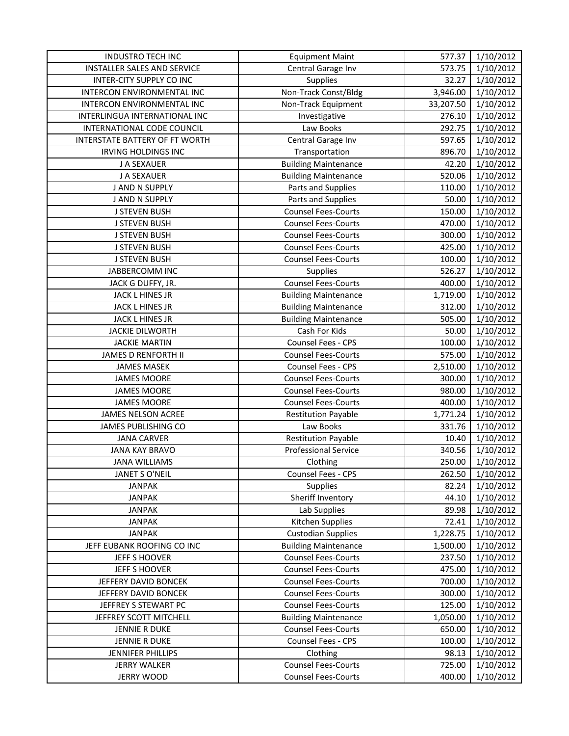| | | | |
|---|---|---|---|
| INDUSTRO TECH INC | Equipment Maint | 577.37 | 1/10/2012 |
| INSTALLER SALES AND SERVICE | Central Garage Inv | 573.75 | 1/10/2012 |
| INTER-CITY SUPPLY CO INC | Supplies | 32.27 | 1/10/2012 |
| INTERCON ENVIRONMENTAL INC | Non-Track Const/Bldg | 3,946.00 | 1/10/2012 |
| INTERCON ENVIRONMENTAL INC | Non-Track Equipment | 33,207.50 | 1/10/2012 |
| INTERLINGUA INTERNATIONAL INC | Investigative | 276.10 | 1/10/2012 |
| INTERNATIONAL CODE COUNCIL | Law Books | 292.75 | 1/10/2012 |
| INTERSTATE BATTERY OF FT WORTH | Central Garage Inv | 597.65 | 1/10/2012 |
| IRVING HOLDINGS INC | Transportation | 896.70 | 1/10/2012 |
| J A SEXAUER | Building Maintenance | 42.20 | 1/10/2012 |
| J A SEXAUER | Building Maintenance | 520.06 | 1/10/2012 |
| J AND N SUPPLY | Parts and Supplies | 110.00 | 1/10/2012 |
| J AND N SUPPLY | Parts and Supplies | 50.00 | 1/10/2012 |
| J STEVEN BUSH | Counsel Fees-Courts | 150.00 | 1/10/2012 |
| J STEVEN BUSH | Counsel Fees-Courts | 470.00 | 1/10/2012 |
| J STEVEN BUSH | Counsel Fees-Courts | 300.00 | 1/10/2012 |
| J STEVEN BUSH | Counsel Fees-Courts | 425.00 | 1/10/2012 |
| J STEVEN BUSH | Counsel Fees-Courts | 100.00 | 1/10/2012 |
| JABBERCOMM INC | Supplies | 526.27 | 1/10/2012 |
| JACK G DUFFY, JR. | Counsel Fees-Courts | 400.00 | 1/10/2012 |
| JACK L HINES JR | Building Maintenance | 1,719.00 | 1/10/2012 |
| JACK L HINES JR | Building Maintenance | 312.00 | 1/10/2012 |
| JACK L HINES JR | Building Maintenance | 505.00 | 1/10/2012 |
| JACKIE DILWORTH | Cash For Kids | 50.00 | 1/10/2012 |
| JACKIE MARTIN | Counsel Fees - CPS | 100.00 | 1/10/2012 |
| JAMES D RENFORTH II | Counsel Fees-Courts | 575.00 | 1/10/2012 |
| JAMES MASEK | Counsel Fees - CPS | 2,510.00 | 1/10/2012 |
| JAMES MOORE | Counsel Fees-Courts | 300.00 | 1/10/2012 |
| JAMES MOORE | Counsel Fees-Courts | 980.00 | 1/10/2012 |
| JAMES MOORE | Counsel Fees-Courts | 400.00 | 1/10/2012 |
| JAMES NELSON ACREE | Restitution Payable | 1,771.24 | 1/10/2012 |
| JAMES PUBLISHING CO | Law Books | 331.76 | 1/10/2012 |
| JANA CARVER | Restitution Payable | 10.40 | 1/10/2012 |
| JANA KAY BRAVO | Professional Service | 340.56 | 1/10/2012 |
| JANA WILLIAMS | Clothing | 250.00 | 1/10/2012 |
| JANET S O'NEIL | Counsel Fees - CPS | 262.50 | 1/10/2012 |
| JANPAK | Supplies | 82.24 | 1/10/2012 |
| JANPAK | Sheriff Inventory | 44.10 | 1/10/2012 |
| JANPAK | Lab Supplies | 89.98 | 1/10/2012 |
| JANPAK | Kitchen Supplies | 72.41 | 1/10/2012 |
| JANPAK | Custodian Supplies | 1,228.75 | 1/10/2012 |
| JEFF EUBANK ROOFING CO INC | Building Maintenance | 1,500.00 | 1/10/2012 |
| JEFF S HOOVER | Counsel Fees-Courts | 237.50 | 1/10/2012 |
| JEFF S HOOVER | Counsel Fees-Courts | 475.00 | 1/10/2012 |
| JEFFERY DAVID BONCEK | Counsel Fees-Courts | 700.00 | 1/10/2012 |
| JEFFERY DAVID BONCEK | Counsel Fees-Courts | 300.00 | 1/10/2012 |
| JEFFREY S STEWART PC | Counsel Fees-Courts | 125.00 | 1/10/2012 |
| JEFFREY SCOTT MITCHELL | Building Maintenance | 1,050.00 | 1/10/2012 |
| JENNIE R DUKE | Counsel Fees-Courts | 650.00 | 1/10/2012 |
| JENNIE R DUKE | Counsel Fees - CPS | 100.00 | 1/10/2012 |
| JENNIFER PHILLIPS | Clothing | 98.13 | 1/10/2012 |
| JERRY WALKER | Counsel Fees-Courts | 725.00 | 1/10/2012 |
| JERRY WOOD | Counsel Fees-Courts | 400.00 | 1/10/2012 |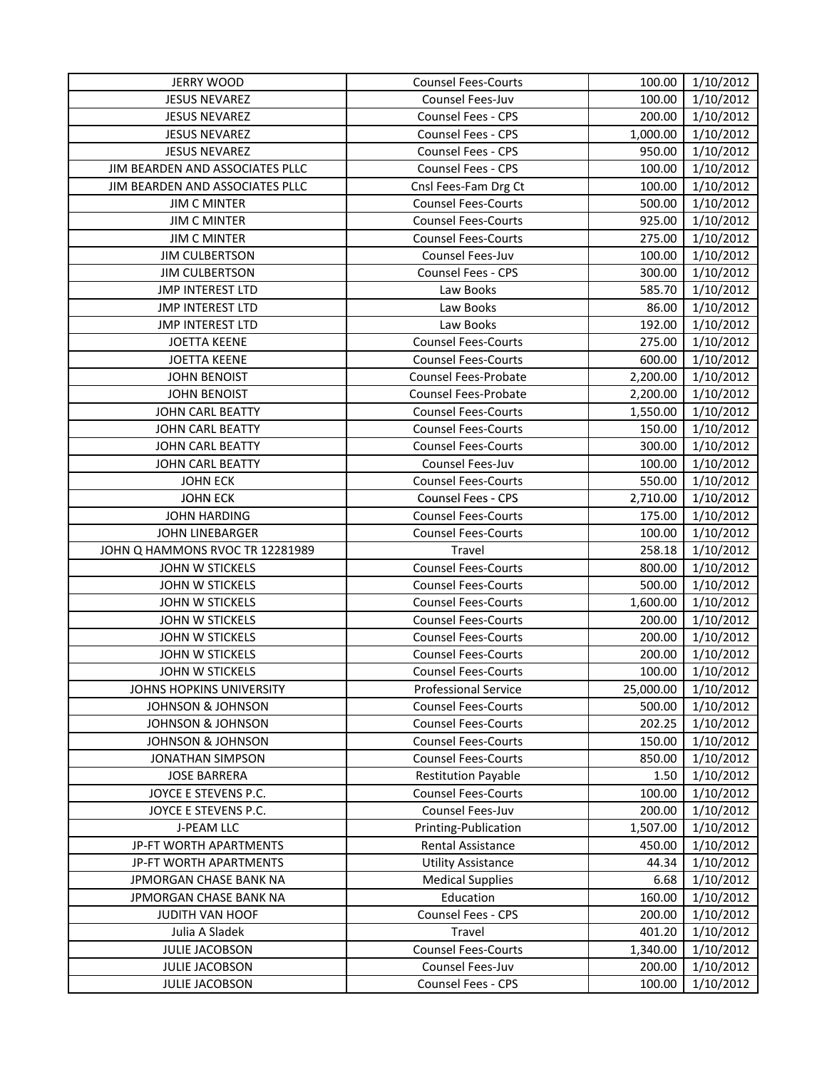| | | | |
|---|---|---|---|
| JERRY WOOD | Counsel Fees-Courts | 100.00 | 1/10/2012 |
| JESUS NEVAREZ | Counsel Fees-Juv | 100.00 | 1/10/2012 |
| JESUS NEVAREZ | Counsel Fees - CPS | 200.00 | 1/10/2012 |
| JESUS NEVAREZ | Counsel Fees - CPS | 1,000.00 | 1/10/2012 |
| JESUS NEVAREZ | Counsel Fees - CPS | 950.00 | 1/10/2012 |
| JIM BEARDEN AND ASSOCIATES PLLC | Counsel Fees - CPS | 100.00 | 1/10/2012 |
| JIM BEARDEN AND ASSOCIATES PLLC | Cnsl Fees-Fam Drg Ct | 100.00 | 1/10/2012 |
| JIM C MINTER | Counsel Fees-Courts | 500.00 | 1/10/2012 |
| JIM C MINTER | Counsel Fees-Courts | 925.00 | 1/10/2012 |
| JIM C MINTER | Counsel Fees-Courts | 275.00 | 1/10/2012 |
| JIM CULBERTSON | Counsel Fees-Juv | 100.00 | 1/10/2012 |
| JIM CULBERTSON | Counsel Fees - CPS | 300.00 | 1/10/2012 |
| JMP INTEREST LTD | Law Books | 585.70 | 1/10/2012 |
| JMP INTEREST LTD | Law Books | 86.00 | 1/10/2012 |
| JMP INTEREST LTD | Law Books | 192.00 | 1/10/2012 |
| JOETTA KEENE | Counsel Fees-Courts | 275.00 | 1/10/2012 |
| JOETTA KEENE | Counsel Fees-Courts | 600.00 | 1/10/2012 |
| JOHN BENOIST | Counsel Fees-Probate | 2,200.00 | 1/10/2012 |
| JOHN BENOIST | Counsel Fees-Probate | 2,200.00 | 1/10/2012 |
| JOHN CARL BEATTY | Counsel Fees-Courts | 1,550.00 | 1/10/2012 |
| JOHN CARL BEATTY | Counsel Fees-Courts | 150.00 | 1/10/2012 |
| JOHN CARL BEATTY | Counsel Fees-Courts | 300.00 | 1/10/2012 |
| JOHN CARL BEATTY | Counsel Fees-Juv | 100.00 | 1/10/2012 |
| JOHN ECK | Counsel Fees-Courts | 550.00 | 1/10/2012 |
| JOHN ECK | Counsel Fees - CPS | 2,710.00 | 1/10/2012 |
| JOHN HARDING | Counsel Fees-Courts | 175.00 | 1/10/2012 |
| JOHN LINEBARGER | Counsel Fees-Courts | 100.00 | 1/10/2012 |
| JOHN Q HAMMONS RVOC TR 12281989 | Travel | 258.18 | 1/10/2012 |
| JOHN W STICKELS | Counsel Fees-Courts | 800.00 | 1/10/2012 |
| JOHN W STICKELS | Counsel Fees-Courts | 500.00 | 1/10/2012 |
| JOHN W STICKELS | Counsel Fees-Courts | 1,600.00 | 1/10/2012 |
| JOHN W STICKELS | Counsel Fees-Courts | 200.00 | 1/10/2012 |
| JOHN W STICKELS | Counsel Fees-Courts | 200.00 | 1/10/2012 |
| JOHN W STICKELS | Counsel Fees-Courts | 200.00 | 1/10/2012 |
| JOHN W STICKELS | Counsel Fees-Courts | 100.00 | 1/10/2012 |
| JOHNS HOPKINS UNIVERSITY | Professional Service | 25,000.00 | 1/10/2012 |
| JOHNSON & JOHNSON | Counsel Fees-Courts | 500.00 | 1/10/2012 |
| JOHNSON & JOHNSON | Counsel Fees-Courts | 202.25 | 1/10/2012 |
| JOHNSON & JOHNSON | Counsel Fees-Courts | 150.00 | 1/10/2012 |
| JONATHAN SIMPSON | Counsel Fees-Courts | 850.00 | 1/10/2012 |
| JOSE BARRERA | Restitution Payable | 1.50 | 1/10/2012 |
| JOYCE E STEVENS P.C. | Counsel Fees-Courts | 100.00 | 1/10/2012 |
| JOYCE E STEVENS P.C. | Counsel Fees-Juv | 200.00 | 1/10/2012 |
| J-PEAM LLC | Printing-Publication | 1,507.00 | 1/10/2012 |
| JP-FT WORTH APARTMENTS | Rental Assistance | 450.00 | 1/10/2012 |
| JP-FT WORTH APARTMENTS | Utility Assistance | 44.34 | 1/10/2012 |
| JPMORGAN CHASE BANK NA | Medical Supplies | 6.68 | 1/10/2012 |
| JPMORGAN CHASE BANK NA | Education | 160.00 | 1/10/2012 |
| JUDITH VAN HOOF | Counsel Fees - CPS | 200.00 | 1/10/2012 |
| Julia A Sladek | Travel | 401.20 | 1/10/2012 |
| JULIE JACOBSON | Counsel Fees-Courts | 1,340.00 | 1/10/2012 |
| JULIE JACOBSON | Counsel Fees-Juv | 200.00 | 1/10/2012 |
| JULIE JACOBSON | Counsel Fees - CPS | 100.00 | 1/10/2012 |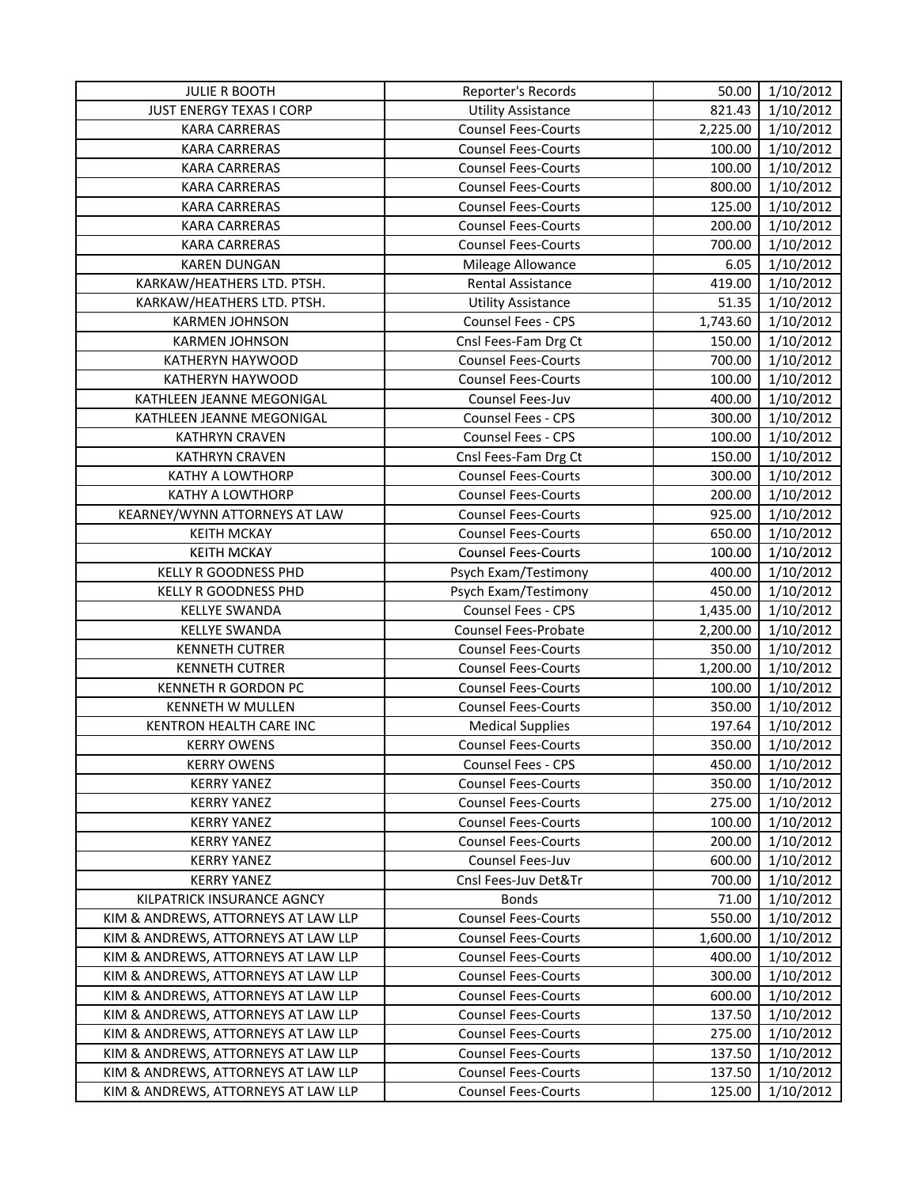| | | | |
|---|---|---|---|
| JULIE R BOOTH | Reporter's Records | 50.00 | 1/10/2012 |
| JUST ENERGY TEXAS I CORP | Utility Assistance | 821.43 | 1/10/2012 |
| KARA CARRERAS | Counsel Fees-Courts | 2,225.00 | 1/10/2012 |
| KARA CARRERAS | Counsel Fees-Courts | 100.00 | 1/10/2012 |
| KARA CARRERAS | Counsel Fees-Courts | 100.00 | 1/10/2012 |
| KARA CARRERAS | Counsel Fees-Courts | 800.00 | 1/10/2012 |
| KARA CARRERAS | Counsel Fees-Courts | 125.00 | 1/10/2012 |
| KARA CARRERAS | Counsel Fees-Courts | 200.00 | 1/10/2012 |
| KARA CARRERAS | Counsel Fees-Courts | 700.00 | 1/10/2012 |
| KAREN DUNGAN | Mileage Allowance | 6.05 | 1/10/2012 |
| KARKAW/HEATHERS LTD. PTSH. | Rental Assistance | 419.00 | 1/10/2012 |
| KARKAW/HEATHERS LTD. PTSH. | Utility Assistance | 51.35 | 1/10/2012 |
| KARMEN JOHNSON | Counsel Fees - CPS | 1,743.60 | 1/10/2012 |
| KARMEN JOHNSON | Cnsl Fees-Fam Drg Ct | 150.00 | 1/10/2012 |
| KATHERYN HAYWOOD | Counsel Fees-Courts | 700.00 | 1/10/2012 |
| KATHERYN HAYWOOD | Counsel Fees-Courts | 100.00 | 1/10/2012 |
| KATHLEEN JEANNE MEGONIGAL | Counsel Fees-Juv | 400.00 | 1/10/2012 |
| KATHLEEN JEANNE MEGONIGAL | Counsel Fees - CPS | 300.00 | 1/10/2012 |
| KATHRYN CRAVEN | Counsel Fees - CPS | 100.00 | 1/10/2012 |
| KATHRYN CRAVEN | Cnsl Fees-Fam Drg Ct | 150.00 | 1/10/2012 |
| KATHY A LOWTHORP | Counsel Fees-Courts | 300.00 | 1/10/2012 |
| KATHY A LOWTHORP | Counsel Fees-Courts | 200.00 | 1/10/2012 |
| KEARNEY/WYNN ATTORNEYS AT LAW | Counsel Fees-Courts | 925.00 | 1/10/2012 |
| KEITH MCKAY | Counsel Fees-Courts | 650.00 | 1/10/2012 |
| KEITH MCKAY | Counsel Fees-Courts | 100.00 | 1/10/2012 |
| KELLY R GOODNESS PHD | Psych Exam/Testimony | 400.00 | 1/10/2012 |
| KELLY R GOODNESS PHD | Psych Exam/Testimony | 450.00 | 1/10/2012 |
| KELLYE SWANDA | Counsel Fees - CPS | 1,435.00 | 1/10/2012 |
| KELLYE SWANDA | Counsel Fees-Probate | 2,200.00 | 1/10/2012 |
| KENNETH CUTRER | Counsel Fees-Courts | 350.00 | 1/10/2012 |
| KENNETH CUTRER | Counsel Fees-Courts | 1,200.00 | 1/10/2012 |
| KENNETH R GORDON PC | Counsel Fees-Courts | 100.00 | 1/10/2012 |
| KENNETH W MULLEN | Counsel Fees-Courts | 350.00 | 1/10/2012 |
| KENTRON HEALTH CARE INC | Medical Supplies | 197.64 | 1/10/2012 |
| KERRY OWENS | Counsel Fees-Courts | 350.00 | 1/10/2012 |
| KERRY OWENS | Counsel Fees - CPS | 450.00 | 1/10/2012 |
| KERRY YANEZ | Counsel Fees-Courts | 350.00 | 1/10/2012 |
| KERRY YANEZ | Counsel Fees-Courts | 275.00 | 1/10/2012 |
| KERRY YANEZ | Counsel Fees-Courts | 100.00 | 1/10/2012 |
| KERRY YANEZ | Counsel Fees-Courts | 200.00 | 1/10/2012 |
| KERRY YANEZ | Counsel Fees-Juv | 600.00 | 1/10/2012 |
| KERRY YANEZ | Cnsl Fees-Juv Det&Tr | 700.00 | 1/10/2012 |
| KILPATRICK INSURANCE AGNCY | Bonds | 71.00 | 1/10/2012 |
| KIM & ANDREWS, ATTORNEYS AT LAW LLP | Counsel Fees-Courts | 550.00 | 1/10/2012 |
| KIM & ANDREWS, ATTORNEYS AT LAW LLP | Counsel Fees-Courts | 1,600.00 | 1/10/2012 |
| KIM & ANDREWS, ATTORNEYS AT LAW LLP | Counsel Fees-Courts | 400.00 | 1/10/2012 |
| KIM & ANDREWS, ATTORNEYS AT LAW LLP | Counsel Fees-Courts | 300.00 | 1/10/2012 |
| KIM & ANDREWS, ATTORNEYS AT LAW LLP | Counsel Fees-Courts | 600.00 | 1/10/2012 |
| KIM & ANDREWS, ATTORNEYS AT LAW LLP | Counsel Fees-Courts | 137.50 | 1/10/2012 |
| KIM & ANDREWS, ATTORNEYS AT LAW LLP | Counsel Fees-Courts | 275.00 | 1/10/2012 |
| KIM & ANDREWS, ATTORNEYS AT LAW LLP | Counsel Fees-Courts | 137.50 | 1/10/2012 |
| KIM & ANDREWS, ATTORNEYS AT LAW LLP | Counsel Fees-Courts | 137.50 | 1/10/2012 |
| KIM & ANDREWS, ATTORNEYS AT LAW LLP | Counsel Fees-Courts | 125.00 | 1/10/2012 |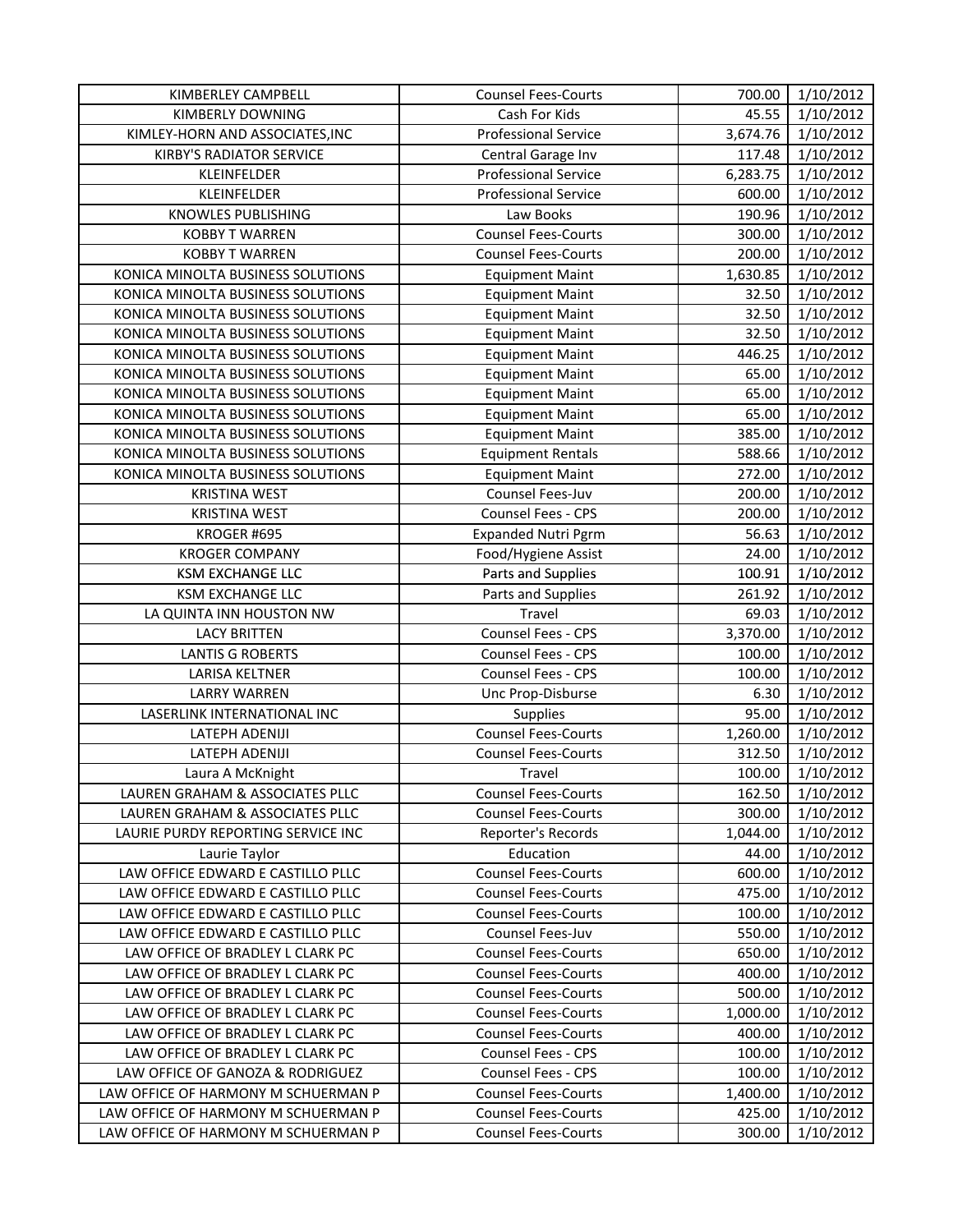| | | | |
|---|---|---|---|
| KIMBERLEY CAMPBELL | Counsel Fees-Courts | 700.00 | 1/10/2012 |
| KIMBERLY DOWNING | Cash For Kids | 45.55 | 1/10/2012 |
| KIMLEY-HORN AND ASSOCIATES,INC | Professional Service | 3,674.76 | 1/10/2012 |
| KIRBY'S RADIATOR SERVICE | Central Garage Inv | 117.48 | 1/10/2012 |
| KLEINFELDER | Professional Service | 6,283.75 | 1/10/2012 |
| KLEINFELDER | Professional Service | 600.00 | 1/10/2012 |
| KNOWLES PUBLISHING | Law Books | 190.96 | 1/10/2012 |
| KOBBY T WARREN | Counsel Fees-Courts | 300.00 | 1/10/2012 |
| KOBBY T WARREN | Counsel Fees-Courts | 200.00 | 1/10/2012 |
| KONICA MINOLTA BUSINESS SOLUTIONS | Equipment Maint | 1,630.85 | 1/10/2012 |
| KONICA MINOLTA BUSINESS SOLUTIONS | Equipment Maint | 32.50 | 1/10/2012 |
| KONICA MINOLTA BUSINESS SOLUTIONS | Equipment Maint | 32.50 | 1/10/2012 |
| KONICA MINOLTA BUSINESS SOLUTIONS | Equipment Maint | 32.50 | 1/10/2012 |
| KONICA MINOLTA BUSINESS SOLUTIONS | Equipment Maint | 446.25 | 1/10/2012 |
| KONICA MINOLTA BUSINESS SOLUTIONS | Equipment Maint | 65.00 | 1/10/2012 |
| KONICA MINOLTA BUSINESS SOLUTIONS | Equipment Maint | 65.00 | 1/10/2012 |
| KONICA MINOLTA BUSINESS SOLUTIONS | Equipment Maint | 65.00 | 1/10/2012 |
| KONICA MINOLTA BUSINESS SOLUTIONS | Equipment Maint | 385.00 | 1/10/2012 |
| KONICA MINOLTA BUSINESS SOLUTIONS | Equipment Rentals | 588.66 | 1/10/2012 |
| KONICA MINOLTA BUSINESS SOLUTIONS | Equipment Maint | 272.00 | 1/10/2012 |
| KRISTINA WEST | Counsel Fees-Juv | 200.00 | 1/10/2012 |
| KRISTINA WEST | Counsel Fees - CPS | 200.00 | 1/10/2012 |
| KROGER #695 | Expanded Nutri Pgrm | 56.63 | 1/10/2012 |
| KROGER COMPANY | Food/Hygiene Assist | 24.00 | 1/10/2012 |
| KSM EXCHANGE LLC | Parts and Supplies | 100.91 | 1/10/2012 |
| KSM EXCHANGE LLC | Parts and Supplies | 261.92 | 1/10/2012 |
| LA QUINTA INN HOUSTON NW | Travel | 69.03 | 1/10/2012 |
| LACY BRITTEN | Counsel Fees - CPS | 3,370.00 | 1/10/2012 |
| LANTIS G ROBERTS | Counsel Fees - CPS | 100.00 | 1/10/2012 |
| LARISA KELTNER | Counsel Fees - CPS | 100.00 | 1/10/2012 |
| LARRY WARREN | Unc Prop-Disburse | 6.30 | 1/10/2012 |
| LASERLINK INTERNATIONAL INC | Supplies | 95.00 | 1/10/2012 |
| LATEPH ADENIJI | Counsel Fees-Courts | 1,260.00 | 1/10/2012 |
| LATEPH ADENIJI | Counsel Fees-Courts | 312.50 | 1/10/2012 |
| Laura A McKnight | Travel | 100.00 | 1/10/2012 |
| LAUREN GRAHAM & ASSOCIATES PLLC | Counsel Fees-Courts | 162.50 | 1/10/2012 |
| LAUREN GRAHAM & ASSOCIATES PLLC | Counsel Fees-Courts | 300.00 | 1/10/2012 |
| LAURIE PURDY REPORTING SERVICE INC | Reporter's Records | 1,044.00 | 1/10/2012 |
| Laurie Taylor | Education | 44.00 | 1/10/2012 |
| LAW OFFICE EDWARD E CASTILLO PLLC | Counsel Fees-Courts | 600.00 | 1/10/2012 |
| LAW OFFICE EDWARD E CASTILLO PLLC | Counsel Fees-Courts | 475.00 | 1/10/2012 |
| LAW OFFICE EDWARD E CASTILLO PLLC | Counsel Fees-Courts | 100.00 | 1/10/2012 |
| LAW OFFICE EDWARD E CASTILLO PLLC | Counsel Fees-Juv | 550.00 | 1/10/2012 |
| LAW OFFICE OF BRADLEY L CLARK PC | Counsel Fees-Courts | 650.00 | 1/10/2012 |
| LAW OFFICE OF BRADLEY L CLARK PC | Counsel Fees-Courts | 400.00 | 1/10/2012 |
| LAW OFFICE OF BRADLEY L CLARK PC | Counsel Fees-Courts | 500.00 | 1/10/2012 |
| LAW OFFICE OF BRADLEY L CLARK PC | Counsel Fees-Courts | 1,000.00 | 1/10/2012 |
| LAW OFFICE OF BRADLEY L CLARK PC | Counsel Fees-Courts | 400.00 | 1/10/2012 |
| LAW OFFICE OF BRADLEY L CLARK PC | Counsel Fees - CPS | 100.00 | 1/10/2012 |
| LAW OFFICE OF GANOZA & RODRIGUEZ | Counsel Fees - CPS | 100.00 | 1/10/2012 |
| LAW OFFICE OF HARMONY M SCHUERMAN P | Counsel Fees-Courts | 1,400.00 | 1/10/2012 |
| LAW OFFICE OF HARMONY M SCHUERMAN P | Counsel Fees-Courts | 425.00 | 1/10/2012 |
| LAW OFFICE OF HARMONY M SCHUERMAN P | Counsel Fees-Courts | 300.00 | 1/10/2012 |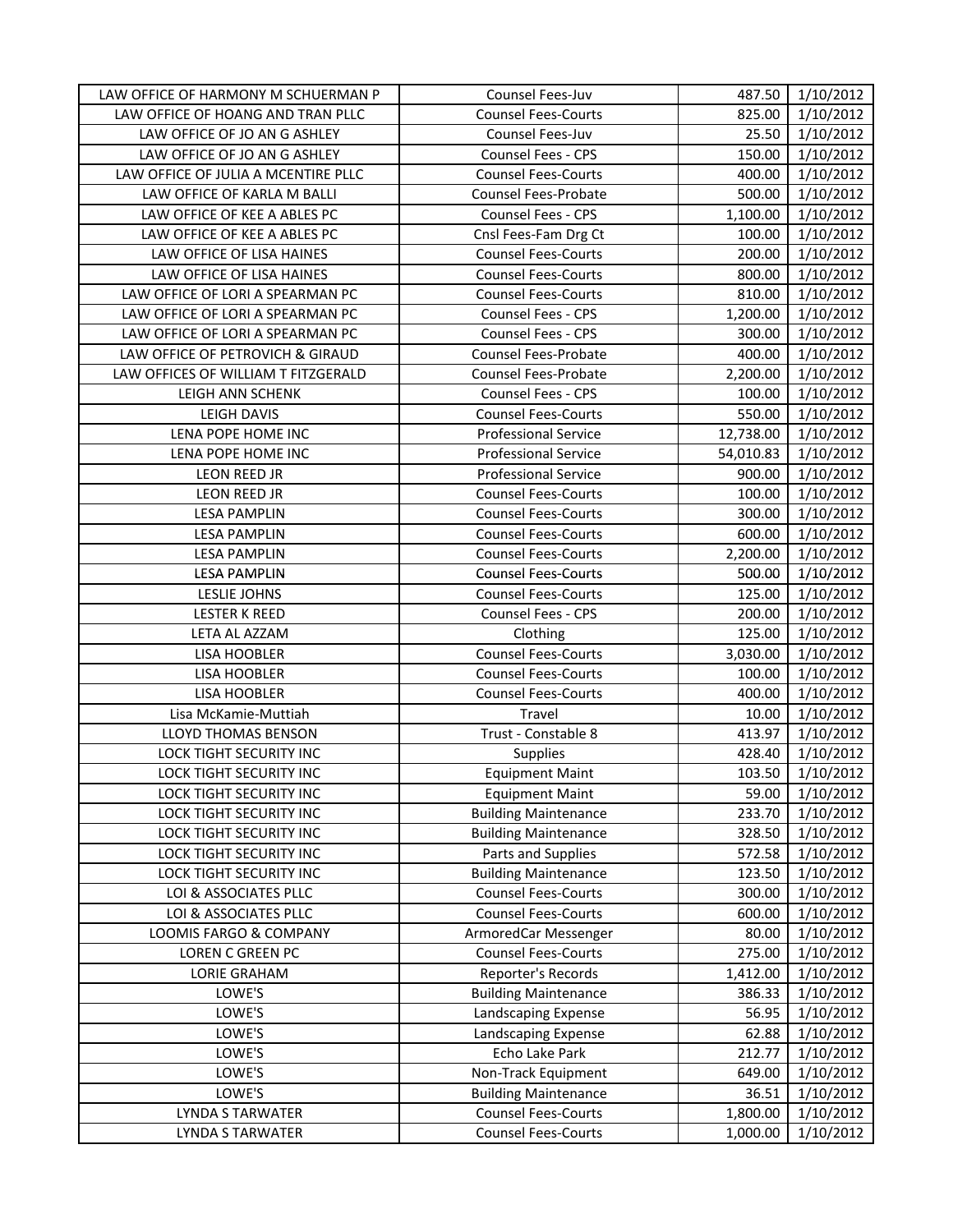| | | | |
|---|---|---|---|
| LAW OFFICE OF HARMONY M SCHUERMAN P | Counsel Fees-Juv | 487.50 | 1/10/2012 |
| LAW OFFICE OF HOANG AND TRAN PLLC | Counsel Fees-Courts | 825.00 | 1/10/2012 |
| LAW OFFICE OF JO AN G ASHLEY | Counsel Fees-Juv | 25.50 | 1/10/2012 |
| LAW OFFICE OF JO AN G ASHLEY | Counsel Fees - CPS | 150.00 | 1/10/2012 |
| LAW OFFICE OF JULIA A MCENTIRE PLLC | Counsel Fees-Courts | 400.00 | 1/10/2012 |
| LAW OFFICE OF KARLA M BALLI | Counsel Fees-Probate | 500.00 | 1/10/2012 |
| LAW OFFICE OF KEE A ABLES PC | Counsel Fees - CPS | 1,100.00 | 1/10/2012 |
| LAW OFFICE OF KEE A ABLES PC | Cnsl Fees-Fam Drg Ct | 100.00 | 1/10/2012 |
| LAW OFFICE OF LISA HAINES | Counsel Fees-Courts | 200.00 | 1/10/2012 |
| LAW OFFICE OF LISA HAINES | Counsel Fees-Courts | 800.00 | 1/10/2012 |
| LAW OFFICE OF LORI A SPEARMAN PC | Counsel Fees-Courts | 810.00 | 1/10/2012 |
| LAW OFFICE OF LORI A SPEARMAN PC | Counsel Fees - CPS | 1,200.00 | 1/10/2012 |
| LAW OFFICE OF LORI A SPEARMAN PC | Counsel Fees - CPS | 300.00 | 1/10/2012 |
| LAW OFFICE OF PETROVICH & GIRAUD | Counsel Fees-Probate | 400.00 | 1/10/2012 |
| LAW OFFICES OF WILLIAM T FITZGERALD | Counsel Fees-Probate | 2,200.00 | 1/10/2012 |
| LEIGH ANN SCHENK | Counsel Fees - CPS | 100.00 | 1/10/2012 |
| LEIGH DAVIS | Counsel Fees-Courts | 550.00 | 1/10/2012 |
| LENA POPE HOME INC | Professional Service | 12,738.00 | 1/10/2012 |
| LENA POPE HOME INC | Professional Service | 54,010.83 | 1/10/2012 |
| LEON REED JR | Professional Service | 900.00 | 1/10/2012 |
| LEON REED JR | Counsel Fees-Courts | 100.00 | 1/10/2012 |
| LESA PAMPLIN | Counsel Fees-Courts | 300.00 | 1/10/2012 |
| LESA PAMPLIN | Counsel Fees-Courts | 600.00 | 1/10/2012 |
| LESA PAMPLIN | Counsel Fees-Courts | 2,200.00 | 1/10/2012 |
| LESA PAMPLIN | Counsel Fees-Courts | 500.00 | 1/10/2012 |
| LESLIE JOHNS | Counsel Fees-Courts | 125.00 | 1/10/2012 |
| LESTER K REED | Counsel Fees - CPS | 200.00 | 1/10/2012 |
| LETA AL AZZAM | Clothing | 125.00 | 1/10/2012 |
| LISA HOOBLER | Counsel Fees-Courts | 3,030.00 | 1/10/2012 |
| LISA HOOBLER | Counsel Fees-Courts | 100.00 | 1/10/2012 |
| LISA HOOBLER | Counsel Fees-Courts | 400.00 | 1/10/2012 |
| Lisa McKamie-Muttiah | Travel | 10.00 | 1/10/2012 |
| LLOYD THOMAS BENSON | Trust - Constable 8 | 413.97 | 1/10/2012 |
| LOCK TIGHT SECURITY INC | Supplies | 428.40 | 1/10/2012 |
| LOCK TIGHT SECURITY INC | Equipment Maint | 103.50 | 1/10/2012 |
| LOCK TIGHT SECURITY INC | Equipment Maint | 59.00 | 1/10/2012 |
| LOCK TIGHT SECURITY INC | Building Maintenance | 233.70 | 1/10/2012 |
| LOCK TIGHT SECURITY INC | Building Maintenance | 328.50 | 1/10/2012 |
| LOCK TIGHT SECURITY INC | Parts and Supplies | 572.58 | 1/10/2012 |
| LOCK TIGHT SECURITY INC | Building Maintenance | 123.50 | 1/10/2012 |
| LOI & ASSOCIATES PLLC | Counsel Fees-Courts | 300.00 | 1/10/2012 |
| LOI & ASSOCIATES PLLC | Counsel Fees-Courts | 600.00 | 1/10/2012 |
| LOOMIS FARGO & COMPANY | ArmoredCar Messenger | 80.00 | 1/10/2012 |
| LOREN C GREEN PC | Counsel Fees-Courts | 275.00 | 1/10/2012 |
| LORIE GRAHAM | Reporter's Records | 1,412.00 | 1/10/2012 |
| LOWE'S | Building Maintenance | 386.33 | 1/10/2012 |
| LOWE'S | Landscaping Expense | 56.95 | 1/10/2012 |
| LOWE'S | Landscaping Expense | 62.88 | 1/10/2012 |
| LOWE'S | Echo Lake Park | 212.77 | 1/10/2012 |
| LOWE'S | Non-Track Equipment | 649.00 | 1/10/2012 |
| LOWE'S | Building Maintenance | 36.51 | 1/10/2012 |
| LYNDA S TARWATER | Counsel Fees-Courts | 1,800.00 | 1/10/2012 |
| LYNDA S TARWATER | Counsel Fees-Courts | 1,000.00 | 1/10/2012 |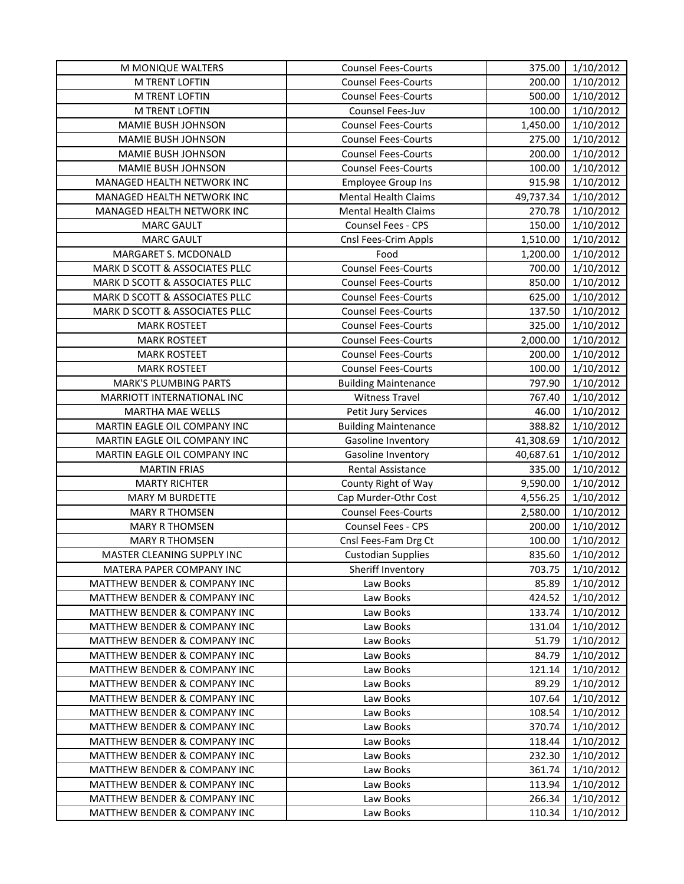| | | | |
|---|---|---|---|
| M MONIQUE WALTERS | Counsel Fees-Courts | 375.00 | 1/10/2012 |
| M TRENT LOFTIN | Counsel Fees-Courts | 200.00 | 1/10/2012 |
| M TRENT LOFTIN | Counsel Fees-Courts | 500.00 | 1/10/2012 |
| M TRENT LOFTIN | Counsel Fees-Juv | 100.00 | 1/10/2012 |
| MAMIE BUSH JOHNSON | Counsel Fees-Courts | 1,450.00 | 1/10/2012 |
| MAMIE BUSH JOHNSON | Counsel Fees-Courts | 275.00 | 1/10/2012 |
| MAMIE BUSH JOHNSON | Counsel Fees-Courts | 200.00 | 1/10/2012 |
| MAMIE BUSH JOHNSON | Counsel Fees-Courts | 100.00 | 1/10/2012 |
| MANAGED HEALTH NETWORK INC | Employee Group Ins | 915.98 | 1/10/2012 |
| MANAGED HEALTH NETWORK INC | Mental Health Claims | 49,737.34 | 1/10/2012 |
| MANAGED HEALTH NETWORK INC | Mental Health Claims | 270.78 | 1/10/2012 |
| MARC GAULT | Counsel Fees - CPS | 150.00 | 1/10/2012 |
| MARC GAULT | Cnsl Fees-Crim Appls | 1,510.00 | 1/10/2012 |
| MARGARET S. MCDONALD | Food | 1,200.00 | 1/10/2012 |
| MARK D SCOTT & ASSOCIATES PLLC | Counsel Fees-Courts | 700.00 | 1/10/2012 |
| MARK D SCOTT & ASSOCIATES PLLC | Counsel Fees-Courts | 850.00 | 1/10/2012 |
| MARK D SCOTT & ASSOCIATES PLLC | Counsel Fees-Courts | 625.00 | 1/10/2012 |
| MARK D SCOTT & ASSOCIATES PLLC | Counsel Fees-Courts | 137.50 | 1/10/2012 |
| MARK ROSTEET | Counsel Fees-Courts | 325.00 | 1/10/2012 |
| MARK ROSTEET | Counsel Fees-Courts | 2,000.00 | 1/10/2012 |
| MARK ROSTEET | Counsel Fees-Courts | 200.00 | 1/10/2012 |
| MARK ROSTEET | Counsel Fees-Courts | 100.00 | 1/10/2012 |
| MARK'S PLUMBING PARTS | Building Maintenance | 797.90 | 1/10/2012 |
| MARRIOTT INTERNATIONAL INC | Witness Travel | 767.40 | 1/10/2012 |
| MARTHA MAE WELLS | Petit Jury Services | 46.00 | 1/10/2012 |
| MARTIN EAGLE OIL COMPANY INC | Building Maintenance | 388.82 | 1/10/2012 |
| MARTIN EAGLE OIL COMPANY INC | Gasoline Inventory | 41,308.69 | 1/10/2012 |
| MARTIN EAGLE OIL COMPANY INC | Gasoline Inventory | 40,687.61 | 1/10/2012 |
| MARTIN FRIAS | Rental Assistance | 335.00 | 1/10/2012 |
| MARTY RICHTER | County Right of Way | 9,590.00 | 1/10/2012 |
| MARY M BURDETTE | Cap Murder-Othr Cost | 4,556.25 | 1/10/2012 |
| MARY R THOMSEN | Counsel Fees-Courts | 2,580.00 | 1/10/2012 |
| MARY R THOMSEN | Counsel Fees - CPS | 200.00 | 1/10/2012 |
| MARY R THOMSEN | Cnsl Fees-Fam Drg Ct | 100.00 | 1/10/2012 |
| MASTER CLEANING SUPPLY INC | Custodian Supplies | 835.60 | 1/10/2012 |
| MATERA PAPER COMPANY INC | Sheriff Inventory | 703.75 | 1/10/2012 |
| MATTHEW BENDER & COMPANY INC | Law Books | 85.89 | 1/10/2012 |
| MATTHEW BENDER & COMPANY INC | Law Books | 424.52 | 1/10/2012 |
| MATTHEW BENDER & COMPANY INC | Law Books | 133.74 | 1/10/2012 |
| MATTHEW BENDER & COMPANY INC | Law Books | 131.04 | 1/10/2012 |
| MATTHEW BENDER & COMPANY INC | Law Books | 51.79 | 1/10/2012 |
| MATTHEW BENDER & COMPANY INC | Law Books | 84.79 | 1/10/2012 |
| MATTHEW BENDER & COMPANY INC | Law Books | 121.14 | 1/10/2012 |
| MATTHEW BENDER & COMPANY INC | Law Books | 89.29 | 1/10/2012 |
| MATTHEW BENDER & COMPANY INC | Law Books | 107.64 | 1/10/2012 |
| MATTHEW BENDER & COMPANY INC | Law Books | 108.54 | 1/10/2012 |
| MATTHEW BENDER & COMPANY INC | Law Books | 370.74 | 1/10/2012 |
| MATTHEW BENDER & COMPANY INC | Law Books | 118.44 | 1/10/2012 |
| MATTHEW BENDER & COMPANY INC | Law Books | 232.30 | 1/10/2012 |
| MATTHEW BENDER & COMPANY INC | Law Books | 361.74 | 1/10/2012 |
| MATTHEW BENDER & COMPANY INC | Law Books | 113.94 | 1/10/2012 |
| MATTHEW BENDER & COMPANY INC | Law Books | 266.34 | 1/10/2012 |
| MATTHEW BENDER & COMPANY INC | Law Books | 110.34 | 1/10/2012 |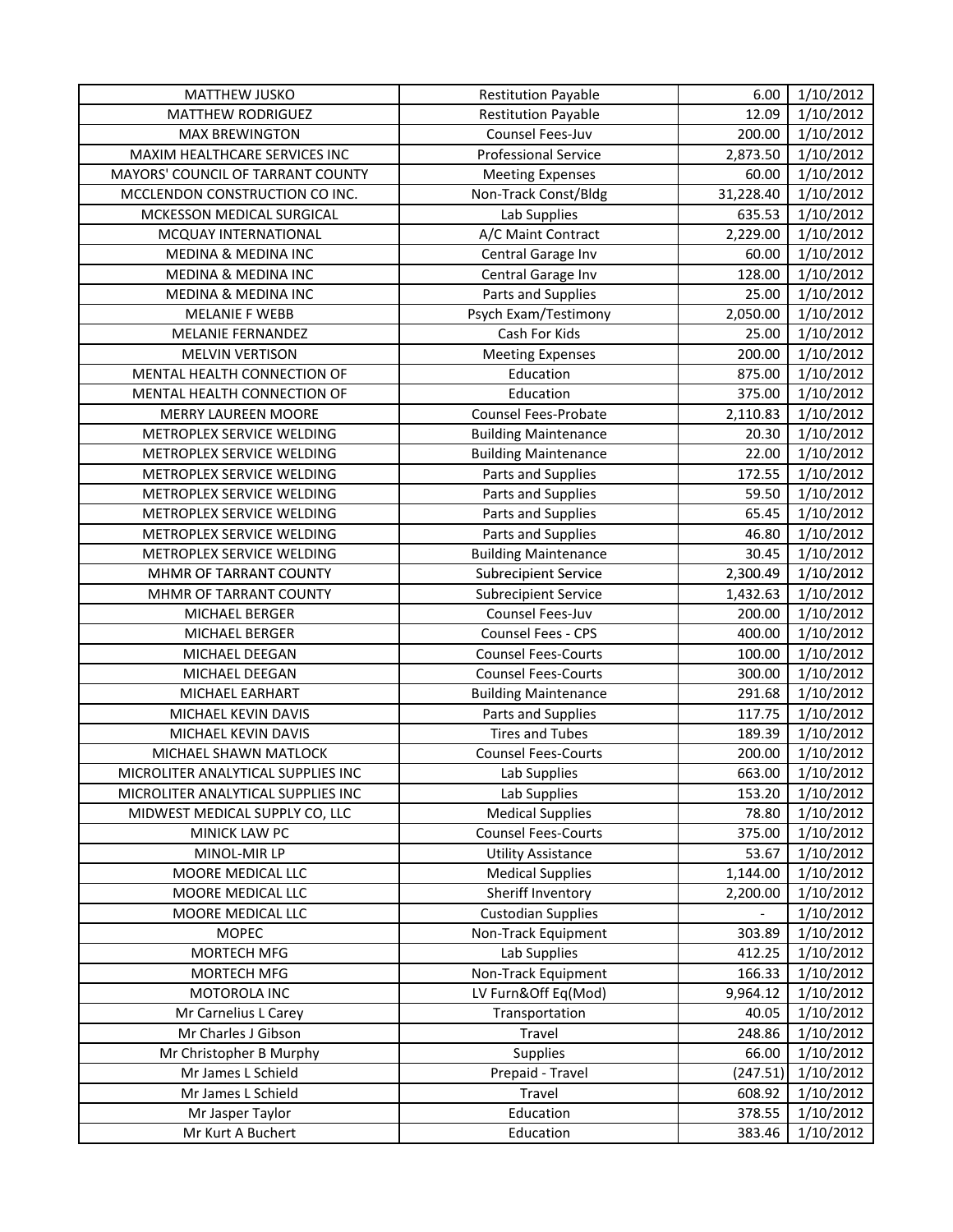| | | | |
|---|---|---|---|
| MATTHEW JUSKO | Restitution Payable | 6.00 | 1/10/2012 |
| MATTHEW RODRIGUEZ | Restitution Payable | 12.09 | 1/10/2012 |
| MAX BREWINGTON | Counsel Fees-Juv | 200.00 | 1/10/2012 |
| MAXIM HEALTHCARE SERVICES INC | Professional Service | 2,873.50 | 1/10/2012 |
| MAYORS' COUNCIL OF TARRANT COUNTY | Meeting Expenses | 60.00 | 1/10/2012 |
| MCCLENDON CONSTRUCTION CO INC. | Non-Track Const/Bldg | 31,228.40 | 1/10/2012 |
| MCKESSON MEDICAL SURGICAL | Lab Supplies | 635.53 | 1/10/2012 |
| MCQUAY INTERNATIONAL | A/C Maint Contract | 2,229.00 | 1/10/2012 |
| MEDINA & MEDINA INC | Central Garage Inv | 60.00 | 1/10/2012 |
| MEDINA & MEDINA INC | Central Garage Inv | 128.00 | 1/10/2012 |
| MEDINA & MEDINA INC | Parts and Supplies | 25.00 | 1/10/2012 |
| MELANIE F WEBB | Psych Exam/Testimony | 2,050.00 | 1/10/2012 |
| MELANIE FERNANDEZ | Cash For Kids | 25.00 | 1/10/2012 |
| MELVIN VERTISON | Meeting Expenses | 200.00 | 1/10/2012 |
| MENTAL HEALTH CONNECTION OF | Education | 875.00 | 1/10/2012 |
| MENTAL HEALTH CONNECTION OF | Education | 375.00 | 1/10/2012 |
| MERRY LAUREEN MOORE | Counsel Fees-Probate | 2,110.83 | 1/10/2012 |
| METROPLEX SERVICE WELDING | Building Maintenance | 20.30 | 1/10/2012 |
| METROPLEX SERVICE WELDING | Building Maintenance | 22.00 | 1/10/2012 |
| METROPLEX SERVICE WELDING | Parts and Supplies | 172.55 | 1/10/2012 |
| METROPLEX SERVICE WELDING | Parts and Supplies | 59.50 | 1/10/2012 |
| METROPLEX SERVICE WELDING | Parts and Supplies | 65.45 | 1/10/2012 |
| METROPLEX SERVICE WELDING | Parts and Supplies | 46.80 | 1/10/2012 |
| METROPLEX SERVICE WELDING | Building Maintenance | 30.45 | 1/10/2012 |
| MHMR OF TARRANT COUNTY | Subrecipient Service | 2,300.49 | 1/10/2012 |
| MHMR OF TARRANT COUNTY | Subrecipient Service | 1,432.63 | 1/10/2012 |
| MICHAEL BERGER | Counsel Fees-Juv | 200.00 | 1/10/2012 |
| MICHAEL BERGER | Counsel Fees - CPS | 400.00 | 1/10/2012 |
| MICHAEL DEEGAN | Counsel Fees-Courts | 100.00 | 1/10/2012 |
| MICHAEL DEEGAN | Counsel Fees-Courts | 300.00 | 1/10/2012 |
| MICHAEL EARHART | Building Maintenance | 291.68 | 1/10/2012 |
| MICHAEL KEVIN DAVIS | Parts and Supplies | 117.75 | 1/10/2012 |
| MICHAEL KEVIN DAVIS | Tires and Tubes | 189.39 | 1/10/2012 |
| MICHAEL SHAWN MATLOCK | Counsel Fees-Courts | 200.00 | 1/10/2012 |
| MICROLITER ANALYTICAL SUPPLIES INC | Lab Supplies | 663.00 | 1/10/2012 |
| MICROLITER ANALYTICAL SUPPLIES INC | Lab Supplies | 153.20 | 1/10/2012 |
| MIDWEST MEDICAL SUPPLY CO, LLC | Medical Supplies | 78.80 | 1/10/2012 |
| MINICK LAW PC | Counsel Fees-Courts | 375.00 | 1/10/2012 |
| MINOL-MIR LP | Utility Assistance | 53.67 | 1/10/2012 |
| MOORE MEDICAL LLC | Medical Supplies | 1,144.00 | 1/10/2012 |
| MOORE MEDICAL LLC | Sheriff Inventory | 2,200.00 | 1/10/2012 |
| MOORE MEDICAL LLC | Custodian Supplies | - | 1/10/2012 |
| MOPEC | Non-Track Equipment | 303.89 | 1/10/2012 |
| MORTECH MFG | Lab Supplies | 412.25 | 1/10/2012 |
| MORTECH MFG | Non-Track Equipment | 166.33 | 1/10/2012 |
| MOTOROLA INC | LV Furn&Off Eq(Mod) | 9,964.12 | 1/10/2012 |
| Mr Carnelius L Carey | Transportation | 40.05 | 1/10/2012 |
| Mr Charles J Gibson | Travel | 248.86 | 1/10/2012 |
| Mr Christopher B Murphy | Supplies | 66.00 | 1/10/2012 |
| Mr James L Schield | Prepaid - Travel | (247.51) | 1/10/2012 |
| Mr James L Schield | Travel | 608.92 | 1/10/2012 |
| Mr Jasper Taylor | Education | 378.55 | 1/10/2012 |
| Mr Kurt A Buchert | Education | 383.46 | 1/10/2012 |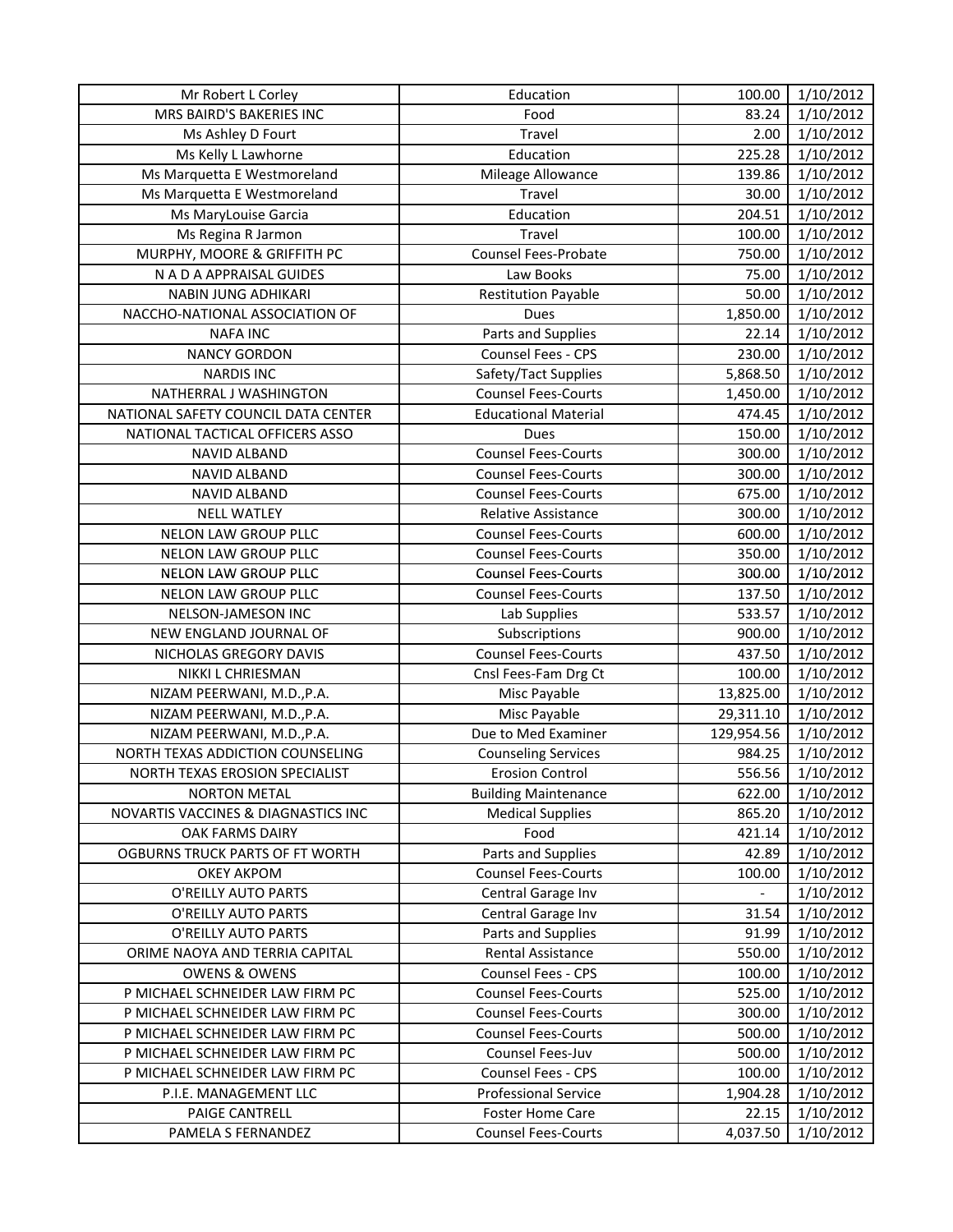| | | | |
|---|---|---|---|
| Mr Robert L Corley | Education | 100.00 | 1/10/2012 |
| MRS BAIRD'S BAKERIES INC | Food | 83.24 | 1/10/2012 |
| Ms Ashley D Fourt | Travel | 2.00 | 1/10/2012 |
| Ms Kelly L Lawhorne | Education | 225.28 | 1/10/2012 |
| Ms Marquetta E Westmoreland | Mileage Allowance | 139.86 | 1/10/2012 |
| Ms Marquetta E Westmoreland | Travel | 30.00 | 1/10/2012 |
| Ms MaryLouise Garcia | Education | 204.51 | 1/10/2012 |
| Ms Regina R Jarmon | Travel | 100.00 | 1/10/2012 |
| MURPHY, MOORE & GRIFFITH PC | Counsel Fees-Probate | 750.00 | 1/10/2012 |
| N A D A APPRAISAL GUIDES | Law Books | 75.00 | 1/10/2012 |
| NABIN JUNG ADHIKARI | Restitution Payable | 50.00 | 1/10/2012 |
| NACCHO-NATIONAL ASSOCIATION OF | Dues | 1,850.00 | 1/10/2012 |
| NAFA INC | Parts and Supplies | 22.14 | 1/10/2012 |
| NANCY GORDON | Counsel Fees - CPS | 230.00 | 1/10/2012 |
| NARDIS INC | Safety/Tact Supplies | 5,868.50 | 1/10/2012 |
| NATHERRAL J WASHINGTON | Counsel Fees-Courts | 1,450.00 | 1/10/2012 |
| NATIONAL SAFETY COUNCIL DATA CENTER | Educational Material | 474.45 | 1/10/2012 |
| NATIONAL TACTICAL OFFICERS ASSO | Dues | 150.00 | 1/10/2012 |
| NAVID ALBAND | Counsel Fees-Courts | 300.00 | 1/10/2012 |
| NAVID ALBAND | Counsel Fees-Courts | 300.00 | 1/10/2012 |
| NAVID ALBAND | Counsel Fees-Courts | 675.00 | 1/10/2012 |
| NELL WATLEY | Relative Assistance | 300.00 | 1/10/2012 |
| NELON LAW GROUP PLLC | Counsel Fees-Courts | 600.00 | 1/10/2012 |
| NELON LAW GROUP PLLC | Counsel Fees-Courts | 350.00 | 1/10/2012 |
| NELON LAW GROUP PLLC | Counsel Fees-Courts | 300.00 | 1/10/2012 |
| NELON LAW GROUP PLLC | Counsel Fees-Courts | 137.50 | 1/10/2012 |
| NELSON-JAMESON INC | Lab Supplies | 533.57 | 1/10/2012 |
| NEW ENGLAND JOURNAL OF | Subscriptions | 900.00 | 1/10/2012 |
| NICHOLAS GREGORY DAVIS | Counsel Fees-Courts | 437.50 | 1/10/2012 |
| NIKKI L CHRIESMAN | Cnsl Fees-Fam Drg Ct | 100.00 | 1/10/2012 |
| NIZAM PEERWANI, M.D.,P.A. | Misc Payable | 13,825.00 | 1/10/2012 |
| NIZAM PEERWANI, M.D.,P.A. | Misc Payable | 29,311.10 | 1/10/2012 |
| NIZAM PEERWANI, M.D.,P.A. | Due to Med Examiner | 129,954.56 | 1/10/2012 |
| NORTH TEXAS ADDICTION COUNSELING | Counseling Services | 984.25 | 1/10/2012 |
| NORTH TEXAS EROSION SPECIALIST | Erosion Control | 556.56 | 1/10/2012 |
| NORTON METAL | Building Maintenance | 622.00 | 1/10/2012 |
| NOVARTIS VACCINES & DIAGNASTICS INC | Medical Supplies | 865.20 | 1/10/2012 |
| OAK FARMS DAIRY | Food | 421.14 | 1/10/2012 |
| OGBURNS TRUCK PARTS OF FT WORTH | Parts and Supplies | 42.89 | 1/10/2012 |
| OKEY AKPOM | Counsel Fees-Courts | 100.00 | 1/10/2012 |
| O'REILLY AUTO PARTS | Central Garage Inv | - | 1/10/2012 |
| O'REILLY AUTO PARTS | Central Garage Inv | 31.54 | 1/10/2012 |
| O'REILLY AUTO PARTS | Parts and Supplies | 91.99 | 1/10/2012 |
| ORIME NAOYA AND TERRIA CAPITAL | Rental Assistance | 550.00 | 1/10/2012 |
| OWENS & OWENS | Counsel Fees - CPS | 100.00 | 1/10/2012 |
| P MICHAEL SCHNEIDER LAW FIRM PC | Counsel Fees-Courts | 525.00 | 1/10/2012 |
| P MICHAEL SCHNEIDER LAW FIRM PC | Counsel Fees-Courts | 300.00 | 1/10/2012 |
| P MICHAEL SCHNEIDER LAW FIRM PC | Counsel Fees-Courts | 500.00 | 1/10/2012 |
| P MICHAEL SCHNEIDER LAW FIRM PC | Counsel Fees-Juv | 500.00 | 1/10/2012 |
| P MICHAEL SCHNEIDER LAW FIRM PC | Counsel Fees - CPS | 100.00 | 1/10/2012 |
| P.I.E. MANAGEMENT LLC | Professional Service | 1,904.28 | 1/10/2012 |
| PAIGE CANTRELL | Foster Home Care | 22.15 | 1/10/2012 |
| PAMELA S FERNANDEZ | Counsel Fees-Courts | 4,037.50 | 1/10/2012 |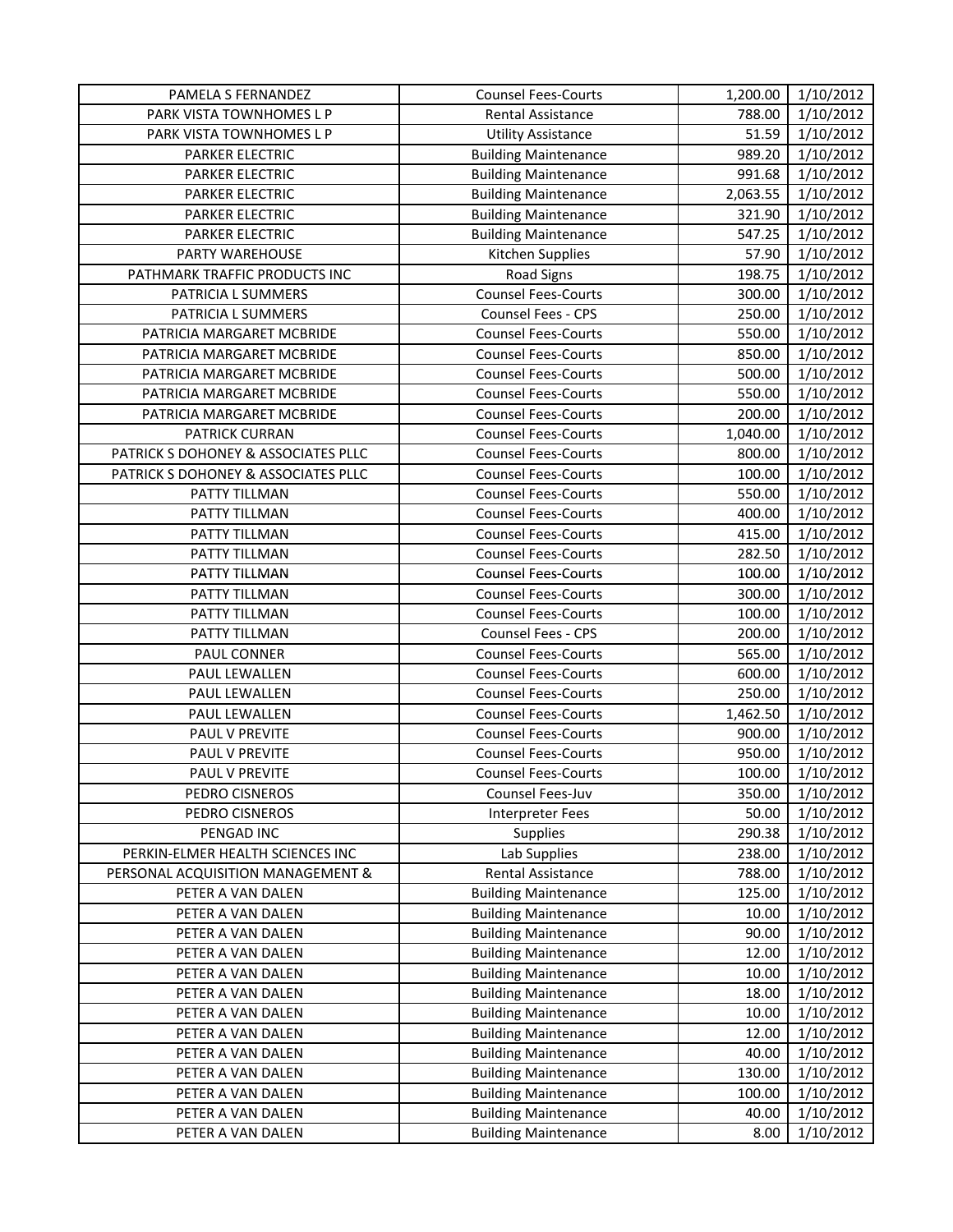| | | | |
|---|---|---|---|
| PAMELA S FERNANDEZ | Counsel Fees-Courts | 1,200.00 | 1/10/2012 |
| PARK VISTA TOWNHOMES L P | Rental Assistance | 788.00 | 1/10/2012 |
| PARK VISTA TOWNHOMES L P | Utility Assistance | 51.59 | 1/10/2012 |
| PARKER ELECTRIC | Building Maintenance | 989.20 | 1/10/2012 |
| PARKER ELECTRIC | Building Maintenance | 991.68 | 1/10/2012 |
| PARKER ELECTRIC | Building Maintenance | 2,063.55 | 1/10/2012 |
| PARKER ELECTRIC | Building Maintenance | 321.90 | 1/10/2012 |
| PARKER ELECTRIC | Building Maintenance | 547.25 | 1/10/2012 |
| PARTY WAREHOUSE | Kitchen Supplies | 57.90 | 1/10/2012 |
| PATHMARK TRAFFIC PRODUCTS INC | Road Signs | 198.75 | 1/10/2012 |
| PATRICIA L SUMMERS | Counsel Fees-Courts | 300.00 | 1/10/2012 |
| PATRICIA L SUMMERS | Counsel Fees - CPS | 250.00 | 1/10/2012 |
| PATRICIA MARGARET MCBRIDE | Counsel Fees-Courts | 550.00 | 1/10/2012 |
| PATRICIA MARGARET MCBRIDE | Counsel Fees-Courts | 850.00 | 1/10/2012 |
| PATRICIA MARGARET MCBRIDE | Counsel Fees-Courts | 500.00 | 1/10/2012 |
| PATRICIA MARGARET MCBRIDE | Counsel Fees-Courts | 550.00 | 1/10/2012 |
| PATRICIA MARGARET MCBRIDE | Counsel Fees-Courts | 200.00 | 1/10/2012 |
| PATRICK CURRAN | Counsel Fees-Courts | 1,040.00 | 1/10/2012 |
| PATRICK S DOHONEY & ASSOCIATES PLLC | Counsel Fees-Courts | 800.00 | 1/10/2012 |
| PATRICK S DOHONEY & ASSOCIATES PLLC | Counsel Fees-Courts | 100.00 | 1/10/2012 |
| PATTY TILLMAN | Counsel Fees-Courts | 550.00 | 1/10/2012 |
| PATTY TILLMAN | Counsel Fees-Courts | 400.00 | 1/10/2012 |
| PATTY TILLMAN | Counsel Fees-Courts | 415.00 | 1/10/2012 |
| PATTY TILLMAN | Counsel Fees-Courts | 282.50 | 1/10/2012 |
| PATTY TILLMAN | Counsel Fees-Courts | 100.00 | 1/10/2012 |
| PATTY TILLMAN | Counsel Fees-Courts | 300.00 | 1/10/2012 |
| PATTY TILLMAN | Counsel Fees-Courts | 100.00 | 1/10/2012 |
| PATTY TILLMAN | Counsel Fees - CPS | 200.00 | 1/10/2012 |
| PAUL CONNER | Counsel Fees-Courts | 565.00 | 1/10/2012 |
| PAUL LEWALLEN | Counsel Fees-Courts | 600.00 | 1/10/2012 |
| PAUL LEWALLEN | Counsel Fees-Courts | 250.00 | 1/10/2012 |
| PAUL LEWALLEN | Counsel Fees-Courts | 1,462.50 | 1/10/2012 |
| PAUL V PREVITE | Counsel Fees-Courts | 900.00 | 1/10/2012 |
| PAUL V PREVITE | Counsel Fees-Courts | 950.00 | 1/10/2012 |
| PAUL V PREVITE | Counsel Fees-Courts | 100.00 | 1/10/2012 |
| PEDRO CISNEROS | Counsel Fees-Juv | 350.00 | 1/10/2012 |
| PEDRO CISNEROS | Interpreter Fees | 50.00 | 1/10/2012 |
| PENGAD INC | Supplies | 290.38 | 1/10/2012 |
| PERKIN-ELMER HEALTH SCIENCES INC | Lab Supplies | 238.00 | 1/10/2012 |
| PERSONAL ACQUISITION MANAGEMENT & | Rental Assistance | 788.00 | 1/10/2012 |
| PETER A VAN DALEN | Building Maintenance | 125.00 | 1/10/2012 |
| PETER A VAN DALEN | Building Maintenance | 10.00 | 1/10/2012 |
| PETER A VAN DALEN | Building Maintenance | 90.00 | 1/10/2012 |
| PETER A VAN DALEN | Building Maintenance | 12.00 | 1/10/2012 |
| PETER A VAN DALEN | Building Maintenance | 10.00 | 1/10/2012 |
| PETER A VAN DALEN | Building Maintenance | 18.00 | 1/10/2012 |
| PETER A VAN DALEN | Building Maintenance | 10.00 | 1/10/2012 |
| PETER A VAN DALEN | Building Maintenance | 12.00 | 1/10/2012 |
| PETER A VAN DALEN | Building Maintenance | 40.00 | 1/10/2012 |
| PETER A VAN DALEN | Building Maintenance | 130.00 | 1/10/2012 |
| PETER A VAN DALEN | Building Maintenance | 100.00 | 1/10/2012 |
| PETER A VAN DALEN | Building Maintenance | 40.00 | 1/10/2012 |
| PETER A VAN DALEN | Building Maintenance | 8.00 | 1/10/2012 |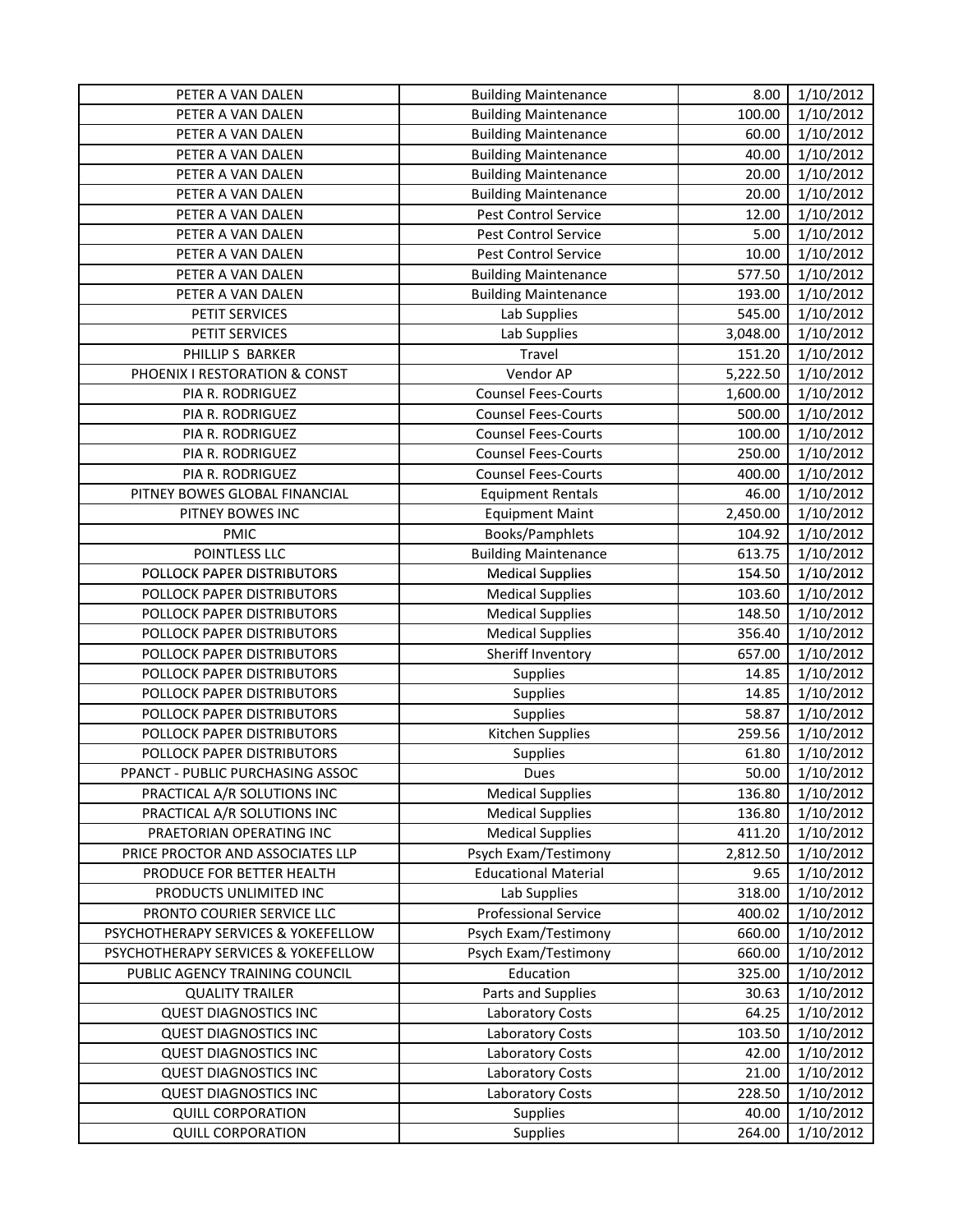| | | | |
|---|---|---|---|
| PETER A VAN DALEN | Building Maintenance | 8.00 | 1/10/2012 |
| PETER A VAN DALEN | Building Maintenance | 100.00 | 1/10/2012 |
| PETER A VAN DALEN | Building Maintenance | 60.00 | 1/10/2012 |
| PETER A VAN DALEN | Building Maintenance | 40.00 | 1/10/2012 |
| PETER A VAN DALEN | Building Maintenance | 20.00 | 1/10/2012 |
| PETER A VAN DALEN | Building Maintenance | 20.00 | 1/10/2012 |
| PETER A VAN DALEN | Pest Control Service | 12.00 | 1/10/2012 |
| PETER A VAN DALEN | Pest Control Service | 5.00 | 1/10/2012 |
| PETER A VAN DALEN | Pest Control Service | 10.00 | 1/10/2012 |
| PETER A VAN DALEN | Building Maintenance | 577.50 | 1/10/2012 |
| PETER A VAN DALEN | Building Maintenance | 193.00 | 1/10/2012 |
| PETIT SERVICES | Lab Supplies | 545.00 | 1/10/2012 |
| PETIT SERVICES | Lab Supplies | 3,048.00 | 1/10/2012 |
| PHILLIP S BARKER | Travel | 151.20 | 1/10/2012 |
| PHOENIX I RESTORATION & CONST | Vendor AP | 5,222.50 | 1/10/2012 |
| PIA R. RODRIGUEZ | Counsel Fees-Courts | 1,600.00 | 1/10/2012 |
| PIA R. RODRIGUEZ | Counsel Fees-Courts | 500.00 | 1/10/2012 |
| PIA R. RODRIGUEZ | Counsel Fees-Courts | 100.00 | 1/10/2012 |
| PIA R. RODRIGUEZ | Counsel Fees-Courts | 250.00 | 1/10/2012 |
| PIA R. RODRIGUEZ | Counsel Fees-Courts | 400.00 | 1/10/2012 |
| PITNEY BOWES GLOBAL FINANCIAL | Equipment Rentals | 46.00 | 1/10/2012 |
| PITNEY BOWES INC | Equipment Maint | 2,450.00 | 1/10/2012 |
| PMIC | Books/Pamphlets | 104.92 | 1/10/2012 |
| POINTLESS LLC | Building Maintenance | 613.75 | 1/10/2012 |
| POLLOCK PAPER DISTRIBUTORS | Medical Supplies | 154.50 | 1/10/2012 |
| POLLOCK PAPER DISTRIBUTORS | Medical Supplies | 103.60 | 1/10/2012 |
| POLLOCK PAPER DISTRIBUTORS | Medical Supplies | 148.50 | 1/10/2012 |
| POLLOCK PAPER DISTRIBUTORS | Medical Supplies | 356.40 | 1/10/2012 |
| POLLOCK PAPER DISTRIBUTORS | Sheriff Inventory | 657.00 | 1/10/2012 |
| POLLOCK PAPER DISTRIBUTORS | Supplies | 14.85 | 1/10/2012 |
| POLLOCK PAPER DISTRIBUTORS | Supplies | 14.85 | 1/10/2012 |
| POLLOCK PAPER DISTRIBUTORS | Supplies | 58.87 | 1/10/2012 |
| POLLOCK PAPER DISTRIBUTORS | Kitchen Supplies | 259.56 | 1/10/2012 |
| POLLOCK PAPER DISTRIBUTORS | Supplies | 61.80 | 1/10/2012 |
| PPANCT - PUBLIC PURCHASING ASSOC | Dues | 50.00 | 1/10/2012 |
| PRACTICAL A/R SOLUTIONS INC | Medical Supplies | 136.80 | 1/10/2012 |
| PRACTICAL A/R SOLUTIONS INC | Medical Supplies | 136.80 | 1/10/2012 |
| PRAETORIAN OPERATING INC | Medical Supplies | 411.20 | 1/10/2012 |
| PRICE PROCTOR AND ASSOCIATES LLP | Psych Exam/Testimony | 2,812.50 | 1/10/2012 |
| PRODUCE FOR BETTER HEALTH | Educational Material | 9.65 | 1/10/2012 |
| PRODUCTS UNLIMITED INC | Lab Supplies | 318.00 | 1/10/2012 |
| PRONTO COURIER SERVICE LLC | Professional Service | 400.02 | 1/10/2012 |
| PSYCHOTHERAPY SERVICES & YOKEFELLOW | Psych Exam/Testimony | 660.00 | 1/10/2012 |
| PSYCHOTHERAPY SERVICES & YOKEFELLOW | Psych Exam/Testimony | 660.00 | 1/10/2012 |
| PUBLIC AGENCY TRAINING COUNCIL | Education | 325.00 | 1/10/2012 |
| QUALITY TRAILER | Parts and Supplies | 30.63 | 1/10/2012 |
| QUEST DIAGNOSTICS INC | Laboratory Costs | 64.25 | 1/10/2012 |
| QUEST DIAGNOSTICS INC | Laboratory Costs | 103.50 | 1/10/2012 |
| QUEST DIAGNOSTICS INC | Laboratory Costs | 42.00 | 1/10/2012 |
| QUEST DIAGNOSTICS INC | Laboratory Costs | 21.00 | 1/10/2012 |
| QUEST DIAGNOSTICS INC | Laboratory Costs | 228.50 | 1/10/2012 |
| QUILL CORPORATION | Supplies | 40.00 | 1/10/2012 |
| QUILL CORPORATION | Supplies | 264.00 | 1/10/2012 |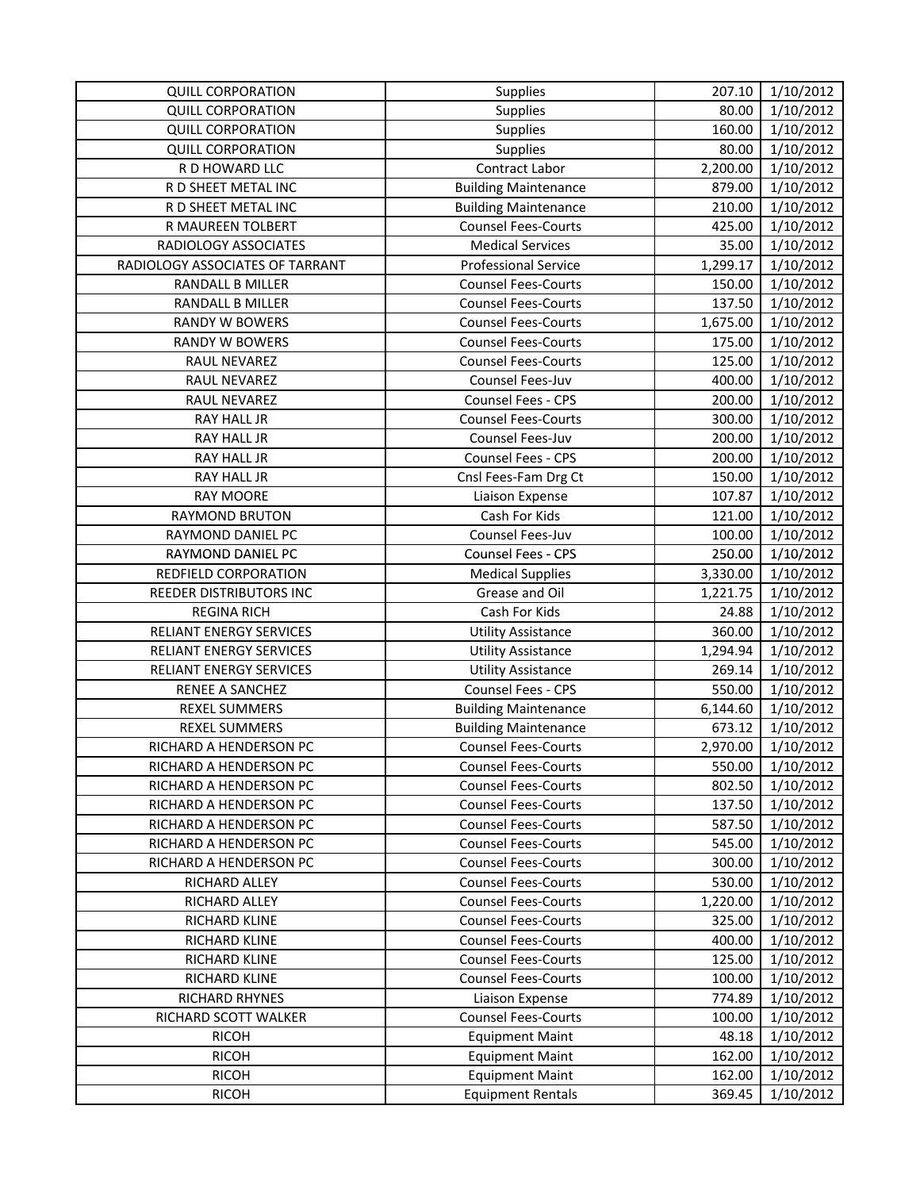| | | | |
|---|---|---|---|
| QUILL CORPORATION | Supplies | 207.10 | 1/10/2012 |
| QUILL CORPORATION | Supplies | 80.00 | 1/10/2012 |
| QUILL CORPORATION | Supplies | 160.00 | 1/10/2012 |
| QUILL CORPORATION | Supplies | 80.00 | 1/10/2012 |
| R D HOWARD LLC | Contract Labor | 2,200.00 | 1/10/2012 |
| R D SHEET METAL INC | Building Maintenance | 879.00 | 1/10/2012 |
| R D SHEET METAL INC | Building Maintenance | 210.00 | 1/10/2012 |
| R MAUREEN TOLBERT | Counsel Fees-Courts | 425.00 | 1/10/2012 |
| RADIOLOGY ASSOCIATES | Medical Services | 35.00 | 1/10/2012 |
| RADIOLOGY ASSOCIATES OF TARRANT | Professional Service | 1,299.17 | 1/10/2012 |
| RANDALL B MILLER | Counsel Fees-Courts | 150.00 | 1/10/2012 |
| RANDALL B MILLER | Counsel Fees-Courts | 137.50 | 1/10/2012 |
| RANDY W BOWERS | Counsel Fees-Courts | 1,675.00 | 1/10/2012 |
| RANDY W BOWERS | Counsel Fees-Courts | 175.00 | 1/10/2012 |
| RAUL NEVAREZ | Counsel Fees-Courts | 125.00 | 1/10/2012 |
| RAUL NEVAREZ | Counsel Fees-Juv | 400.00 | 1/10/2012 |
| RAUL NEVAREZ | Counsel Fees - CPS | 200.00 | 1/10/2012 |
| RAY HALL JR | Counsel Fees-Courts | 300.00 | 1/10/2012 |
| RAY HALL JR | Counsel Fees-Juv | 200.00 | 1/10/2012 |
| RAY HALL JR | Counsel Fees - CPS | 200.00 | 1/10/2012 |
| RAY HALL JR | Cnsl Fees-Fam Drg Ct | 150.00 | 1/10/2012 |
| RAY MOORE | Liaison Expense | 107.87 | 1/10/2012 |
| RAYMOND BRUTON | Cash For Kids | 121.00 | 1/10/2012 |
| RAYMOND DANIEL PC | Counsel Fees-Juv | 100.00 | 1/10/2012 |
| RAYMOND DANIEL PC | Counsel Fees - CPS | 250.00 | 1/10/2012 |
| REDFIELD CORPORATION | Medical Supplies | 3,330.00 | 1/10/2012 |
| REEDER DISTRIBUTORS INC | Grease and Oil | 1,221.75 | 1/10/2012 |
| REGINA RICH | Cash For Kids | 24.88 | 1/10/2012 |
| RELIANT ENERGY SERVICES | Utility Assistance | 360.00 | 1/10/2012 |
| RELIANT ENERGY SERVICES | Utility Assistance | 1,294.94 | 1/10/2012 |
| RELIANT ENERGY SERVICES | Utility Assistance | 269.14 | 1/10/2012 |
| RENEE A SANCHEZ | Counsel Fees - CPS | 550.00 | 1/10/2012 |
| REXEL SUMMERS | Building Maintenance | 6,144.60 | 1/10/2012 |
| REXEL SUMMERS | Building Maintenance | 673.12 | 1/10/2012 |
| RICHARD A HENDERSON PC | Counsel Fees-Courts | 2,970.00 | 1/10/2012 |
| RICHARD A HENDERSON PC | Counsel Fees-Courts | 550.00 | 1/10/2012 |
| RICHARD A HENDERSON PC | Counsel Fees-Courts | 802.50 | 1/10/2012 |
| RICHARD A HENDERSON PC | Counsel Fees-Courts | 137.50 | 1/10/2012 |
| RICHARD A HENDERSON PC | Counsel Fees-Courts | 587.50 | 1/10/2012 |
| RICHARD A HENDERSON PC | Counsel Fees-Courts | 545.00 | 1/10/2012 |
| RICHARD A HENDERSON PC | Counsel Fees-Courts | 300.00 | 1/10/2012 |
| RICHARD ALLEY | Counsel Fees-Courts | 530.00 | 1/10/2012 |
| RICHARD ALLEY | Counsel Fees-Courts | 1,220.00 | 1/10/2012 |
| RICHARD KLINE | Counsel Fees-Courts | 325.00 | 1/10/2012 |
| RICHARD KLINE | Counsel Fees-Courts | 400.00 | 1/10/2012 |
| RICHARD KLINE | Counsel Fees-Courts | 125.00 | 1/10/2012 |
| RICHARD KLINE | Counsel Fees-Courts | 100.00 | 1/10/2012 |
| RICHARD RHYNES | Liaison Expense | 774.89 | 1/10/2012 |
| RICHARD SCOTT WALKER | Counsel Fees-Courts | 100.00 | 1/10/2012 |
| RICOH | Equipment Maint | 48.18 | 1/10/2012 |
| RICOH | Equipment Maint | 162.00 | 1/10/2012 |
| RICOH | Equipment Maint | 162.00 | 1/10/2012 |
| RICOH | Equipment Rentals | 369.45 | 1/10/2012 |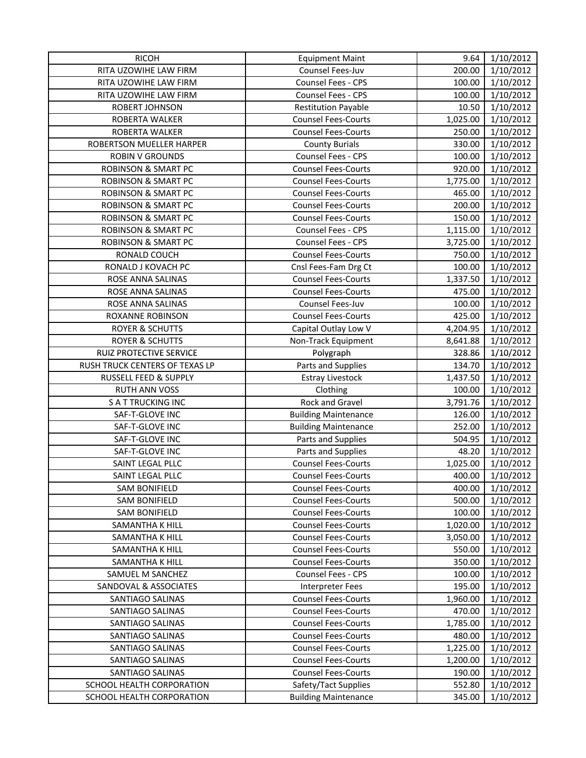| RICOH | Equipment Maint | 9.64 | 1/10/2012 |
|---|---|---|---|
| RITA UZOWIHE LAW FIRM | Counsel Fees-Juv | 200.00 | 1/10/2012 |
| RITA UZOWIHE LAW FIRM | Counsel Fees - CPS | 100.00 | 1/10/2012 |
| RITA UZOWIHE LAW FIRM | Counsel Fees - CPS | 100.00 | 1/10/2012 |
| ROBERT JOHNSON | Restitution Payable | 10.50 | 1/10/2012 |
| ROBERTA WALKER | Counsel Fees-Courts | 1,025.00 | 1/10/2012 |
| ROBERTA WALKER | Counsel Fees-Courts | 250.00 | 1/10/2012 |
| ROBERTSON MUELLER HARPER | County Burials | 330.00 | 1/10/2012 |
| ROBIN V GROUNDS | Counsel Fees - CPS | 100.00 | 1/10/2012 |
| ROBINSON & SMART PC | Counsel Fees-Courts | 920.00 | 1/10/2012 |
| ROBINSON & SMART PC | Counsel Fees-Courts | 1,775.00 | 1/10/2012 |
| ROBINSON & SMART PC | Counsel Fees-Courts | 465.00 | 1/10/2012 |
| ROBINSON & SMART PC | Counsel Fees-Courts | 200.00 | 1/10/2012 |
| ROBINSON & SMART PC | Counsel Fees-Courts | 150.00 | 1/10/2012 |
| ROBINSON & SMART PC | Counsel Fees - CPS | 1,115.00 | 1/10/2012 |
| ROBINSON & SMART PC | Counsel Fees - CPS | 3,725.00 | 1/10/2012 |
| RONALD COUCH | Counsel Fees-Courts | 750.00 | 1/10/2012 |
| RONALD J KOVACH PC | Cnsl Fees-Fam Drg Ct | 100.00 | 1/10/2012 |
| ROSE ANNA SALINAS | Counsel Fees-Courts | 1,337.50 | 1/10/2012 |
| ROSE ANNA SALINAS | Counsel Fees-Courts | 475.00 | 1/10/2012 |
| ROSE ANNA SALINAS | Counsel Fees-Juv | 100.00 | 1/10/2012 |
| ROXANNE ROBINSON | Counsel Fees-Courts | 425.00 | 1/10/2012 |
| ROYER & SCHUTTS | Capital Outlay Low V | 4,204.95 | 1/10/2012 |
| ROYER & SCHUTTS | Non-Track Equipment | 8,641.88 | 1/10/2012 |
| RUIZ PROTECTIVE SERVICE | Polygraph | 328.86 | 1/10/2012 |
| RUSH TRUCK CENTERS OF TEXAS LP | Parts and Supplies | 134.70 | 1/10/2012 |
| RUSSELL FEED & SUPPLY | Estray Livestock | 1,437.50 | 1/10/2012 |
| RUTH ANN VOSS | Clothing | 100.00 | 1/10/2012 |
| S A T TRUCKING INC | Rock and Gravel | 3,791.76 | 1/10/2012 |
| SAF-T-GLOVE INC | Building Maintenance | 126.00 | 1/10/2012 |
| SAF-T-GLOVE INC | Building Maintenance | 252.00 | 1/10/2012 |
| SAF-T-GLOVE INC | Parts and Supplies | 504.95 | 1/10/2012 |
| SAF-T-GLOVE INC | Parts and Supplies | 48.20 | 1/10/2012 |
| SAINT LEGAL PLLC | Counsel Fees-Courts | 1,025.00 | 1/10/2012 |
| SAINT LEGAL PLLC | Counsel Fees-Courts | 400.00 | 1/10/2012 |
| SAM BONIFIELD | Counsel Fees-Courts | 400.00 | 1/10/2012 |
| SAM BONIFIELD | Counsel Fees-Courts | 500.00 | 1/10/2012 |
| SAM BONIFIELD | Counsel Fees-Courts | 100.00 | 1/10/2012 |
| SAMANTHA K HILL | Counsel Fees-Courts | 1,020.00 | 1/10/2012 |
| SAMANTHA K HILL | Counsel Fees-Courts | 3,050.00 | 1/10/2012 |
| SAMANTHA K HILL | Counsel Fees-Courts | 550.00 | 1/10/2012 |
| SAMANTHA K HILL | Counsel Fees-Courts | 350.00 | 1/10/2012 |
| SAMUEL M SANCHEZ | Counsel Fees - CPS | 100.00 | 1/10/2012 |
| SANDOVAL & ASSOCIATES | Interpreter Fees | 195.00 | 1/10/2012 |
| SANTIAGO SALINAS | Counsel Fees-Courts | 1,960.00 | 1/10/2012 |
| SANTIAGO SALINAS | Counsel Fees-Courts | 470.00 | 1/10/2012 |
| SANTIAGO SALINAS | Counsel Fees-Courts | 1,785.00 | 1/10/2012 |
| SANTIAGO SALINAS | Counsel Fees-Courts | 480.00 | 1/10/2012 |
| SANTIAGO SALINAS | Counsel Fees-Courts | 1,225.00 | 1/10/2012 |
| SANTIAGO SALINAS | Counsel Fees-Courts | 1,200.00 | 1/10/2012 |
| SANTIAGO SALINAS | Counsel Fees-Courts | 190.00 | 1/10/2012 |
| SCHOOL HEALTH CORPORATION | Safety/Tact Supplies | 552.80 | 1/10/2012 |
| SCHOOL HEALTH CORPORATION | Building Maintenance | 345.00 | 1/10/2012 |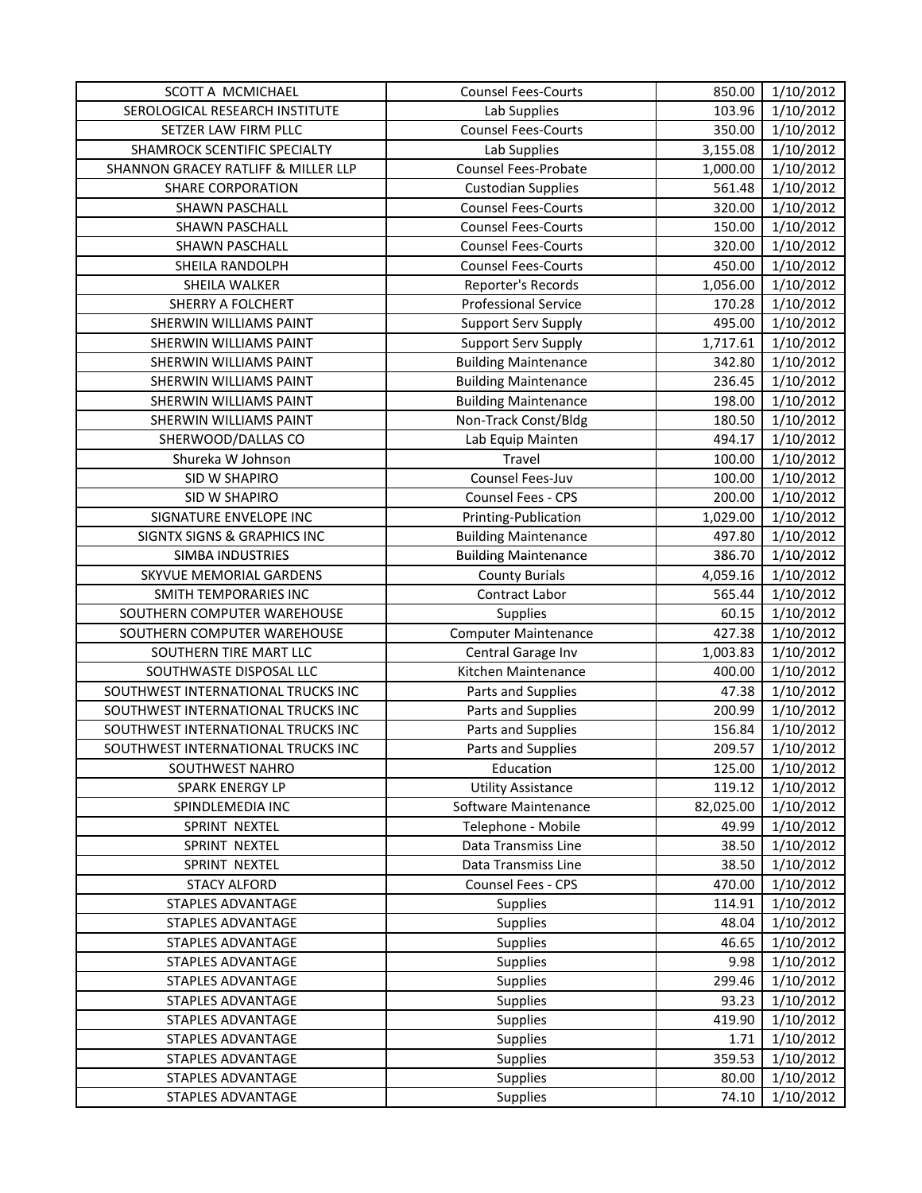| | | | |
|---|---|---|---|
| SCOTT A MCMICHAEL | Counsel Fees-Courts | 850.00 | 1/10/2012 |
| SEROLOGICAL RESEARCH INSTITUTE | Lab Supplies | 103.96 | 1/10/2012 |
| SETZER LAW FIRM PLLC | Counsel Fees-Courts | 350.00 | 1/10/2012 |
| SHAMROCK SCENTIFIC SPECIALTY | Lab Supplies | 3,155.08 | 1/10/2012 |
| SHANNON GRACEY RATLIFF & MILLER LLP | Counsel Fees-Probate | 1,000.00 | 1/10/2012 |
| SHARE CORPORATION | Custodian Supplies | 561.48 | 1/10/2012 |
| SHAWN PASCHALL | Counsel Fees-Courts | 320.00 | 1/10/2012 |
| SHAWN PASCHALL | Counsel Fees-Courts | 150.00 | 1/10/2012 |
| SHAWN PASCHALL | Counsel Fees-Courts | 320.00 | 1/10/2012 |
| SHEILA RANDOLPH | Counsel Fees-Courts | 450.00 | 1/10/2012 |
| SHEILA WALKER | Reporter's Records | 1,056.00 | 1/10/2012 |
| SHERRY A FOLCHERT | Professional Service | 170.28 | 1/10/2012 |
| SHERWIN WILLIAMS PAINT | Support Serv Supply | 495.00 | 1/10/2012 |
| SHERWIN WILLIAMS PAINT | Support Serv Supply | 1,717.61 | 1/10/2012 |
| SHERWIN WILLIAMS PAINT | Building Maintenance | 342.80 | 1/10/2012 |
| SHERWIN WILLIAMS PAINT | Building Maintenance | 236.45 | 1/10/2012 |
| SHERWIN WILLIAMS PAINT | Building Maintenance | 198.00 | 1/10/2012 |
| SHERWIN WILLIAMS PAINT | Non-Track Const/Bldg | 180.50 | 1/10/2012 |
| SHERWOOD/DALLAS CO | Lab Equip Mainten | 494.17 | 1/10/2012 |
| Shureka W Johnson | Travel | 100.00 | 1/10/2012 |
| SID W SHAPIRO | Counsel Fees-Juv | 100.00 | 1/10/2012 |
| SID W SHAPIRO | Counsel Fees - CPS | 200.00 | 1/10/2012 |
| SIGNATURE ENVELOPE INC | Printing-Publication | 1,029.00 | 1/10/2012 |
| SIGNTX SIGNS & GRAPHICS INC | Building Maintenance | 497.80 | 1/10/2012 |
| SIMBA INDUSTRIES | Building Maintenance | 386.70 | 1/10/2012 |
| SKYVUE MEMORIAL GARDENS | County Burials | 4,059.16 | 1/10/2012 |
| SMITH TEMPORARIES INC | Contract Labor | 565.44 | 1/10/2012 |
| SOUTHERN COMPUTER WAREHOUSE | Supplies | 60.15 | 1/10/2012 |
| SOUTHERN COMPUTER WAREHOUSE | Computer Maintenance | 427.38 | 1/10/2012 |
| SOUTHERN TIRE MART LLC | Central Garage Inv | 1,003.83 | 1/10/2012 |
| SOUTHWASTE DISPOSAL LLC | Kitchen Maintenance | 400.00 | 1/10/2012 |
| SOUTHWEST INTERNATIONAL TRUCKS INC | Parts and Supplies | 47.38 | 1/10/2012 |
| SOUTHWEST INTERNATIONAL TRUCKS INC | Parts and Supplies | 200.99 | 1/10/2012 |
| SOUTHWEST INTERNATIONAL TRUCKS INC | Parts and Supplies | 156.84 | 1/10/2012 |
| SOUTHWEST INTERNATIONAL TRUCKS INC | Parts and Supplies | 209.57 | 1/10/2012 |
| SOUTHWEST NAHRO | Education | 125.00 | 1/10/2012 |
| SPARK ENERGY LP | Utility Assistance | 119.12 | 1/10/2012 |
| SPINDLEMEDIA INC | Software Maintenance | 82,025.00 | 1/10/2012 |
| SPRINT NEXTEL | Telephone - Mobile | 49.99 | 1/10/2012 |
| SPRINT NEXTEL | Data Transmiss Line | 38.50 | 1/10/2012 |
| SPRINT NEXTEL | Data Transmiss Line | 38.50 | 1/10/2012 |
| STACY ALFORD | Counsel Fees - CPS | 470.00 | 1/10/2012 |
| STAPLES ADVANTAGE | Supplies | 114.91 | 1/10/2012 |
| STAPLES ADVANTAGE | Supplies | 48.04 | 1/10/2012 |
| STAPLES ADVANTAGE | Supplies | 46.65 | 1/10/2012 |
| STAPLES ADVANTAGE | Supplies | 9.98 | 1/10/2012 |
| STAPLES ADVANTAGE | Supplies | 299.46 | 1/10/2012 |
| STAPLES ADVANTAGE | Supplies | 93.23 | 1/10/2012 |
| STAPLES ADVANTAGE | Supplies | 419.90 | 1/10/2012 |
| STAPLES ADVANTAGE | Supplies | 1.71 | 1/10/2012 |
| STAPLES ADVANTAGE | Supplies | 359.53 | 1/10/2012 |
| STAPLES ADVANTAGE | Supplies | 80.00 | 1/10/2012 |
| STAPLES ADVANTAGE | Supplies | 74.10 | 1/10/2012 |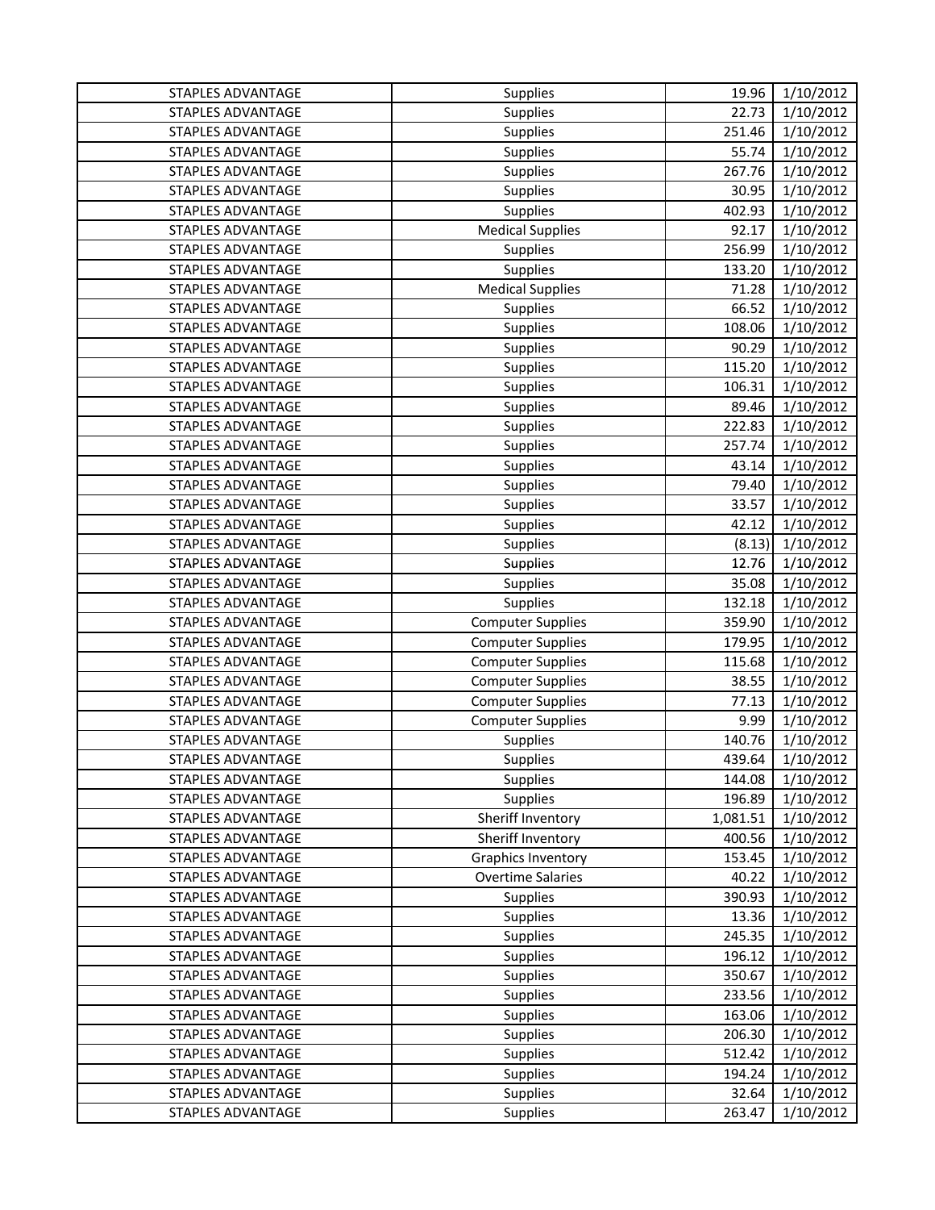| | | | |
|---|---|---|---|
| STAPLES ADVANTAGE | Supplies | 19.96 | 1/10/2012 |
| STAPLES ADVANTAGE | Supplies | 22.73 | 1/10/2012 |
| STAPLES ADVANTAGE | Supplies | 251.46 | 1/10/2012 |
| STAPLES ADVANTAGE | Supplies | 55.74 | 1/10/2012 |
| STAPLES ADVANTAGE | Supplies | 267.76 | 1/10/2012 |
| STAPLES ADVANTAGE | Supplies | 30.95 | 1/10/2012 |
| STAPLES ADVANTAGE | Supplies | 402.93 | 1/10/2012 |
| STAPLES ADVANTAGE | Medical Supplies | 92.17 | 1/10/2012 |
| STAPLES ADVANTAGE | Supplies | 256.99 | 1/10/2012 |
| STAPLES ADVANTAGE | Supplies | 133.20 | 1/10/2012 |
| STAPLES ADVANTAGE | Medical Supplies | 71.28 | 1/10/2012 |
| STAPLES ADVANTAGE | Supplies | 66.52 | 1/10/2012 |
| STAPLES ADVANTAGE | Supplies | 108.06 | 1/10/2012 |
| STAPLES ADVANTAGE | Supplies | 90.29 | 1/10/2012 |
| STAPLES ADVANTAGE | Supplies | 115.20 | 1/10/2012 |
| STAPLES ADVANTAGE | Supplies | 106.31 | 1/10/2012 |
| STAPLES ADVANTAGE | Supplies | 89.46 | 1/10/2012 |
| STAPLES ADVANTAGE | Supplies | 222.83 | 1/10/2012 |
| STAPLES ADVANTAGE | Supplies | 257.74 | 1/10/2012 |
| STAPLES ADVANTAGE | Supplies | 43.14 | 1/10/2012 |
| STAPLES ADVANTAGE | Supplies | 79.40 | 1/10/2012 |
| STAPLES ADVANTAGE | Supplies | 33.57 | 1/10/2012 |
| STAPLES ADVANTAGE | Supplies | 42.12 | 1/10/2012 |
| STAPLES ADVANTAGE | Supplies | (8.13) | 1/10/2012 |
| STAPLES ADVANTAGE | Supplies | 12.76 | 1/10/2012 |
| STAPLES ADVANTAGE | Supplies | 35.08 | 1/10/2012 |
| STAPLES ADVANTAGE | Supplies | 132.18 | 1/10/2012 |
| STAPLES ADVANTAGE | Computer Supplies | 359.90 | 1/10/2012 |
| STAPLES ADVANTAGE | Computer Supplies | 179.95 | 1/10/2012 |
| STAPLES ADVANTAGE | Computer Supplies | 115.68 | 1/10/2012 |
| STAPLES ADVANTAGE | Computer Supplies | 38.55 | 1/10/2012 |
| STAPLES ADVANTAGE | Computer Supplies | 77.13 | 1/10/2012 |
| STAPLES ADVANTAGE | Computer Supplies | 9.99 | 1/10/2012 |
| STAPLES ADVANTAGE | Supplies | 140.76 | 1/10/2012 |
| STAPLES ADVANTAGE | Supplies | 439.64 | 1/10/2012 |
| STAPLES ADVANTAGE | Supplies | 144.08 | 1/10/2012 |
| STAPLES ADVANTAGE | Supplies | 196.89 | 1/10/2012 |
| STAPLES ADVANTAGE | Sheriff Inventory | 1,081.51 | 1/10/2012 |
| STAPLES ADVANTAGE | Sheriff Inventory | 400.56 | 1/10/2012 |
| STAPLES ADVANTAGE | Graphics Inventory | 153.45 | 1/10/2012 |
| STAPLES ADVANTAGE | Overtime Salaries | 40.22 | 1/10/2012 |
| STAPLES ADVANTAGE | Supplies | 390.93 | 1/10/2012 |
| STAPLES ADVANTAGE | Supplies | 13.36 | 1/10/2012 |
| STAPLES ADVANTAGE | Supplies | 245.35 | 1/10/2012 |
| STAPLES ADVANTAGE | Supplies | 196.12 | 1/10/2012 |
| STAPLES ADVANTAGE | Supplies | 350.67 | 1/10/2012 |
| STAPLES ADVANTAGE | Supplies | 233.56 | 1/10/2012 |
| STAPLES ADVANTAGE | Supplies | 163.06 | 1/10/2012 |
| STAPLES ADVANTAGE | Supplies | 206.30 | 1/10/2012 |
| STAPLES ADVANTAGE | Supplies | 512.42 | 1/10/2012 |
| STAPLES ADVANTAGE | Supplies | 194.24 | 1/10/2012 |
| STAPLES ADVANTAGE | Supplies | 32.64 | 1/10/2012 |
| STAPLES ADVANTAGE | Supplies | 263.47 | 1/10/2012 |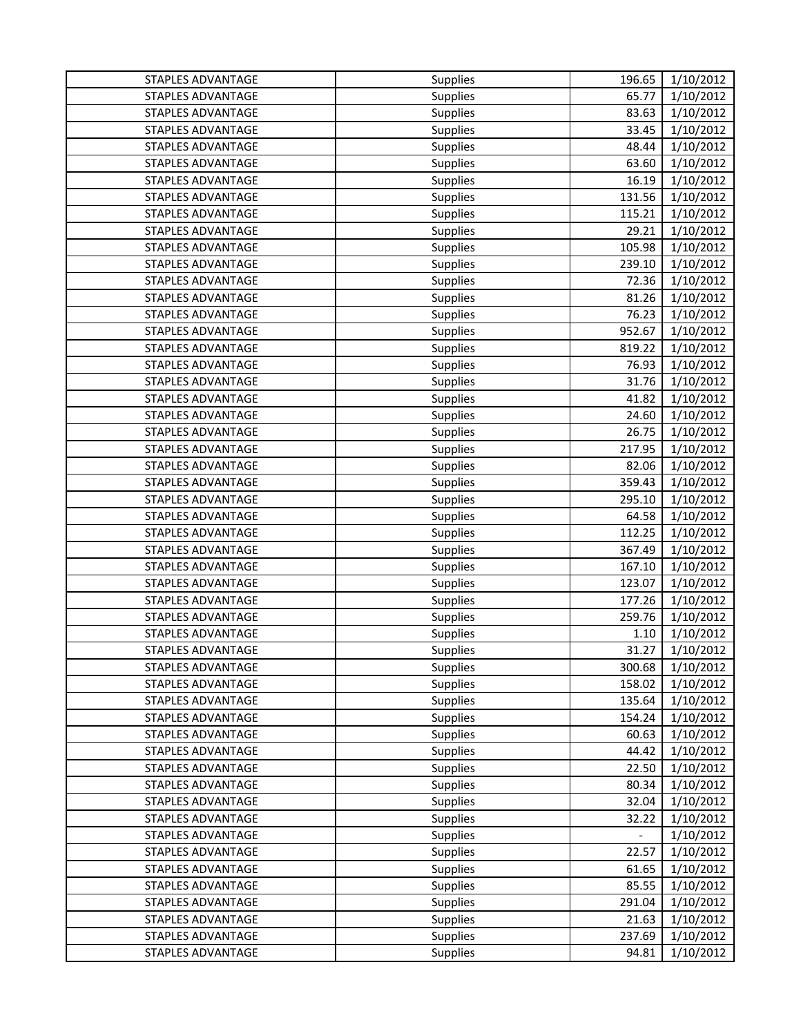| | | | |
|---|---|---|---|
| STAPLES ADVANTAGE | Supplies | 196.65 | 1/10/2012 |
| STAPLES ADVANTAGE | Supplies | 65.77 | 1/10/2012 |
| STAPLES ADVANTAGE | Supplies | 83.63 | 1/10/2012 |
| STAPLES ADVANTAGE | Supplies | 33.45 | 1/10/2012 |
| STAPLES ADVANTAGE | Supplies | 48.44 | 1/10/2012 |
| STAPLES ADVANTAGE | Supplies | 63.60 | 1/10/2012 |
| STAPLES ADVANTAGE | Supplies | 16.19 | 1/10/2012 |
| STAPLES ADVANTAGE | Supplies | 131.56 | 1/10/2012 |
| STAPLES ADVANTAGE | Supplies | 115.21 | 1/10/2012 |
| STAPLES ADVANTAGE | Supplies | 29.21 | 1/10/2012 |
| STAPLES ADVANTAGE | Supplies | 105.98 | 1/10/2012 |
| STAPLES ADVANTAGE | Supplies | 239.10 | 1/10/2012 |
| STAPLES ADVANTAGE | Supplies | 72.36 | 1/10/2012 |
| STAPLES ADVANTAGE | Supplies | 81.26 | 1/10/2012 |
| STAPLES ADVANTAGE | Supplies | 76.23 | 1/10/2012 |
| STAPLES ADVANTAGE | Supplies | 952.67 | 1/10/2012 |
| STAPLES ADVANTAGE | Supplies | 819.22 | 1/10/2012 |
| STAPLES ADVANTAGE | Supplies | 76.93 | 1/10/2012 |
| STAPLES ADVANTAGE | Supplies | 31.76 | 1/10/2012 |
| STAPLES ADVANTAGE | Supplies | 41.82 | 1/10/2012 |
| STAPLES ADVANTAGE | Supplies | 24.60 | 1/10/2012 |
| STAPLES ADVANTAGE | Supplies | 26.75 | 1/10/2012 |
| STAPLES ADVANTAGE | Supplies | 217.95 | 1/10/2012 |
| STAPLES ADVANTAGE | Supplies | 82.06 | 1/10/2012 |
| STAPLES ADVANTAGE | Supplies | 359.43 | 1/10/2012 |
| STAPLES ADVANTAGE | Supplies | 295.10 | 1/10/2012 |
| STAPLES ADVANTAGE | Supplies | 64.58 | 1/10/2012 |
| STAPLES ADVANTAGE | Supplies | 112.25 | 1/10/2012 |
| STAPLES ADVANTAGE | Supplies | 367.49 | 1/10/2012 |
| STAPLES ADVANTAGE | Supplies | 167.10 | 1/10/2012 |
| STAPLES ADVANTAGE | Supplies | 123.07 | 1/10/2012 |
| STAPLES ADVANTAGE | Supplies | 177.26 | 1/10/2012 |
| STAPLES ADVANTAGE | Supplies | 259.76 | 1/10/2012 |
| STAPLES ADVANTAGE | Supplies | 1.10 | 1/10/2012 |
| STAPLES ADVANTAGE | Supplies | 31.27 | 1/10/2012 |
| STAPLES ADVANTAGE | Supplies | 300.68 | 1/10/2012 |
| STAPLES ADVANTAGE | Supplies | 158.02 | 1/10/2012 |
| STAPLES ADVANTAGE | Supplies | 135.64 | 1/10/2012 |
| STAPLES ADVANTAGE | Supplies | 154.24 | 1/10/2012 |
| STAPLES ADVANTAGE | Supplies | 60.63 | 1/10/2012 |
| STAPLES ADVANTAGE | Supplies | 44.42 | 1/10/2012 |
| STAPLES ADVANTAGE | Supplies | 22.50 | 1/10/2012 |
| STAPLES ADVANTAGE | Supplies | 80.34 | 1/10/2012 |
| STAPLES ADVANTAGE | Supplies | 32.04 | 1/10/2012 |
| STAPLES ADVANTAGE | Supplies | 32.22 | 1/10/2012 |
| STAPLES ADVANTAGE | Supplies | - | 1/10/2012 |
| STAPLES ADVANTAGE | Supplies | 22.57 | 1/10/2012 |
| STAPLES ADVANTAGE | Supplies | 61.65 | 1/10/2012 |
| STAPLES ADVANTAGE | Supplies | 85.55 | 1/10/2012 |
| STAPLES ADVANTAGE | Supplies | 291.04 | 1/10/2012 |
| STAPLES ADVANTAGE | Supplies | 21.63 | 1/10/2012 |
| STAPLES ADVANTAGE | Supplies | 237.69 | 1/10/2012 |
| STAPLES ADVANTAGE | Supplies | 94.81 | 1/10/2012 |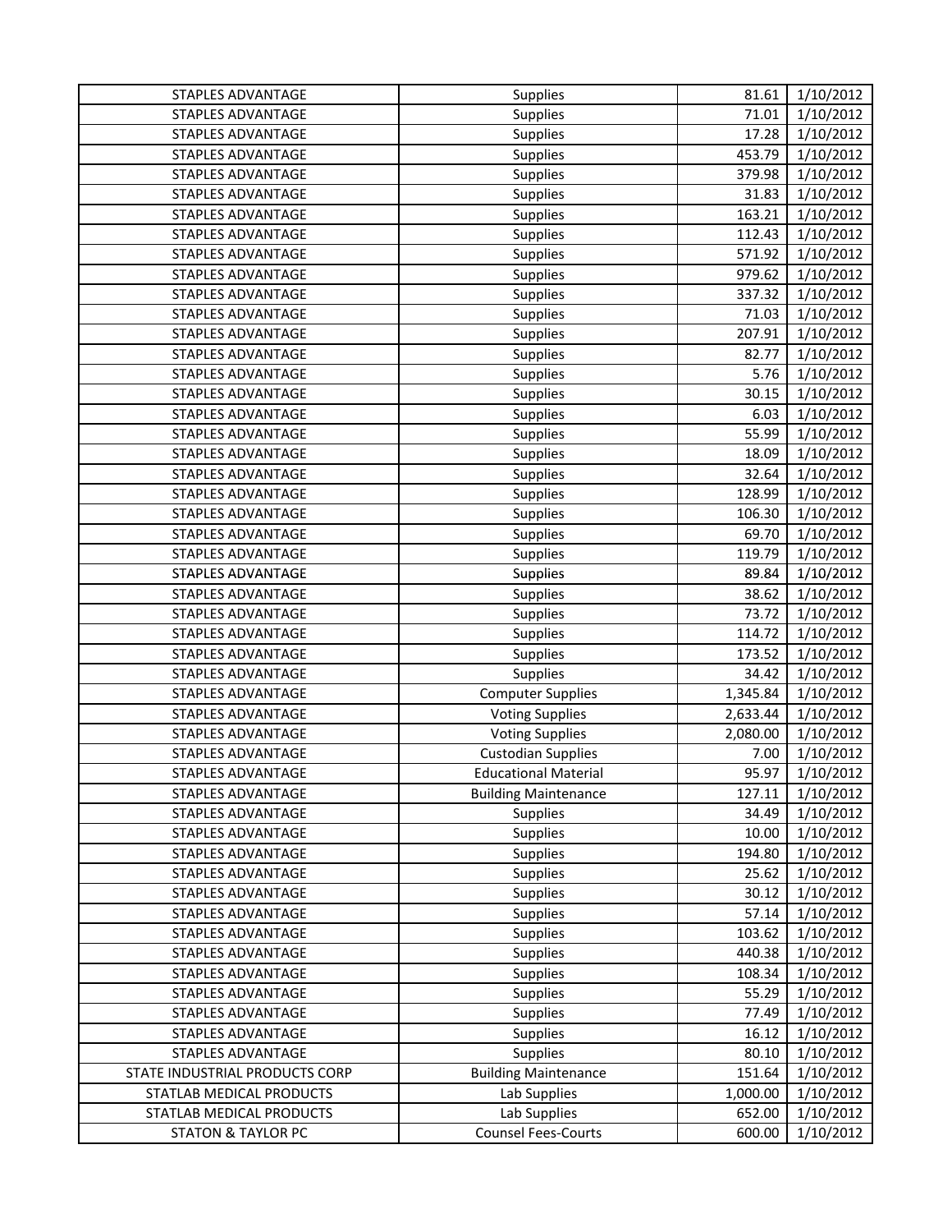| | | | |
|---|---|---|---|
| STAPLES ADVANTAGE | Supplies | 81.61 | 1/10/2012 |
| STAPLES ADVANTAGE | Supplies | 71.01 | 1/10/2012 |
| STAPLES ADVANTAGE | Supplies | 17.28 | 1/10/2012 |
| STAPLES ADVANTAGE | Supplies | 453.79 | 1/10/2012 |
| STAPLES ADVANTAGE | Supplies | 379.98 | 1/10/2012 |
| STAPLES ADVANTAGE | Supplies | 31.83 | 1/10/2012 |
| STAPLES ADVANTAGE | Supplies | 163.21 | 1/10/2012 |
| STAPLES ADVANTAGE | Supplies | 112.43 | 1/10/2012 |
| STAPLES ADVANTAGE | Supplies | 571.92 | 1/10/2012 |
| STAPLES ADVANTAGE | Supplies | 979.62 | 1/10/2012 |
| STAPLES ADVANTAGE | Supplies | 337.32 | 1/10/2012 |
| STAPLES ADVANTAGE | Supplies | 71.03 | 1/10/2012 |
| STAPLES ADVANTAGE | Supplies | 207.91 | 1/10/2012 |
| STAPLES ADVANTAGE | Supplies | 82.77 | 1/10/2012 |
| STAPLES ADVANTAGE | Supplies | 5.76 | 1/10/2012 |
| STAPLES ADVANTAGE | Supplies | 30.15 | 1/10/2012 |
| STAPLES ADVANTAGE | Supplies | 6.03 | 1/10/2012 |
| STAPLES ADVANTAGE | Supplies | 55.99 | 1/10/2012 |
| STAPLES ADVANTAGE | Supplies | 18.09 | 1/10/2012 |
| STAPLES ADVANTAGE | Supplies | 32.64 | 1/10/2012 |
| STAPLES ADVANTAGE | Supplies | 128.99 | 1/10/2012 |
| STAPLES ADVANTAGE | Supplies | 106.30 | 1/10/2012 |
| STAPLES ADVANTAGE | Supplies | 69.70 | 1/10/2012 |
| STAPLES ADVANTAGE | Supplies | 119.79 | 1/10/2012 |
| STAPLES ADVANTAGE | Supplies | 89.84 | 1/10/2012 |
| STAPLES ADVANTAGE | Supplies | 38.62 | 1/10/2012 |
| STAPLES ADVANTAGE | Supplies | 73.72 | 1/10/2012 |
| STAPLES ADVANTAGE | Supplies | 114.72 | 1/10/2012 |
| STAPLES ADVANTAGE | Supplies | 173.52 | 1/10/2012 |
| STAPLES ADVANTAGE | Supplies | 34.42 | 1/10/2012 |
| STAPLES ADVANTAGE | Computer Supplies | 1,345.84 | 1/10/2012 |
| STAPLES ADVANTAGE | Voting Supplies | 2,633.44 | 1/10/2012 |
| STAPLES ADVANTAGE | Voting Supplies | 2,080.00 | 1/10/2012 |
| STAPLES ADVANTAGE | Custodian Supplies | 7.00 | 1/10/2012 |
| STAPLES ADVANTAGE | Educational Material | 95.97 | 1/10/2012 |
| STAPLES ADVANTAGE | Building Maintenance | 127.11 | 1/10/2012 |
| STAPLES ADVANTAGE | Supplies | 34.49 | 1/10/2012 |
| STAPLES ADVANTAGE | Supplies | 10.00 | 1/10/2012 |
| STAPLES ADVANTAGE | Supplies | 194.80 | 1/10/2012 |
| STAPLES ADVANTAGE | Supplies | 25.62 | 1/10/2012 |
| STAPLES ADVANTAGE | Supplies | 30.12 | 1/10/2012 |
| STAPLES ADVANTAGE | Supplies | 57.14 | 1/10/2012 |
| STAPLES ADVANTAGE | Supplies | 103.62 | 1/10/2012 |
| STAPLES ADVANTAGE | Supplies | 440.38 | 1/10/2012 |
| STAPLES ADVANTAGE | Supplies | 108.34 | 1/10/2012 |
| STAPLES ADVANTAGE | Supplies | 55.29 | 1/10/2012 |
| STAPLES ADVANTAGE | Supplies | 77.49 | 1/10/2012 |
| STAPLES ADVANTAGE | Supplies | 16.12 | 1/10/2012 |
| STAPLES ADVANTAGE | Supplies | 80.10 | 1/10/2012 |
| STATE INDUSTRIAL PRODUCTS CORP | Building Maintenance | 151.64 | 1/10/2012 |
| STATLAB MEDICAL PRODUCTS | Lab Supplies | 1,000.00 | 1/10/2012 |
| STATLAB MEDICAL PRODUCTS | Lab Supplies | 652.00 | 1/10/2012 |
| STATON & TAYLOR PC | Counsel Fees-Courts | 600.00 | 1/10/2012 |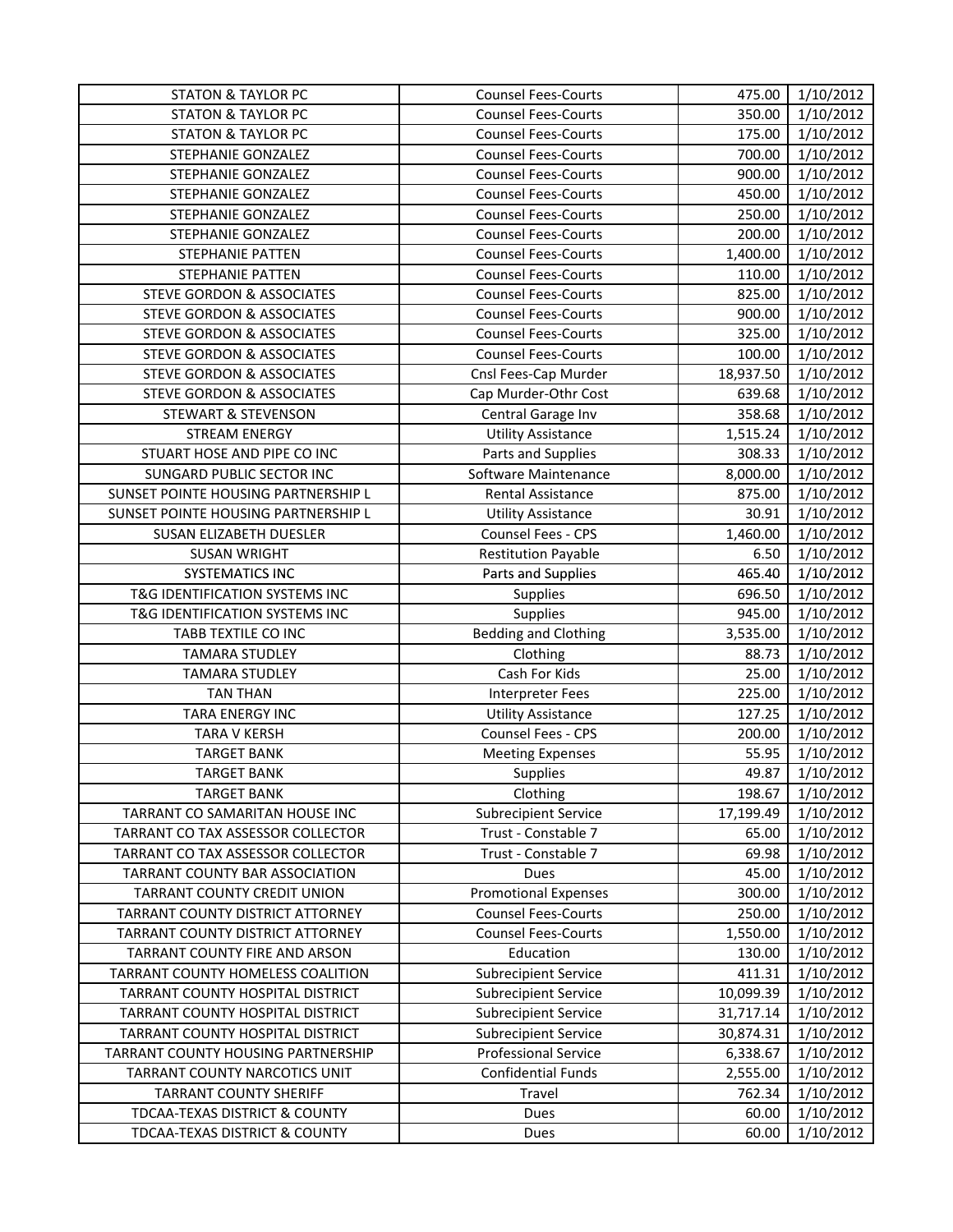| | | | |
|---|---|---|---|
| STATON & TAYLOR PC | Counsel Fees-Courts | 475.00 | 1/10/2012 |
| STATON & TAYLOR PC | Counsel Fees-Courts | 350.00 | 1/10/2012 |
| STATON & TAYLOR PC | Counsel Fees-Courts | 175.00 | 1/10/2012 |
| STEPHANIE GONZALEZ | Counsel Fees-Courts | 700.00 | 1/10/2012 |
| STEPHANIE GONZALEZ | Counsel Fees-Courts | 900.00 | 1/10/2012 |
| STEPHANIE GONZALEZ | Counsel Fees-Courts | 450.00 | 1/10/2012 |
| STEPHANIE GONZALEZ | Counsel Fees-Courts | 250.00 | 1/10/2012 |
| STEPHANIE GONZALEZ | Counsel Fees-Courts | 200.00 | 1/10/2012 |
| STEPHANIE PATTEN | Counsel Fees-Courts | 1,400.00 | 1/10/2012 |
| STEPHANIE PATTEN | Counsel Fees-Courts | 110.00 | 1/10/2012 |
| STEVE GORDON & ASSOCIATES | Counsel Fees-Courts | 825.00 | 1/10/2012 |
| STEVE GORDON & ASSOCIATES | Counsel Fees-Courts | 900.00 | 1/10/2012 |
| STEVE GORDON & ASSOCIATES | Counsel Fees-Courts | 325.00 | 1/10/2012 |
| STEVE GORDON & ASSOCIATES | Counsel Fees-Courts | 100.00 | 1/10/2012 |
| STEVE GORDON & ASSOCIATES | Cnsl Fees-Cap Murder | 18,937.50 | 1/10/2012 |
| STEVE GORDON & ASSOCIATES | Cap Murder-Othr Cost | 639.68 | 1/10/2012 |
| STEWART & STEVENSON | Central Garage Inv | 358.68 | 1/10/2012 |
| STREAM ENERGY | Utility Assistance | 1,515.24 | 1/10/2012 |
| STUART HOSE AND PIPE CO INC | Parts and Supplies | 308.33 | 1/10/2012 |
| SUNGARD PUBLIC SECTOR INC | Software Maintenance | 8,000.00 | 1/10/2012 |
| SUNSET POINTE HOUSING PARTNERSHIP L | Rental Assistance | 875.00 | 1/10/2012 |
| SUNSET POINTE HOUSING PARTNERSHIP L | Utility Assistance | 30.91 | 1/10/2012 |
| SUSAN ELIZABETH DUESLER | Counsel Fees - CPS | 1,460.00 | 1/10/2012 |
| SUSAN WRIGHT | Restitution Payable | 6.50 | 1/10/2012 |
| SYSTEMATICS INC | Parts and Supplies | 465.40 | 1/10/2012 |
| T&G IDENTIFICATION SYSTEMS INC | Supplies | 696.50 | 1/10/2012 |
| T&G IDENTIFICATION SYSTEMS INC | Supplies | 945.00 | 1/10/2012 |
| TABB TEXTILE CO INC | Bedding and Clothing | 3,535.00 | 1/10/2012 |
| TAMARA STUDLEY | Clothing | 88.73 | 1/10/2012 |
| TAMARA STUDLEY | Cash For Kids | 25.00 | 1/10/2012 |
| TAN THAN | Interpreter Fees | 225.00 | 1/10/2012 |
| TARA ENERGY INC | Utility Assistance | 127.25 | 1/10/2012 |
| TARA V KERSH | Counsel Fees - CPS | 200.00 | 1/10/2012 |
| TARGET BANK | Meeting Expenses | 55.95 | 1/10/2012 |
| TARGET BANK | Supplies | 49.87 | 1/10/2012 |
| TARGET BANK | Clothing | 198.67 | 1/10/2012 |
| TARRANT CO SAMARITAN HOUSE INC | Subrecipient Service | 17,199.49 | 1/10/2012 |
| TARRANT CO TAX ASSESSOR COLLECTOR | Trust - Constable 7 | 65.00 | 1/10/2012 |
| TARRANT CO TAX ASSESSOR COLLECTOR | Trust - Constable 7 | 69.98 | 1/10/2012 |
| TARRANT COUNTY BAR ASSOCIATION | Dues | 45.00 | 1/10/2012 |
| TARRANT COUNTY CREDIT UNION | Promotional Expenses | 300.00 | 1/10/2012 |
| TARRANT COUNTY DISTRICT ATTORNEY | Counsel Fees-Courts | 250.00 | 1/10/2012 |
| TARRANT COUNTY DISTRICT ATTORNEY | Counsel Fees-Courts | 1,550.00 | 1/10/2012 |
| TARRANT COUNTY FIRE AND ARSON | Education | 130.00 | 1/10/2012 |
| TARRANT COUNTY HOMELESS COALITION | Subrecipient Service | 411.31 | 1/10/2012 |
| TARRANT COUNTY HOSPITAL DISTRICT | Subrecipient Service | 10,099.39 | 1/10/2012 |
| TARRANT COUNTY HOSPITAL DISTRICT | Subrecipient Service | 31,717.14 | 1/10/2012 |
| TARRANT COUNTY HOSPITAL DISTRICT | Subrecipient Service | 30,874.31 | 1/10/2012 |
| TARRANT COUNTY HOUSING PARTNERSHIP | Professional Service | 6,338.67 | 1/10/2012 |
| TARRANT COUNTY NARCOTICS UNIT | Confidential Funds | 2,555.00 | 1/10/2012 |
| TARRANT COUNTY SHERIFF | Travel | 762.34 | 1/10/2012 |
| TDCAA-TEXAS DISTRICT & COUNTY | Dues | 60.00 | 1/10/2012 |
| TDCAA-TEXAS DISTRICT & COUNTY | Dues | 60.00 | 1/10/2012 |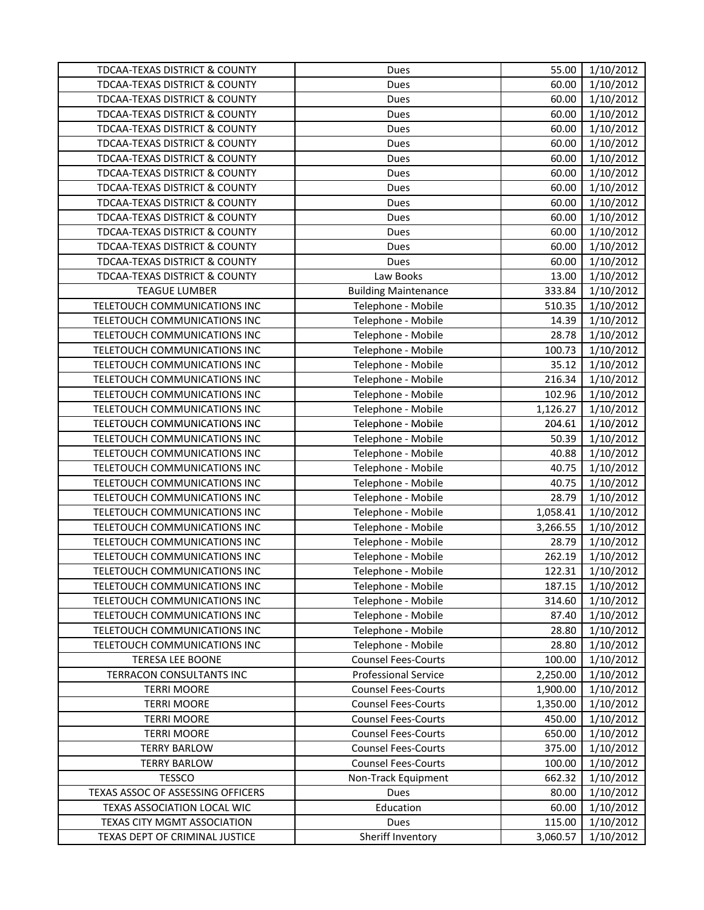| | | | |
|---|---|---|---|
| TDCAA-TEXAS DISTRICT & COUNTY | Dues | 55.00 | 1/10/2012 |
| TDCAA-TEXAS DISTRICT & COUNTY | Dues | 60.00 | 1/10/2012 |
| TDCAA-TEXAS DISTRICT & COUNTY | Dues | 60.00 | 1/10/2012 |
| TDCAA-TEXAS DISTRICT & COUNTY | Dues | 60.00 | 1/10/2012 |
| TDCAA-TEXAS DISTRICT & COUNTY | Dues | 60.00 | 1/10/2012 |
| TDCAA-TEXAS DISTRICT & COUNTY | Dues | 60.00 | 1/10/2012 |
| TDCAA-TEXAS DISTRICT & COUNTY | Dues | 60.00 | 1/10/2012 |
| TDCAA-TEXAS DISTRICT & COUNTY | Dues | 60.00 | 1/10/2012 |
| TDCAA-TEXAS DISTRICT & COUNTY | Dues | 60.00 | 1/10/2012 |
| TDCAA-TEXAS DISTRICT & COUNTY | Dues | 60.00 | 1/10/2012 |
| TDCAA-TEXAS DISTRICT & COUNTY | Dues | 60.00 | 1/10/2012 |
| TDCAA-TEXAS DISTRICT & COUNTY | Dues | 60.00 | 1/10/2012 |
| TDCAA-TEXAS DISTRICT & COUNTY | Dues | 60.00 | 1/10/2012 |
| TDCAA-TEXAS DISTRICT & COUNTY | Dues | 60.00 | 1/10/2012 |
| TDCAA-TEXAS DISTRICT & COUNTY | Law Books | 13.00 | 1/10/2012 |
| TEAGUE LUMBER | Building Maintenance | 333.84 | 1/10/2012 |
| TELETOUCH COMMUNICATIONS INC | Telephone - Mobile | 510.35 | 1/10/2012 |
| TELETOUCH COMMUNICATIONS INC | Telephone - Mobile | 14.39 | 1/10/2012 |
| TELETOUCH COMMUNICATIONS INC | Telephone - Mobile | 28.78 | 1/10/2012 |
| TELETOUCH COMMUNICATIONS INC | Telephone - Mobile | 100.73 | 1/10/2012 |
| TELETOUCH COMMUNICATIONS INC | Telephone - Mobile | 35.12 | 1/10/2012 |
| TELETOUCH COMMUNICATIONS INC | Telephone - Mobile | 216.34 | 1/10/2012 |
| TELETOUCH COMMUNICATIONS INC | Telephone - Mobile | 102.96 | 1/10/2012 |
| TELETOUCH COMMUNICATIONS INC | Telephone - Mobile | 1,126.27 | 1/10/2012 |
| TELETOUCH COMMUNICATIONS INC | Telephone - Mobile | 204.61 | 1/10/2012 |
| TELETOUCH COMMUNICATIONS INC | Telephone - Mobile | 50.39 | 1/10/2012 |
| TELETOUCH COMMUNICATIONS INC | Telephone - Mobile | 40.88 | 1/10/2012 |
| TELETOUCH COMMUNICATIONS INC | Telephone - Mobile | 40.75 | 1/10/2012 |
| TELETOUCH COMMUNICATIONS INC | Telephone - Mobile | 40.75 | 1/10/2012 |
| TELETOUCH COMMUNICATIONS INC | Telephone - Mobile | 28.79 | 1/10/2012 |
| TELETOUCH COMMUNICATIONS INC | Telephone - Mobile | 1,058.41 | 1/10/2012 |
| TELETOUCH COMMUNICATIONS INC | Telephone - Mobile | 3,266.55 | 1/10/2012 |
| TELETOUCH COMMUNICATIONS INC | Telephone - Mobile | 28.79 | 1/10/2012 |
| TELETOUCH COMMUNICATIONS INC | Telephone - Mobile | 262.19 | 1/10/2012 |
| TELETOUCH COMMUNICATIONS INC | Telephone - Mobile | 122.31 | 1/10/2012 |
| TELETOUCH COMMUNICATIONS INC | Telephone - Mobile | 187.15 | 1/10/2012 |
| TELETOUCH COMMUNICATIONS INC | Telephone - Mobile | 314.60 | 1/10/2012 |
| TELETOUCH COMMUNICATIONS INC | Telephone - Mobile | 87.40 | 1/10/2012 |
| TELETOUCH COMMUNICATIONS INC | Telephone - Mobile | 28.80 | 1/10/2012 |
| TELETOUCH COMMUNICATIONS INC | Telephone - Mobile | 28.80 | 1/10/2012 |
| TERESA LEE BOONE | Counsel Fees-Courts | 100.00 | 1/10/2012 |
| TERRACON CONSULTANTS INC | Professional Service | 2,250.00 | 1/10/2012 |
| TERRI MOORE | Counsel Fees-Courts | 1,900.00 | 1/10/2012 |
| TERRI MOORE | Counsel Fees-Courts | 1,350.00 | 1/10/2012 |
| TERRI MOORE | Counsel Fees-Courts | 450.00 | 1/10/2012 |
| TERRI MOORE | Counsel Fees-Courts | 650.00 | 1/10/2012 |
| TERRY BARLOW | Counsel Fees-Courts | 375.00 | 1/10/2012 |
| TERRY BARLOW | Counsel Fees-Courts | 100.00 | 1/10/2012 |
| TESSCO | Non-Track Equipment | 662.32 | 1/10/2012 |
| TEXAS ASSOC OF ASSESSING OFFICERS | Dues | 80.00 | 1/10/2012 |
| TEXAS ASSOCIATION LOCAL WIC | Education | 60.00 | 1/10/2012 |
| TEXAS CITY MGMT ASSOCIATION | Dues | 115.00 | 1/10/2012 |
| TEXAS DEPT OF CRIMINAL JUSTICE | Sheriff Inventory | 3,060.57 | 1/10/2012 |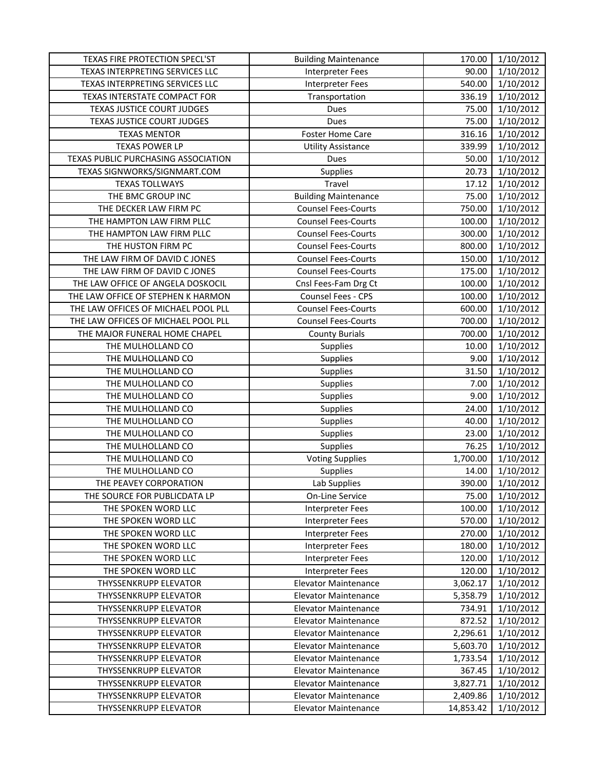| | | | |
|---|---|---|---|
| TEXAS FIRE PROTECTION SPECL'ST | Building Maintenance | 170.00 | 1/10/2012 |
| TEXAS INTERPRETING SERVICES LLC | Interpreter Fees | 90.00 | 1/10/2012 |
| TEXAS INTERPRETING SERVICES LLC | Interpreter Fees | 540.00 | 1/10/2012 |
| TEXAS INTERSTATE COMPACT FOR | Transportation | 336.19 | 1/10/2012 |
| TEXAS JUSTICE COURT JUDGES | Dues | 75.00 | 1/10/2012 |
| TEXAS JUSTICE COURT JUDGES | Dues | 75.00 | 1/10/2012 |
| TEXAS MENTOR | Foster Home Care | 316.16 | 1/10/2012 |
| TEXAS POWER LP | Utility Assistance | 339.99 | 1/10/2012 |
| TEXAS PUBLIC PURCHASING ASSOCIATION | Dues | 50.00 | 1/10/2012 |
| TEXAS SIGNWORKS/SIGNMART.COM | Supplies | 20.73 | 1/10/2012 |
| TEXAS TOLLWAYS | Travel | 17.12 | 1/10/2012 |
| THE BMC GROUP INC | Building Maintenance | 75.00 | 1/10/2012 |
| THE DECKER LAW FIRM PC | Counsel Fees-Courts | 750.00 | 1/10/2012 |
| THE HAMPTON LAW FIRM PLLC | Counsel Fees-Courts | 100.00 | 1/10/2012 |
| THE HAMPTON LAW FIRM PLLC | Counsel Fees-Courts | 300.00 | 1/10/2012 |
| THE HUSTON FIRM PC | Counsel Fees-Courts | 800.00 | 1/10/2012 |
| THE LAW FIRM OF DAVID C JONES | Counsel Fees-Courts | 150.00 | 1/10/2012 |
| THE LAW FIRM OF DAVID C JONES | Counsel Fees-Courts | 175.00 | 1/10/2012 |
| THE LAW OFFICE OF ANGELA DOSKOCIL | Cnsl Fees-Fam Drg Ct | 100.00 | 1/10/2012 |
| THE LAW OFFICE OF STEPHEN K HARMON | Counsel Fees - CPS | 100.00 | 1/10/2012 |
| THE LAW OFFICES OF MICHAEL POOL PLL | Counsel Fees-Courts | 600.00 | 1/10/2012 |
| THE LAW OFFICES OF MICHAEL POOL PLL | Counsel Fees-Courts | 700.00 | 1/10/2012 |
| THE MAJOR FUNERAL HOME CHAPEL | County Burials | 700.00 | 1/10/2012 |
| THE MULHOLLAND CO | Supplies | 10.00 | 1/10/2012 |
| THE MULHOLLAND CO | Supplies | 9.00 | 1/10/2012 |
| THE MULHOLLAND CO | Supplies | 31.50 | 1/10/2012 |
| THE MULHOLLAND CO | Supplies | 7.00 | 1/10/2012 |
| THE MULHOLLAND CO | Supplies | 9.00 | 1/10/2012 |
| THE MULHOLLAND CO | Supplies | 24.00 | 1/10/2012 |
| THE MULHOLLAND CO | Supplies | 40.00 | 1/10/2012 |
| THE MULHOLLAND CO | Supplies | 23.00 | 1/10/2012 |
| THE MULHOLLAND CO | Supplies | 76.25 | 1/10/2012 |
| THE MULHOLLAND CO | Voting Supplies | 1,700.00 | 1/10/2012 |
| THE MULHOLLAND CO | Supplies | 14.00 | 1/10/2012 |
| THE PEAVEY CORPORATION | Lab Supplies | 390.00 | 1/10/2012 |
| THE SOURCE FOR PUBLICDATA LP | On-Line Service | 75.00 | 1/10/2012 |
| THE SPOKEN WORD LLC | Interpreter Fees | 100.00 | 1/10/2012 |
| THE SPOKEN WORD LLC | Interpreter Fees | 570.00 | 1/10/2012 |
| THE SPOKEN WORD LLC | Interpreter Fees | 270.00 | 1/10/2012 |
| THE SPOKEN WORD LLC | Interpreter Fees | 180.00 | 1/10/2012 |
| THE SPOKEN WORD LLC | Interpreter Fees | 120.00 | 1/10/2012 |
| THE SPOKEN WORD LLC | Interpreter Fees | 120.00 | 1/10/2012 |
| THYSSENKRUPP ELEVATOR | Elevator Maintenance | 3,062.17 | 1/10/2012 |
| THYSSENKRUPP ELEVATOR | Elevator Maintenance | 5,358.79 | 1/10/2012 |
| THYSSENKRUPP ELEVATOR | Elevator Maintenance | 734.91 | 1/10/2012 |
| THYSSENKRUPP ELEVATOR | Elevator Maintenance | 872.52 | 1/10/2012 |
| THYSSENKRUPP ELEVATOR | Elevator Maintenance | 2,296.61 | 1/10/2012 |
| THYSSENKRUPP ELEVATOR | Elevator Maintenance | 5,603.70 | 1/10/2012 |
| THYSSENKRUPP ELEVATOR | Elevator Maintenance | 1,733.54 | 1/10/2012 |
| THYSSENKRUPP ELEVATOR | Elevator Maintenance | 367.45 | 1/10/2012 |
| THYSSENKRUPP ELEVATOR | Elevator Maintenance | 3,827.71 | 1/10/2012 |
| THYSSENKRUPP ELEVATOR | Elevator Maintenance | 2,409.86 | 1/10/2012 |
| THYSSENKRUPP ELEVATOR | Elevator Maintenance | 14,853.42 | 1/10/2012 |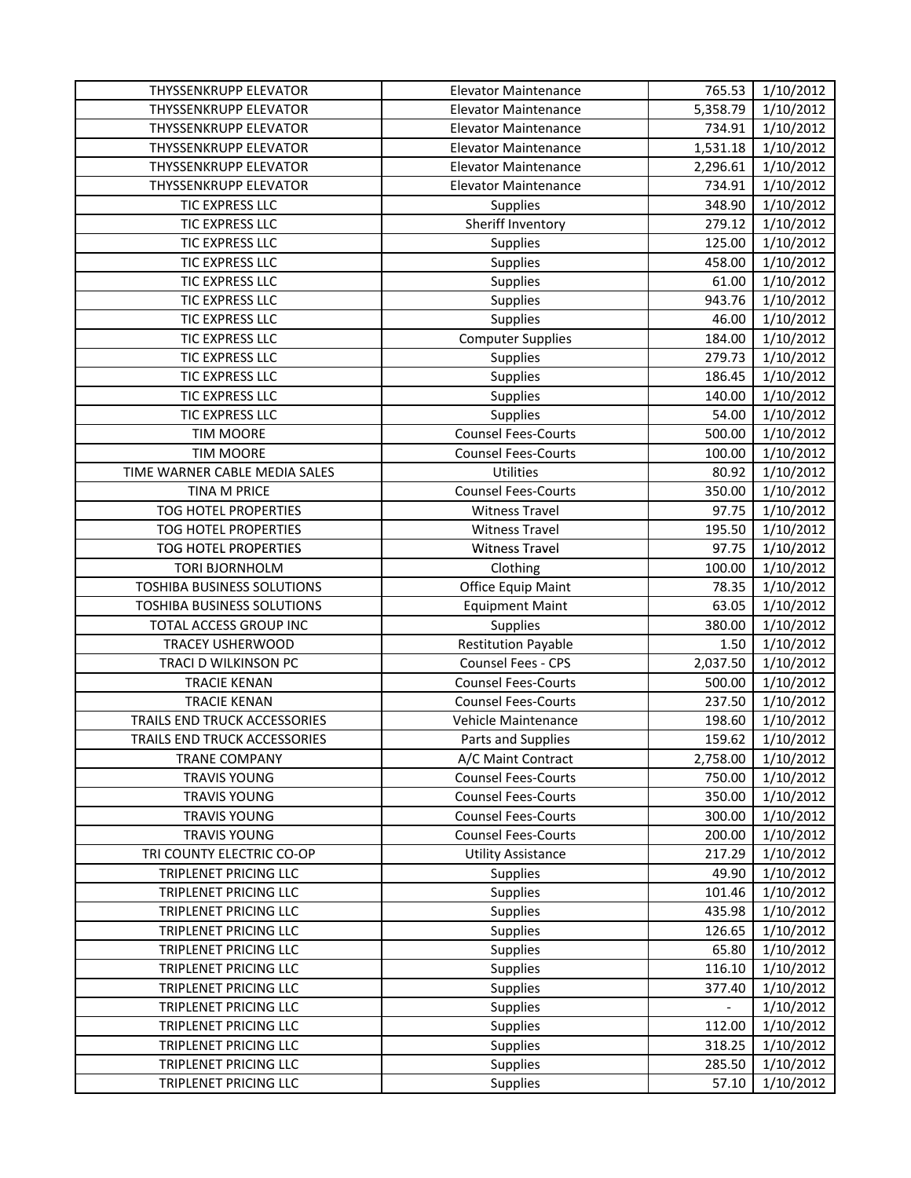| | | | |
|---|---|---|---|
| THYSSENKRUPP ELEVATOR | Elevator Maintenance | 765.53 | 1/10/2012 |
| THYSSENKRUPP ELEVATOR | Elevator Maintenance | 5,358.79 | 1/10/2012 |
| THYSSENKRUPP ELEVATOR | Elevator Maintenance | 734.91 | 1/10/2012 |
| THYSSENKRUPP ELEVATOR | Elevator Maintenance | 1,531.18 | 1/10/2012 |
| THYSSENKRUPP ELEVATOR | Elevator Maintenance | 2,296.61 | 1/10/2012 |
| THYSSENKRUPP ELEVATOR | Elevator Maintenance | 734.91 | 1/10/2012 |
| TIC EXPRESS LLC | Supplies | 348.90 | 1/10/2012 |
| TIC EXPRESS LLC | Sheriff Inventory | 279.12 | 1/10/2012 |
| TIC EXPRESS LLC | Supplies | 125.00 | 1/10/2012 |
| TIC EXPRESS LLC | Supplies | 458.00 | 1/10/2012 |
| TIC EXPRESS LLC | Supplies | 61.00 | 1/10/2012 |
| TIC EXPRESS LLC | Supplies | 943.76 | 1/10/2012 |
| TIC EXPRESS LLC | Supplies | 46.00 | 1/10/2012 |
| TIC EXPRESS LLC | Computer Supplies | 184.00 | 1/10/2012 |
| TIC EXPRESS LLC | Supplies | 279.73 | 1/10/2012 |
| TIC EXPRESS LLC | Supplies | 186.45 | 1/10/2012 |
| TIC EXPRESS LLC | Supplies | 140.00 | 1/10/2012 |
| TIC EXPRESS LLC | Supplies | 54.00 | 1/10/2012 |
| TIM MOORE | Counsel Fees-Courts | 500.00 | 1/10/2012 |
| TIM MOORE | Counsel Fees-Courts | 100.00 | 1/10/2012 |
| TIME WARNER CABLE MEDIA SALES | Utilities | 80.92 | 1/10/2012 |
| TINA M PRICE | Counsel Fees-Courts | 350.00 | 1/10/2012 |
| TOG HOTEL PROPERTIES | Witness Travel | 97.75 | 1/10/2012 |
| TOG HOTEL PROPERTIES | Witness Travel | 195.50 | 1/10/2012 |
| TOG HOTEL PROPERTIES | Witness Travel | 97.75 | 1/10/2012 |
| TORI BJORNHOLM | Clothing | 100.00 | 1/10/2012 |
| TOSHIBA BUSINESS SOLUTIONS | Office Equip Maint | 78.35 | 1/10/2012 |
| TOSHIBA BUSINESS SOLUTIONS | Equipment Maint | 63.05 | 1/10/2012 |
| TOTAL ACCESS GROUP INC | Supplies | 380.00 | 1/10/2012 |
| TRACEY USHERWOOD | Restitution Payable | 1.50 | 1/10/2012 |
| TRACI D WILKINSON PC | Counsel Fees - CPS | 2,037.50 | 1/10/2012 |
| TRACIE KENAN | Counsel Fees-Courts | 500.00 | 1/10/2012 |
| TRACIE KENAN | Counsel Fees-Courts | 237.50 | 1/10/2012 |
| TRAILS END TRUCK ACCESSORIES | Vehicle Maintenance | 198.60 | 1/10/2012 |
| TRAILS END TRUCK ACCESSORIES | Parts and Supplies | 159.62 | 1/10/2012 |
| TRANE COMPANY | A/C Maint Contract | 2,758.00 | 1/10/2012 |
| TRAVIS YOUNG | Counsel Fees-Courts | 750.00 | 1/10/2012 |
| TRAVIS YOUNG | Counsel Fees-Courts | 350.00 | 1/10/2012 |
| TRAVIS YOUNG | Counsel Fees-Courts | 300.00 | 1/10/2012 |
| TRAVIS YOUNG | Counsel Fees-Courts | 200.00 | 1/10/2012 |
| TRI COUNTY ELECTRIC CO-OP | Utility Assistance | 217.29 | 1/10/2012 |
| TRIPLENET PRICING LLC | Supplies | 49.90 | 1/10/2012 |
| TRIPLENET PRICING LLC | Supplies | 101.46 | 1/10/2012 |
| TRIPLENET PRICING LLC | Supplies | 435.98 | 1/10/2012 |
| TRIPLENET PRICING LLC | Supplies | 126.65 | 1/10/2012 |
| TRIPLENET PRICING LLC | Supplies | 65.80 | 1/10/2012 |
| TRIPLENET PRICING LLC | Supplies | 116.10 | 1/10/2012 |
| TRIPLENET PRICING LLC | Supplies | 377.40 | 1/10/2012 |
| TRIPLENET PRICING LLC | Supplies | - | 1/10/2012 |
| TRIPLENET PRICING LLC | Supplies | 112.00 | 1/10/2012 |
| TRIPLENET PRICING LLC | Supplies | 318.25 | 1/10/2012 |
| TRIPLENET PRICING LLC | Supplies | 285.50 | 1/10/2012 |
| TRIPLENET PRICING LLC | Supplies | 57.10 | 1/10/2012 |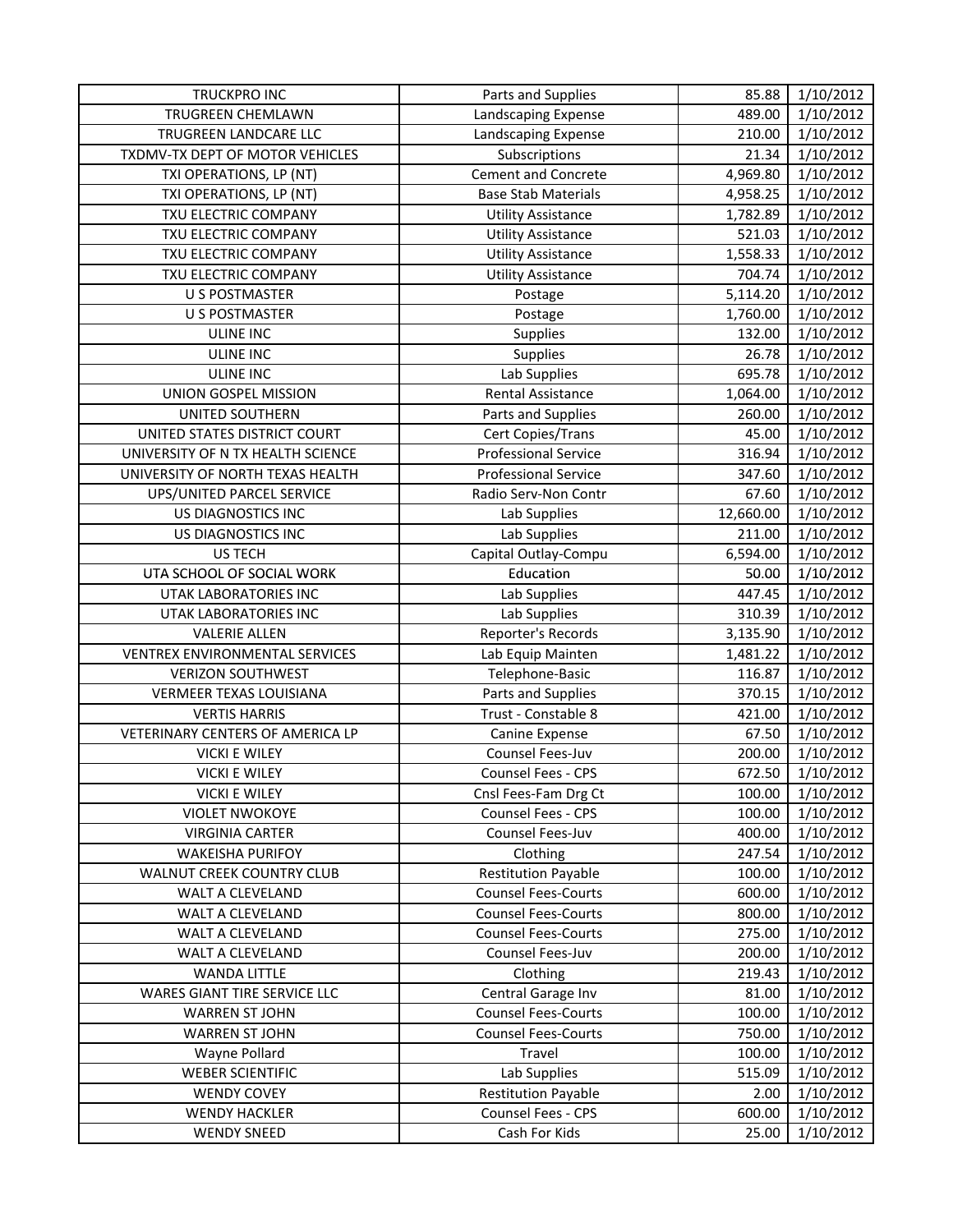| | | | |
|---|---|---|---|
| TRUCKPRO INC | Parts and Supplies | 85.88 | 1/10/2012 |
| TRUGREEN CHEMLAWN | Landscaping Expense | 489.00 | 1/10/2012 |
| TRUGREEN LANDCARE LLC | Landscaping Expense | 210.00 | 1/10/2012 |
| TXDMV-TX DEPT OF MOTOR VEHICLES | Subscriptions | 21.34 | 1/10/2012 |
| TXI OPERATIONS, LP (NT) | Cement and Concrete | 4,969.80 | 1/10/2012 |
| TXI OPERATIONS, LP (NT) | Base Stab Materials | 4,958.25 | 1/10/2012 |
| TXU ELECTRIC COMPANY | Utility Assistance | 1,782.89 | 1/10/2012 |
| TXU ELECTRIC COMPANY | Utility Assistance | 521.03 | 1/10/2012 |
| TXU ELECTRIC COMPANY | Utility Assistance | 1,558.33 | 1/10/2012 |
| TXU ELECTRIC COMPANY | Utility Assistance | 704.74 | 1/10/2012 |
| U S POSTMASTER | Postage | 5,114.20 | 1/10/2012 |
| U S POSTMASTER | Postage | 1,760.00 | 1/10/2012 |
| ULINE INC | Supplies | 132.00 | 1/10/2012 |
| ULINE INC | Supplies | 26.78 | 1/10/2012 |
| ULINE INC | Lab Supplies | 695.78 | 1/10/2012 |
| UNION GOSPEL MISSION | Rental Assistance | 1,064.00 | 1/10/2012 |
| UNITED SOUTHERN | Parts and Supplies | 260.00 | 1/10/2012 |
| UNITED STATES DISTRICT COURT | Cert Copies/Trans | 45.00 | 1/10/2012 |
| UNIVERSITY OF N TX HEALTH SCIENCE | Professional Service | 316.94 | 1/10/2012 |
| UNIVERSITY OF NORTH TEXAS HEALTH | Professional Service | 347.60 | 1/10/2012 |
| UPS/UNITED PARCEL SERVICE | Radio Serv-Non Contr | 67.60 | 1/10/2012 |
| US DIAGNOSTICS INC | Lab Supplies | 12,660.00 | 1/10/2012 |
| US DIAGNOSTICS INC | Lab Supplies | 211.00 | 1/10/2012 |
| US TECH | Capital Outlay-Compu | 6,594.00 | 1/10/2012 |
| UTA SCHOOL OF SOCIAL WORK | Education | 50.00 | 1/10/2012 |
| UTAK LABORATORIES INC | Lab Supplies | 447.45 | 1/10/2012 |
| UTAK LABORATORIES INC | Lab Supplies | 310.39 | 1/10/2012 |
| VALERIE ALLEN | Reporter's Records | 3,135.90 | 1/10/2012 |
| VENTREX ENVIRONMENTAL SERVICES | Lab Equip Mainten | 1,481.22 | 1/10/2012 |
| VERIZON SOUTHWEST | Telephone-Basic | 116.87 | 1/10/2012 |
| VERMEER TEXAS LOUISIANA | Parts and Supplies | 370.15 | 1/10/2012 |
| VERTIS HARRIS | Trust - Constable 8 | 421.00 | 1/10/2012 |
| VETERINARY CENTERS OF AMERICA LP | Canine Expense | 67.50 | 1/10/2012 |
| VICKI E WILEY | Counsel Fees-Juv | 200.00 | 1/10/2012 |
| VICKI E WILEY | Counsel Fees - CPS | 672.50 | 1/10/2012 |
| VICKI E WILEY | Cnsl Fees-Fam Drg Ct | 100.00 | 1/10/2012 |
| VIOLET NWOKOYE | Counsel Fees - CPS | 100.00 | 1/10/2012 |
| VIRGINIA CARTER | Counsel Fees-Juv | 400.00 | 1/10/2012 |
| WAKEISHA PURIFOY | Clothing | 247.54 | 1/10/2012 |
| WALNUT CREEK COUNTRY CLUB | Restitution Payable | 100.00 | 1/10/2012 |
| WALT A CLEVELAND | Counsel Fees-Courts | 600.00 | 1/10/2012 |
| WALT A CLEVELAND | Counsel Fees-Courts | 800.00 | 1/10/2012 |
| WALT A CLEVELAND | Counsel Fees-Courts | 275.00 | 1/10/2012 |
| WALT A CLEVELAND | Counsel Fees-Juv | 200.00 | 1/10/2012 |
| WANDA LITTLE | Clothing | 219.43 | 1/10/2012 |
| WARES GIANT TIRE SERVICE LLC | Central Garage Inv | 81.00 | 1/10/2012 |
| WARREN ST JOHN | Counsel Fees-Courts | 100.00 | 1/10/2012 |
| WARREN ST JOHN | Counsel Fees-Courts | 750.00 | 1/10/2012 |
| Wayne Pollard | Travel | 100.00 | 1/10/2012 |
| WEBER SCIENTIFIC | Lab Supplies | 515.09 | 1/10/2012 |
| WENDY COVEY | Restitution Payable | 2.00 | 1/10/2012 |
| WENDY HACKLER | Counsel Fees - CPS | 600.00 | 1/10/2012 |
| WENDY SNEED | Cash For Kids | 25.00 | 1/10/2012 |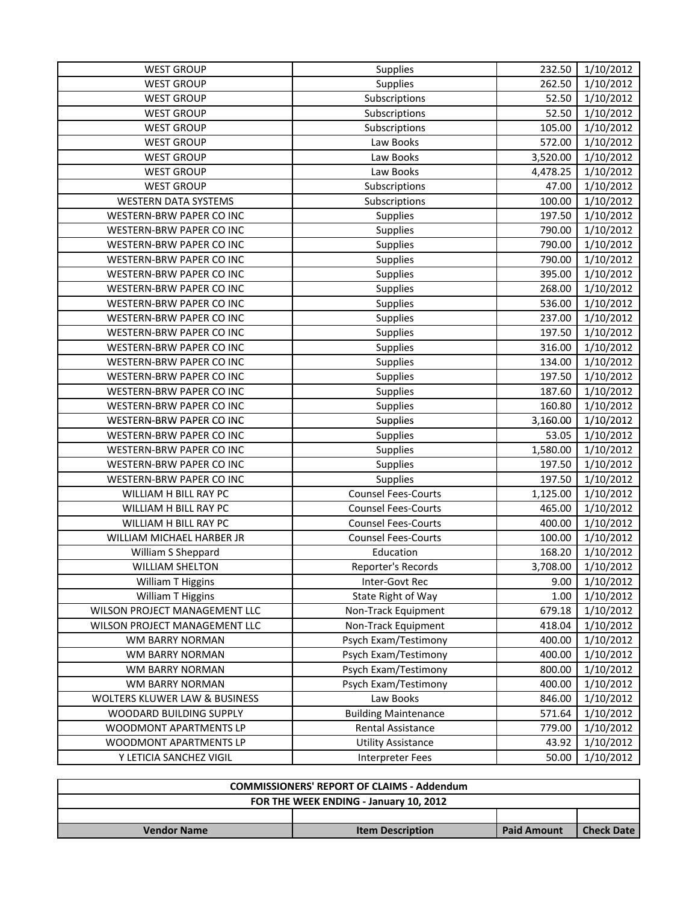| | | | |
|---|---|---|---|
| WEST GROUP | Supplies | 232.50 | 1/10/2012 |
| WEST GROUP | Supplies | 262.50 | 1/10/2012 |
| WEST GROUP | Subscriptions | 52.50 | 1/10/2012 |
| WEST GROUP | Subscriptions | 52.50 | 1/10/2012 |
| WEST GROUP | Subscriptions | 105.00 | 1/10/2012 |
| WEST GROUP | Law Books | 572.00 | 1/10/2012 |
| WEST GROUP | Law Books | 3,520.00 | 1/10/2012 |
| WEST GROUP | Law Books | 4,478.25 | 1/10/2012 |
| WEST GROUP | Subscriptions | 47.00 | 1/10/2012 |
| WESTERN DATA SYSTEMS | Subscriptions | 100.00 | 1/10/2012 |
| WESTERN-BRW PAPER CO INC | Supplies | 197.50 | 1/10/2012 |
| WESTERN-BRW PAPER CO INC | Supplies | 790.00 | 1/10/2012 |
| WESTERN-BRW PAPER CO INC | Supplies | 790.00 | 1/10/2012 |
| WESTERN-BRW PAPER CO INC | Supplies | 790.00 | 1/10/2012 |
| WESTERN-BRW PAPER CO INC | Supplies | 395.00 | 1/10/2012 |
| WESTERN-BRW PAPER CO INC | Supplies | 268.00 | 1/10/2012 |
| WESTERN-BRW PAPER CO INC | Supplies | 536.00 | 1/10/2012 |
| WESTERN-BRW PAPER CO INC | Supplies | 237.00 | 1/10/2012 |
| WESTERN-BRW PAPER CO INC | Supplies | 197.50 | 1/10/2012 |
| WESTERN-BRW PAPER CO INC | Supplies | 316.00 | 1/10/2012 |
| WESTERN-BRW PAPER CO INC | Supplies | 134.00 | 1/10/2012 |
| WESTERN-BRW PAPER CO INC | Supplies | 197.50 | 1/10/2012 |
| WESTERN-BRW PAPER CO INC | Supplies | 187.60 | 1/10/2012 |
| WESTERN-BRW PAPER CO INC | Supplies | 160.80 | 1/10/2012 |
| WESTERN-BRW PAPER CO INC | Supplies | 3,160.00 | 1/10/2012 |
| WESTERN-BRW PAPER CO INC | Supplies | 53.05 | 1/10/2012 |
| WESTERN-BRW PAPER CO INC | Supplies | 1,580.00 | 1/10/2012 |
| WESTERN-BRW PAPER CO INC | Supplies | 197.50 | 1/10/2012 |
| WESTERN-BRW PAPER CO INC | Supplies | 197.50 | 1/10/2012 |
| WILLIAM H BILL RAY PC | Counsel Fees-Courts | 1,125.00 | 1/10/2012 |
| WILLIAM H BILL RAY PC | Counsel Fees-Courts | 465.00 | 1/10/2012 |
| WILLIAM H BILL RAY PC | Counsel Fees-Courts | 400.00 | 1/10/2012 |
| WILLIAM MICHAEL HARBER JR | Counsel Fees-Courts | 100.00 | 1/10/2012 |
| William S Sheppard | Education | 168.20 | 1/10/2012 |
| WILLIAM SHELTON | Reporter's Records | 3,708.00 | 1/10/2012 |
| William T Higgins | Inter-Govt Rec | 9.00 | 1/10/2012 |
| William T Higgins | State Right of Way | 1.00 | 1/10/2012 |
| WILSON PROJECT MANAGEMENT LLC | Non-Track Equipment | 679.18 | 1/10/2012 |
| WILSON PROJECT MANAGEMENT LLC | Non-Track Equipment | 418.04 | 1/10/2012 |
| WM BARRY NORMAN | Psych Exam/Testimony | 400.00 | 1/10/2012 |
| WM BARRY NORMAN | Psych Exam/Testimony | 400.00 | 1/10/2012 |
| WM BARRY NORMAN | Psych Exam/Testimony | 800.00 | 1/10/2012 |
| WM BARRY NORMAN | Psych Exam/Testimony | 400.00 | 1/10/2012 |
| WOLTERS KLUWER LAW & BUSINESS | Law Books | 846.00 | 1/10/2012 |
| WOODARD BUILDING SUPPLY | Building Maintenance | 571.64 | 1/10/2012 |
| WOODMONT APARTMENTS LP | Rental Assistance | 779.00 | 1/10/2012 |
| WOODMONT APARTMENTS LP | Utility Assistance | 43.92 | 1/10/2012 |
| Y LETICIA SANCHEZ VIGIL | Interpreter Fees | 50.00 | 1/10/2012 |

**COMMISSIONERS' REPORT OF CLAIMS - Addendum**

**FOR THE WEEK ENDING - January 10, 2012**

| Vendor Name | Item Description | Paid Amount | Check Date |
|---|---|---|---|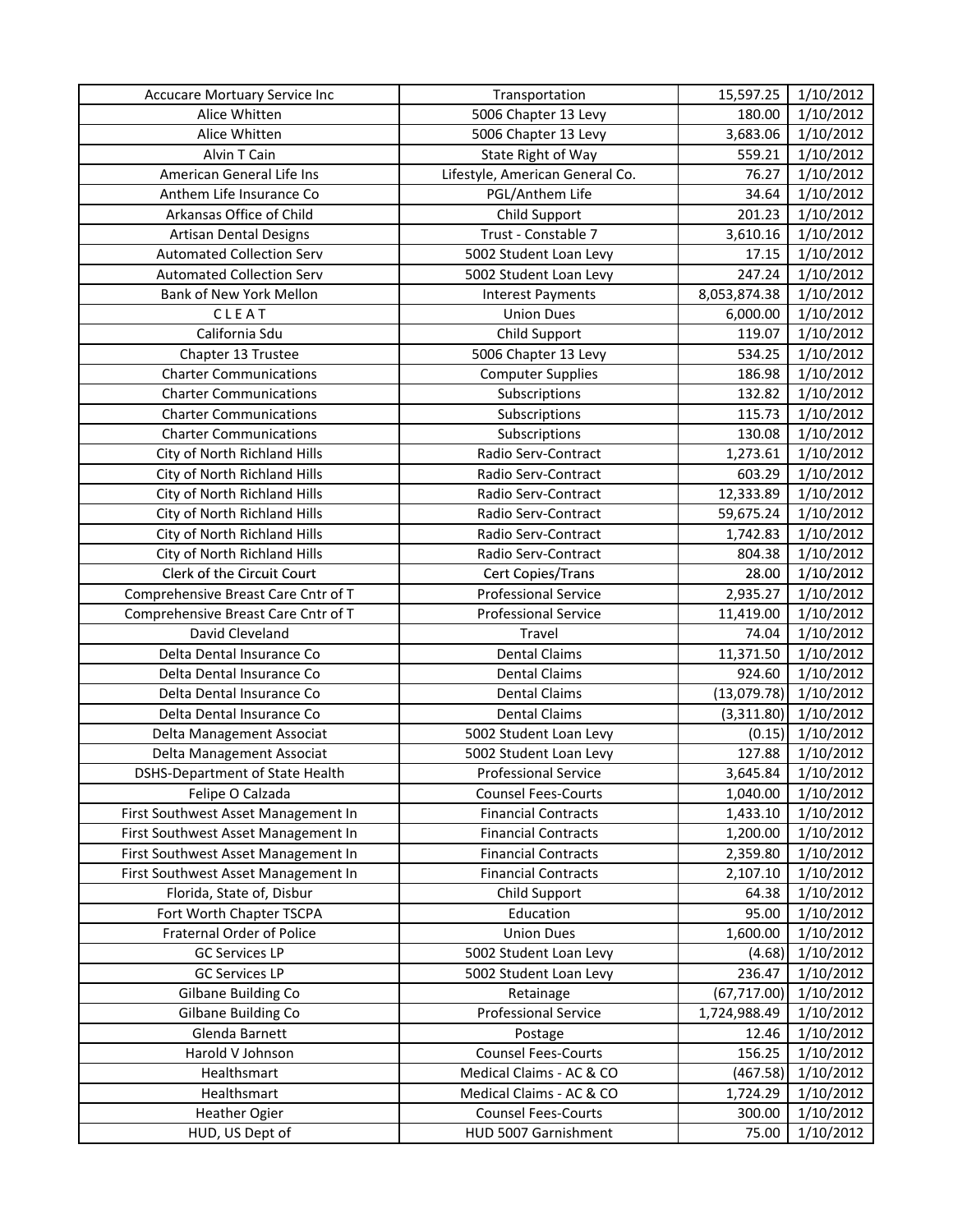| | | | |
|---|---|---|---|
| Accucare Mortuary Service Inc | Transportation | 15,597.25 | 1/10/2012 |
| Alice Whitten | 5006 Chapter 13 Levy | 180.00 | 1/10/2012 |
| Alice Whitten | 5006 Chapter 13 Levy | 3,683.06 | 1/10/2012 |
| Alvin T Cain | State Right of Way | 559.21 | 1/10/2012 |
| American General Life Ins | Lifestyle, American General Co. | 76.27 | 1/10/2012 |
| Anthem Life Insurance Co | PGL/Anthem Life | 34.64 | 1/10/2012 |
| Arkansas Office of Child | Child Support | 201.23 | 1/10/2012 |
| Artisan Dental Designs | Trust - Constable 7 | 3,610.16 | 1/10/2012 |
| Automated Collection Serv | 5002 Student Loan Levy | 17.15 | 1/10/2012 |
| Automated Collection Serv | 5002 Student Loan Levy | 247.24 | 1/10/2012 |
| Bank of New York Mellon | Interest Payments | 8,053,874.38 | 1/10/2012 |
| C L E A T | Union Dues | 6,000.00 | 1/10/2012 |
| California Sdu | Child Support | 119.07 | 1/10/2012 |
| Chapter 13 Trustee | 5006 Chapter 13 Levy | 534.25 | 1/10/2012 |
| Charter Communications | Computer Supplies | 186.98 | 1/10/2012 |
| Charter Communications | Subscriptions | 132.82 | 1/10/2012 |
| Charter Communications | Subscriptions | 115.73 | 1/10/2012 |
| Charter Communications | Subscriptions | 130.08 | 1/10/2012 |
| City of North Richland Hills | Radio Serv-Contract | 1,273.61 | 1/10/2012 |
| City of North Richland Hills | Radio Serv-Contract | 603.29 | 1/10/2012 |
| City of North Richland Hills | Radio Serv-Contract | 12,333.89 | 1/10/2012 |
| City of North Richland Hills | Radio Serv-Contract | 59,675.24 | 1/10/2012 |
| City of North Richland Hills | Radio Serv-Contract | 1,742.83 | 1/10/2012 |
| City of North Richland Hills | Radio Serv-Contract | 804.38 | 1/10/2012 |
| Clerk of the Circuit Court | Cert Copies/Trans | 28.00 | 1/10/2012 |
| Comprehensive Breast Care Cntr of T | Professional Service | 2,935.27 | 1/10/2012 |
| Comprehensive Breast Care Cntr of T | Professional Service | 11,419.00 | 1/10/2012 |
| David Cleveland | Travel | 74.04 | 1/10/2012 |
| Delta Dental Insurance Co | Dental Claims | 11,371.50 | 1/10/2012 |
| Delta Dental Insurance Co | Dental Claims | 924.60 | 1/10/2012 |
| Delta Dental Insurance Co | Dental Claims | (13,079.78) | 1/10/2012 |
| Delta Dental Insurance Co | Dental Claims | (3,311.80) | 1/10/2012 |
| Delta Management Associat | 5002 Student Loan Levy | (0.15) | 1/10/2012 |
| Delta Management Associat | 5002 Student Loan Levy | 127.88 | 1/10/2012 |
| DSHS-Department of State Health | Professional Service | 3,645.84 | 1/10/2012 |
| Felipe O Calzada | Counsel Fees-Courts | 1,040.00 | 1/10/2012 |
| First Southwest Asset Management In | Financial Contracts | 1,433.10 | 1/10/2012 |
| First Southwest Asset Management In | Financial Contracts | 1,200.00 | 1/10/2012 |
| First Southwest Asset Management In | Financial Contracts | 2,359.80 | 1/10/2012 |
| First Southwest Asset Management In | Financial Contracts | 2,107.10 | 1/10/2012 |
| Florida, State of, Disbur | Child Support | 64.38 | 1/10/2012 |
| Fort Worth Chapter TSCPA | Education | 95.00 | 1/10/2012 |
| Fraternal Order of Police | Union Dues | 1,600.00 | 1/10/2012 |
| GC Services LP | 5002 Student Loan Levy | (4.68) | 1/10/2012 |
| GC Services LP | 5002 Student Loan Levy | 236.47 | 1/10/2012 |
| Gilbane Building Co | Retainage | (67,717.00) | 1/10/2012 |
| Gilbane Building Co | Professional Service | 1,724,988.49 | 1/10/2012 |
| Glenda Barnett | Postage | 12.46 | 1/10/2012 |
| Harold V Johnson | Counsel Fees-Courts | 156.25 | 1/10/2012 |
| Healthsmart | Medical Claims - AC & CO | (467.58) | 1/10/2012 |
| Healthsmart | Medical Claims - AC & CO | 1,724.29 | 1/10/2012 |
| Heather Ogier | Counsel Fees-Courts | 300.00 | 1/10/2012 |
| HUD, US Dept of | HUD 5007 Garnishment | 75.00 | 1/10/2012 |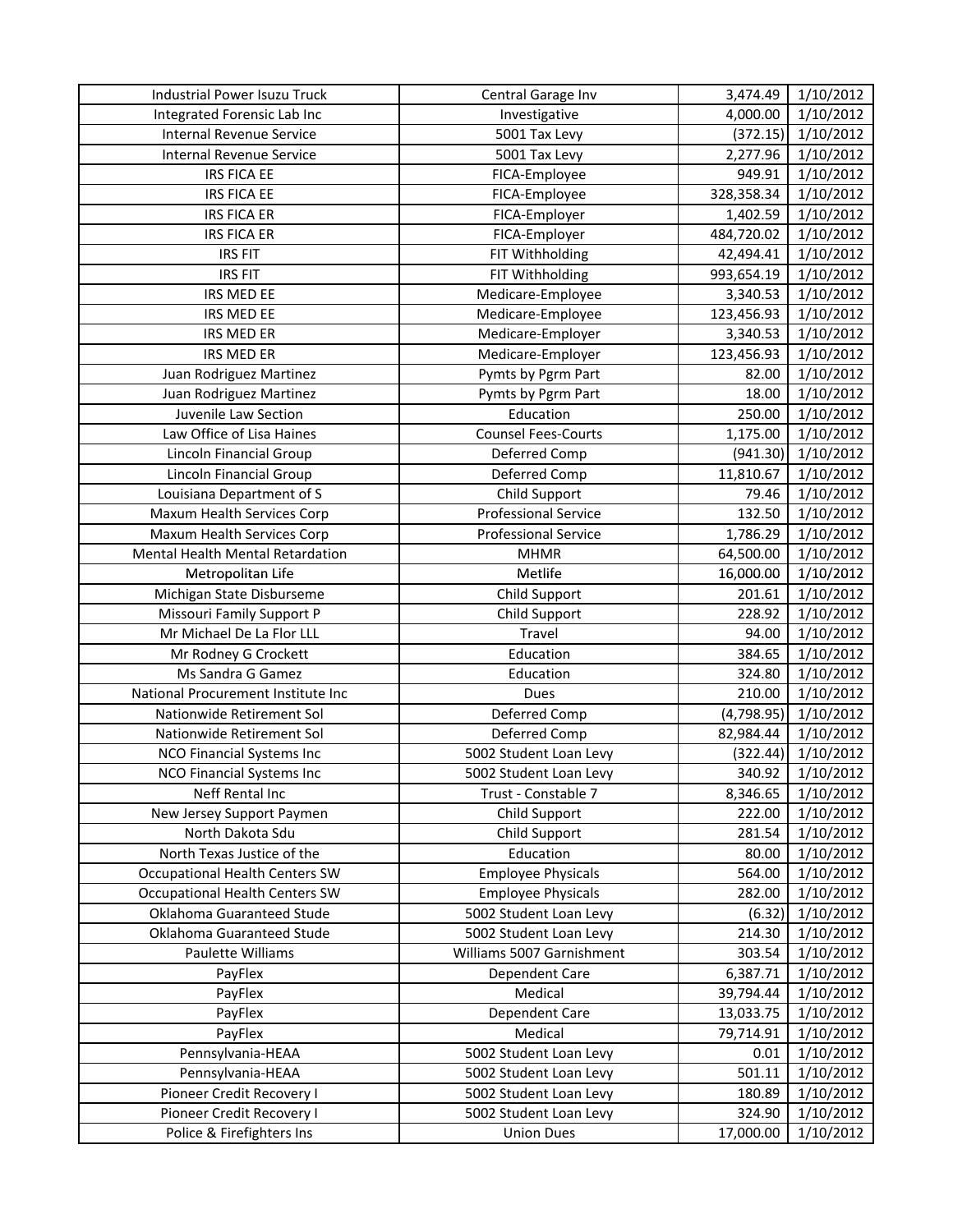| | | | |
|---|---|---|---|
| Industrial Power Isuzu Truck | Central Garage Inv | 3,474.49 | 1/10/2012 |
| Integrated Forensic Lab Inc | Investigative | 4,000.00 | 1/10/2012 |
| Internal Revenue Service | 5001 Tax Levy | (372.15) | 1/10/2012 |
| Internal Revenue Service | 5001 Tax Levy | 2,277.96 | 1/10/2012 |
| IRS FICA EE | FICA-Employee | 949.91 | 1/10/2012 |
| IRS FICA EE | FICA-Employee | 328,358.34 | 1/10/2012 |
| IRS FICA ER | FICA-Employer | 1,402.59 | 1/10/2012 |
| IRS FICA ER | FICA-Employer | 484,720.02 | 1/10/2012 |
| IRS FIT | FIT Withholding | 42,494.41 | 1/10/2012 |
| IRS FIT | FIT Withholding | 993,654.19 | 1/10/2012 |
| IRS MED EE | Medicare-Employee | 3,340.53 | 1/10/2012 |
| IRS MED EE | Medicare-Employee | 123,456.93 | 1/10/2012 |
| IRS MED ER | Medicare-Employer | 3,340.53 | 1/10/2012 |
| IRS MED ER | Medicare-Employer | 123,456.93 | 1/10/2012 |
| Juan Rodriguez Martinez | Pymts by Pgrm Part | 82.00 | 1/10/2012 |
| Juan Rodriguez Martinez | Pymts by Pgrm Part | 18.00 | 1/10/2012 |
| Juvenile Law Section | Education | 250.00 | 1/10/2012 |
| Law Office of Lisa Haines | Counsel Fees-Courts | 1,175.00 | 1/10/2012 |
| Lincoln Financial Group | Deferred Comp | (941.30) | 1/10/2012 |
| Lincoln Financial Group | Deferred Comp | 11,810.67 | 1/10/2012 |
| Louisiana Department of S | Child Support | 79.46 | 1/10/2012 |
| Maxum Health Services Corp | Professional Service | 132.50 | 1/10/2012 |
| Maxum Health Services Corp | Professional Service | 1,786.29 | 1/10/2012 |
| Mental Health Mental Retardation | MHMR | 64,500.00 | 1/10/2012 |
| Metropolitan Life | Metlife | 16,000.00 | 1/10/2012 |
| Michigan State Disburseme | Child Support | 201.61 | 1/10/2012 |
| Missouri Family Support P | Child Support | 228.92 | 1/10/2012 |
| Mr Michael De La Flor LLL | Travel | 94.00 | 1/10/2012 |
| Mr Rodney G Crockett | Education | 384.65 | 1/10/2012 |
| Ms Sandra G Gamez | Education | 324.80 | 1/10/2012 |
| National Procurement Institute Inc | Dues | 210.00 | 1/10/2012 |
| Nationwide Retirement Sol | Deferred Comp | (4,798.95) | 1/10/2012 |
| Nationwide Retirement Sol | Deferred Comp | 82,984.44 | 1/10/2012 |
| NCO Financial Systems Inc | 5002 Student Loan Levy | (322.44) | 1/10/2012 |
| NCO Financial Systems Inc | 5002 Student Loan Levy | 340.92 | 1/10/2012 |
| Neff Rental Inc | Trust - Constable 7 | 8,346.65 | 1/10/2012 |
| New Jersey Support Paymen | Child Support | 222.00 | 1/10/2012 |
| North Dakota Sdu | Child Support | 281.54 | 1/10/2012 |
| North Texas Justice of the | Education | 80.00 | 1/10/2012 |
| Occupational Health Centers SW | Employee Physicals | 564.00 | 1/10/2012 |
| Occupational Health Centers SW | Employee Physicals | 282.00 | 1/10/2012 |
| Oklahoma Guaranteed Stude | 5002 Student Loan Levy | (6.32) | 1/10/2012 |
| Oklahoma Guaranteed Stude | 5002 Student Loan Levy | 214.30 | 1/10/2012 |
| Paulette Williams | Williams 5007 Garnishment | 303.54 | 1/10/2012 |
| PayFlex | Dependent Care | 6,387.71 | 1/10/2012 |
| PayFlex | Medical | 39,794.44 | 1/10/2012 |
| PayFlex | Dependent Care | 13,033.75 | 1/10/2012 |
| PayFlex | Medical | 79,714.91 | 1/10/2012 |
| Pennsylvania-HEAA | 5002 Student Loan Levy | 0.01 | 1/10/2012 |
| Pennsylvania-HEAA | 5002 Student Loan Levy | 501.11 | 1/10/2012 |
| Pioneer Credit Recovery I | 5002 Student Loan Levy | 180.89 | 1/10/2012 |
| Pioneer Credit Recovery I | 5002 Student Loan Levy | 324.90 | 1/10/2012 |
| Police & Firefighters Ins | Union Dues | 17,000.00 | 1/10/2012 |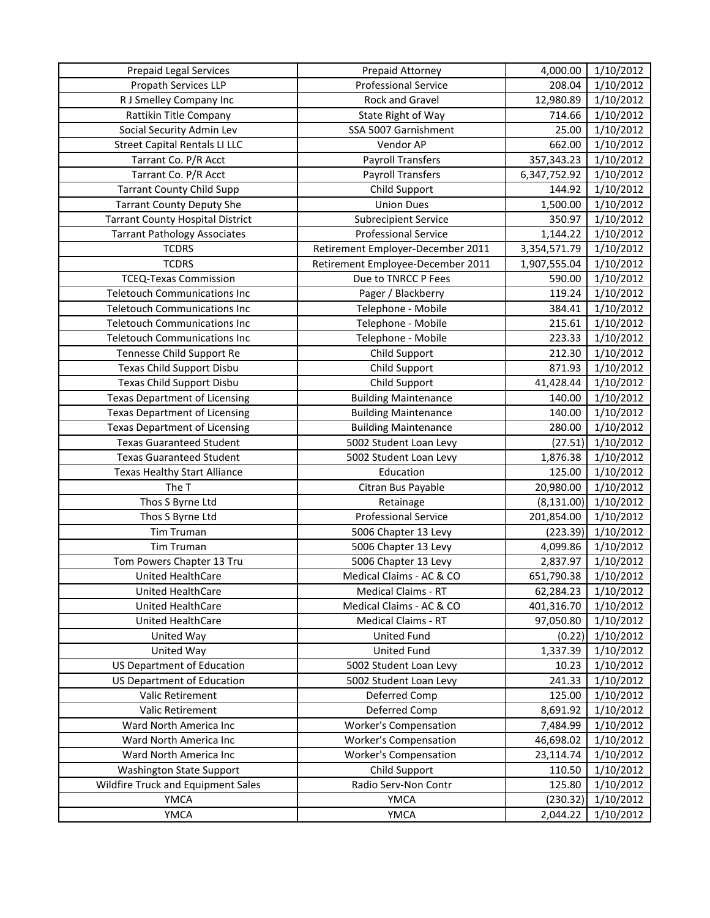| | | | |
|---|---|---|---|
| Prepaid Legal Services | Prepaid Attorney | 4,000.00 | 1/10/2012 |
| Propath Services LLP | Professional Service | 208.04 | 1/10/2012 |
| R J Smelley Company Inc | Rock and Gravel | 12,980.89 | 1/10/2012 |
| Rattikin Title Company | State Right of Way | 714.66 | 1/10/2012 |
| Social Security Admin Lev | SSA 5007 Garnishment | 25.00 | 1/10/2012 |
| Street Capital Rentals LI LLC | Vendor AP | 662.00 | 1/10/2012 |
| Tarrant Co. P/R Acct | Payroll Transfers | 357,343.23 | 1/10/2012 |
| Tarrant Co. P/R Acct | Payroll Transfers | 6,347,752.92 | 1/10/2012 |
| Tarrant County Child Supp | Child Support | 144.92 | 1/10/2012 |
| Tarrant County Deputy She | Union Dues | 1,500.00 | 1/10/2012 |
| Tarrant County Hospital District | Subrecipient Service | 350.97 | 1/10/2012 |
| Tarrant Pathology Associates | Professional Service | 1,144.22 | 1/10/2012 |
| TCDRS | Retirement Employer-December 2011 | 3,354,571.79 | 1/10/2012 |
| TCDRS | Retirement Employee-December 2011 | 1,907,555.04 | 1/10/2012 |
| TCEQ-Texas Commission | Due to TNRCC P Fees | 590.00 | 1/10/2012 |
| Teletouch Communications Inc | Pager / Blackberry | 119.24 | 1/10/2012 |
| Teletouch Communications Inc | Telephone - Mobile | 384.41 | 1/10/2012 |
| Teletouch Communications Inc | Telephone - Mobile | 215.61 | 1/10/2012 |
| Teletouch Communications Inc | Telephone - Mobile | 223.33 | 1/10/2012 |
| Tennesse Child Support Re | Child Support | 212.30 | 1/10/2012 |
| Texas Child Support Disbu | Child Support | 871.93 | 1/10/2012 |
| Texas Child Support Disbu | Child Support | 41,428.44 | 1/10/2012 |
| Texas Department of Licensing | Building Maintenance | 140.00 | 1/10/2012 |
| Texas Department of Licensing | Building Maintenance | 140.00 | 1/10/2012 |
| Texas Department of Licensing | Building Maintenance | 280.00 | 1/10/2012 |
| Texas Guaranteed Student | 5002 Student Loan Levy | (27.51) | 1/10/2012 |
| Texas Guaranteed Student | 5002 Student Loan Levy | 1,876.38 | 1/10/2012 |
| Texas Healthy Start Alliance | Education | 125.00 | 1/10/2012 |
| The T | Citran Bus Payable | 20,980.00 | 1/10/2012 |
| Thos S Byrne Ltd | Retainage | (8,131.00) | 1/10/2012 |
| Thos S Byrne Ltd | Professional Service | 201,854.00 | 1/10/2012 |
| Tim Truman | 5006 Chapter 13 Levy | (223.39) | 1/10/2012 |
| Tim Truman | 5006 Chapter 13 Levy | 4,099.86 | 1/10/2012 |
| Tom Powers Chapter 13 Tru | 5006 Chapter 13 Levy | 2,837.97 | 1/10/2012 |
| United HealthCare | Medical Claims - AC & CO | 651,790.38 | 1/10/2012 |
| United HealthCare | Medical Claims - RT | 62,284.23 | 1/10/2012 |
| United HealthCare | Medical Claims - AC & CO | 401,316.70 | 1/10/2012 |
| United HealthCare | Medical Claims - RT | 97,050.80 | 1/10/2012 |
| United Way | United Fund | (0.22) | 1/10/2012 |
| United Way | United Fund | 1,337.39 | 1/10/2012 |
| US Department of Education | 5002 Student Loan Levy | 10.23 | 1/10/2012 |
| US Department of Education | 5002 Student Loan Levy | 241.33 | 1/10/2012 |
| Valic Retirement | Deferred Comp | 125.00 | 1/10/2012 |
| Valic Retirement | Deferred Comp | 8,691.92 | 1/10/2012 |
| Ward North America Inc | Worker's Compensation | 7,484.99 | 1/10/2012 |
| Ward North America Inc | Worker's Compensation | 46,698.02 | 1/10/2012 |
| Ward North America Inc | Worker's Compensation | 23,114.74 | 1/10/2012 |
| Washington State Support | Child Support | 110.50 | 1/10/2012 |
| Wildfire Truck and Equipment Sales | Radio Serv-Non Contr | 125.80 | 1/10/2012 |
| YMCA | YMCA | (230.32) | 1/10/2012 |
| YMCA | YMCA | 2,044.22 | 1/10/2012 |